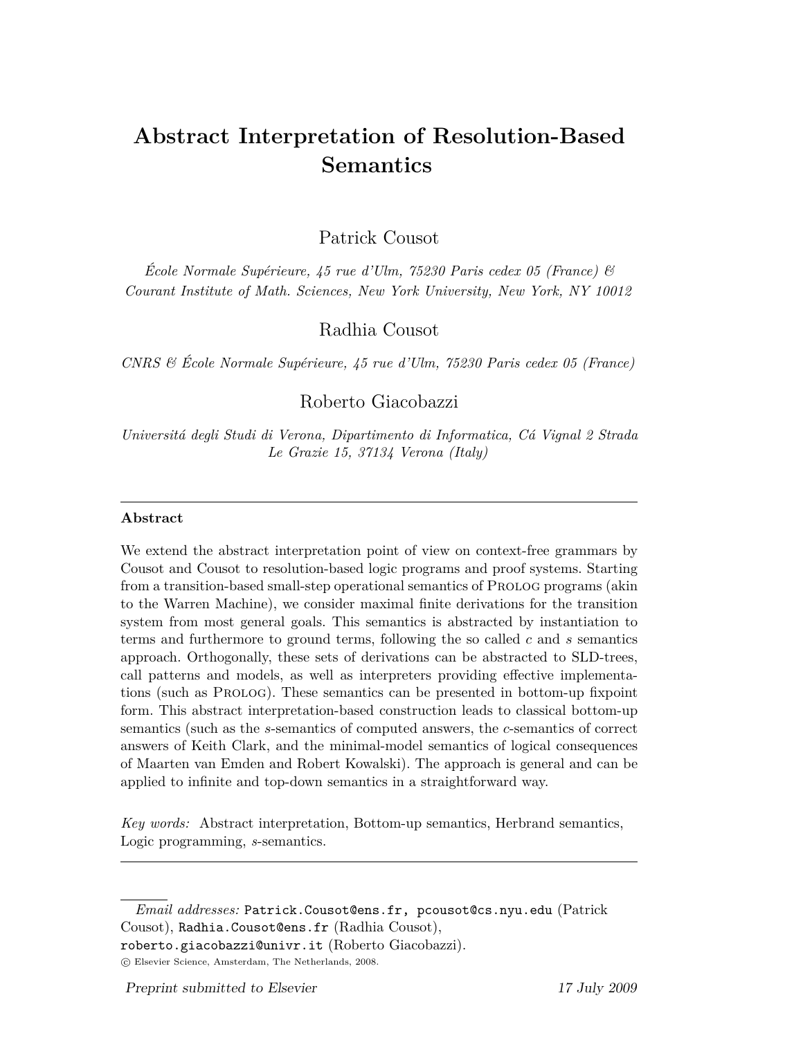# Abstract Interpretation of Resolution-Based Semantics

Patrick Cousot

*École Normale Supérieure, 45 rue d'Ulm, 75230 Paris cedex 05 (France) & Courant Institute of Math. Sciences, New York University, New York, NY 10012*

Radhia Cousot

*CNRS & École Normale Supérieure, 45 rue d'Ulm, 75230 Paris cedex 05 (France)*

Roberto Giacobazzi

*Universitá degli Studi di Verona, Dipartimento di Informatica, Cá Vignal 2 Strada Le Grazie 15, 37134 Verona (Italy)*

---

**Abstract**

We extend the abstract interpretation point of view on context-free grammars by Cousot and Cousot to resolution-based logic programs and proof systems. Starting from a transition-based small-step operational semantics of Prolog programs (akin to the Warren Machine), we consider maximal finite derivations for the transition system from most general goals. This semantics is abstracted by instantiation to terms and furthermore to ground terms, following the so called *c* and *s* semantics approach. Orthogonally, these sets of derivations can be abstracted to SLD-trees, call patterns and models, as well as interpreters providing effective implementations (such as Prolog). These semantics can be presented in bottom-up fixpoint form. This abstract interpretation-based construction leads to classical bottom-up semantics (such as the *s*-semantics of computed answers, the *c*-semantics of correct answers of Keith Clark, and the minimal-model semantics of logical consequences of Maarten van Emden and Robert Kowalski). The approach is general and can be applied to infinite and top-down semantics in a straightforward way.

*Key words:* Abstract interpretation, Bottom-up semantics, Herbrand semantics, Logic programming, *s*-semantics.

---

*Email addresses:* Patrick.Cousot@ens.fr, pcousot@cs.nyu.edu (Patrick Cousot), Radhia.Cousot@ens.fr (Radhia Cousot), roberto.giacobazzi@univr.it (Roberto Giacobazzi).

© Elsevier Science, Amsterdam, The Netherlands, 2008.

Preprint submitted to Elsevier 17 July 2009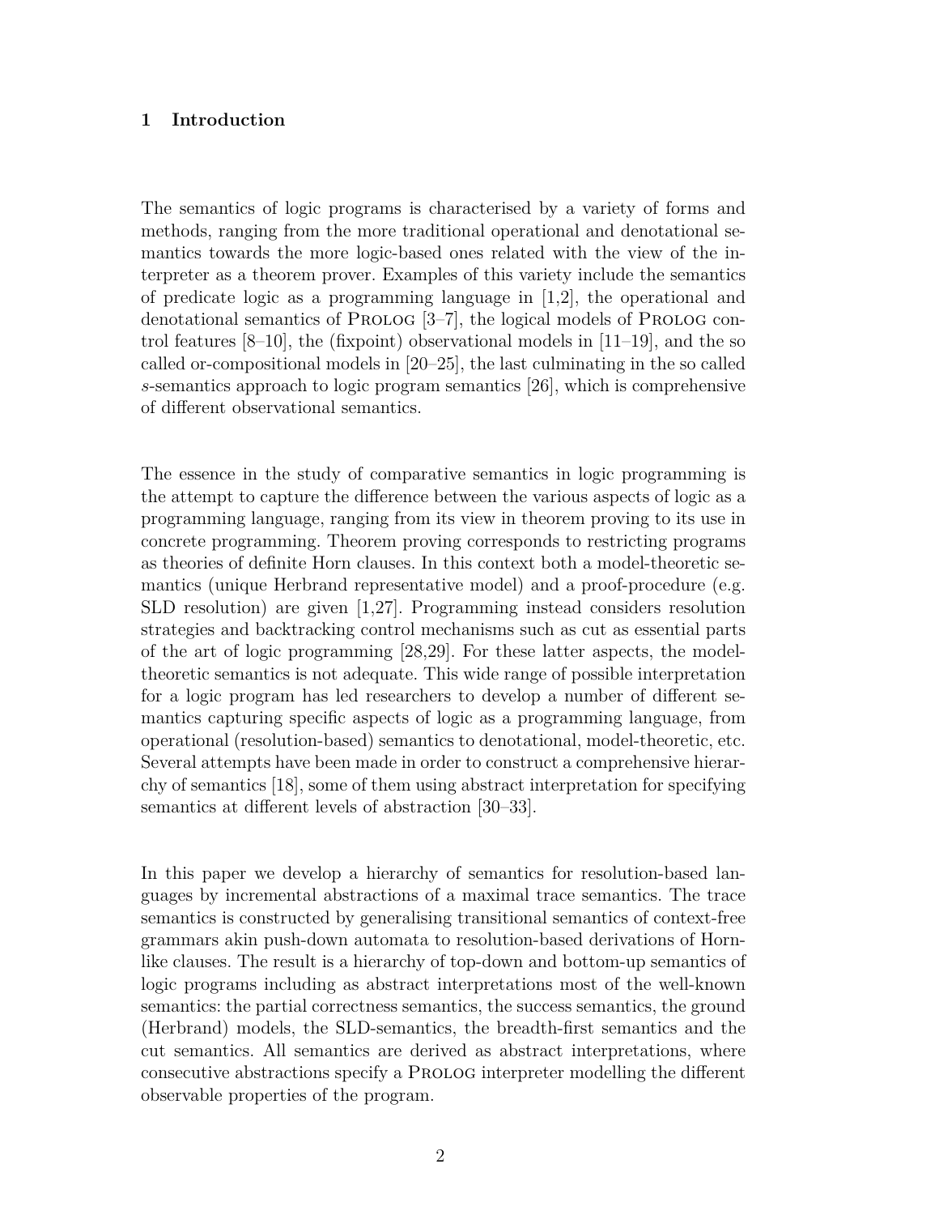## 1 Introduction

The semantics of logic programs is characterised by a variety of forms and methods, ranging from the more traditional operational and denotational semantics towards the more logic-based ones related with the view of the interpreter as a theorem prover. Examples of this variety include the semantics of predicate logic as a programming language in [1,2], the operational and denotational semantics of Prolog [3–7], the logical models of Prolog control features [8–10], the (fixpoint) observational models in [11–19], and the so called or-compositional models in [20–25], the last culminating in the so called *s*-semantics approach to logic program semantics [26], which is comprehensive of different observational semantics.

The essence in the study of comparative semantics in logic programming is the attempt to capture the difference between the various aspects of logic as a programming language, ranging from its view in theorem proving to its use in concrete programming. Theorem proving corresponds to restricting programs as theories of definite Horn clauses. In this context both a model-theoretic semantics (unique Herbrand representative model) and a proof-procedure (e.g. SLD resolution) are given [1,27]. Programming instead considers resolution strategies and backtracking control mechanisms such as cut as essential parts of the art of logic programming [28,29]. For these latter aspects, the model-theoretic semantics is not adequate. This wide range of possible interpretation for a logic program has led researchers to develop a number of different semantics capturing specific aspects of logic as a programming language, from operational (resolution-based) semantics to denotational, model-theoretic, etc. Several attempts have been made in order to construct a comprehensive hierarchy of semantics [18], some of them using abstract interpretation for specifying semantics at different levels of abstraction [30–33].

In this paper we develop a hierarchy of semantics for resolution-based languages by incremental abstractions of a maximal trace semantics. The trace semantics is constructed by generalising transitional semantics of context-free grammars akin push-down automata to resolution-based derivations of Horn-like clauses. The result is a hierarchy of top-down and bottom-up semantics of logic programs including as abstract interpretations most of the well-known semantics: the partial correctness semantics, the success semantics, the ground (Herbrand) models, the SLD-semantics, the breadth-first semantics and the cut semantics. All semantics are derived as abstract interpretations, where consecutive abstractions specify a Prolog interpreter modelling the different observable properties of the program.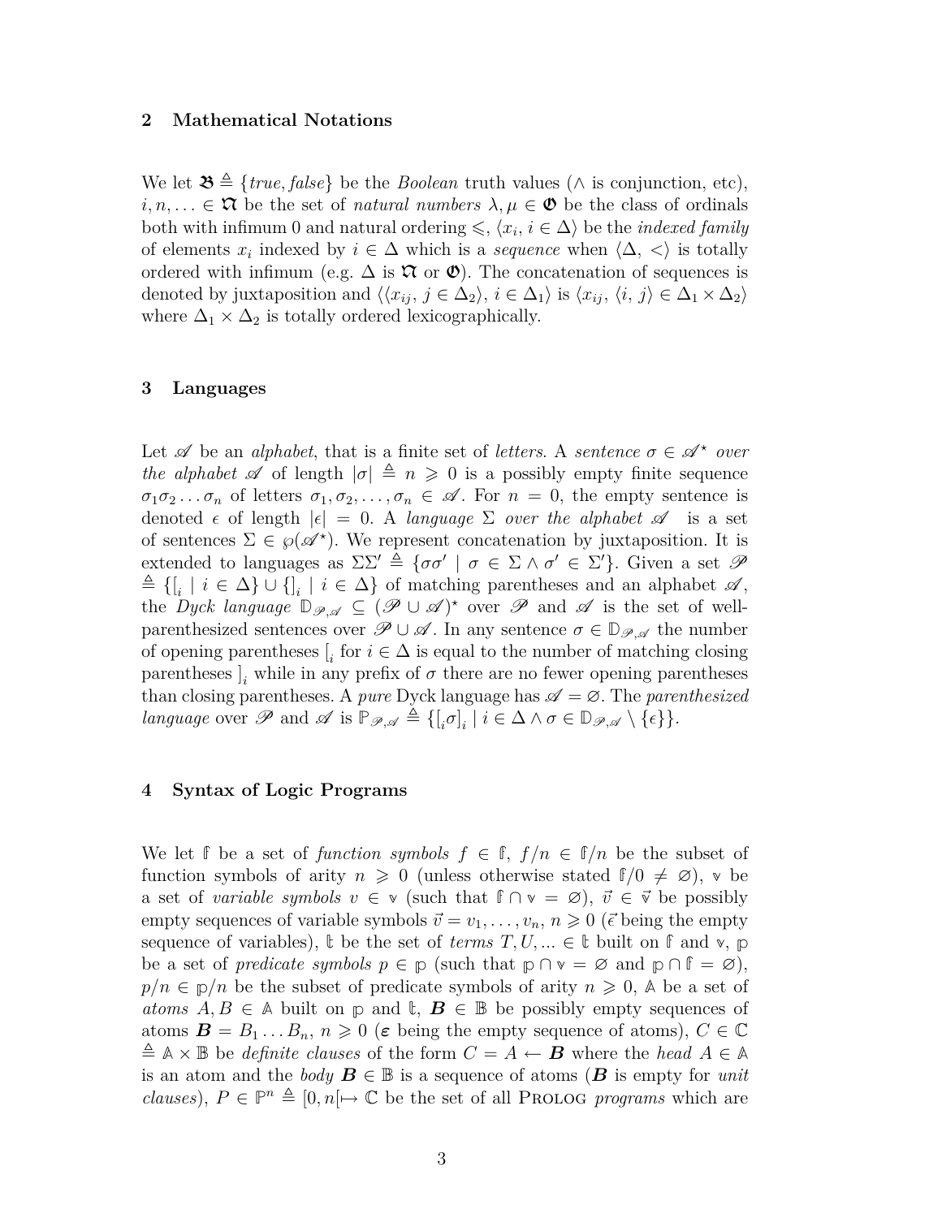## 2 Mathematical Notations

We let $\mathfrak{B} \triangleq \{true, false\}$ be the *Boolean* truth values ($\wedge$ is conjunction, etc), $i, n, \ldots \in \mathfrak{N}$ be the set of *natural numbers* $\lambda, \mu \in \mathfrak{O}$ be the class of ordinals both with infimum 0 and natural ordering $\leqslant$, $\langle x_i,\, i \in \Delta\rangle$ be the *indexed family* of elements $x_i$ indexed by $i \in \Delta$ which is a *sequence* when $\langle \Delta, <\rangle$ is totally ordered with infimum (e.g. $\Delta$ is $\mathfrak{N}$ or $\mathfrak{O}$). The concatenation of sequences is denoted by juxtaposition and $\langle\langle x_{ij},\, j \in \Delta_2\rangle,\, i \in \Delta_1\rangle$ is $\langle x_{ij},\, \langle i,\, j\rangle \in \Delta_1 \times \Delta_2\rangle$ where $\Delta_1 \times \Delta_2$ is totally ordered lexicographically.

## 3 Languages

Let $\mathscr{A}$ be an *alphabet*, that is a finite set of *letters*. A *sentence* $\sigma \in \mathscr{A}^\star$ *over the alphabet* $\mathscr{A}$ of length $|\sigma| \triangleq n \geqslant 0$ is a possibly empty finite sequence $\sigma_1\sigma_2 \ldots \sigma_n$ of letters $\sigma_1, \sigma_2, \ldots, \sigma_n \in \mathscr{A}$. For $n = 0$, the empty sentence is denoted $\epsilon$ of length $|\epsilon| = 0$. A *language* $\Sigma$ *over the alphabet* $\mathscr{A}$ is a set of sentences $\Sigma \in \wp(\mathscr{A}^\star)$. We represent concatenation by juxtaposition. It is extended to languages as $\Sigma\Sigma' \triangleq \{\sigma\sigma' \mid \sigma \in \Sigma \wedge \sigma' \in \Sigma'\}$. Given a set $\mathscr{P} \triangleq \{[_i \mid i \in \Delta\} \cup \{]_i \mid i \in \Delta\}$ of matching parentheses and an alphabet $\mathscr{A}$, the *Dyck language* $\mathbb{D}_{\mathscr{P},\mathscr{A}} \subseteq (\mathscr{P} \cup \mathscr{A})^\star$ over $\mathscr{P}$ and $\mathscr{A}$ is the set of well-parenthesized sentences over $\mathscr{P} \cup \mathscr{A}$. In any sentence $\sigma \in \mathbb{D}_{\mathscr{P},\mathscr{A}}$ the number of opening parentheses $[_i$ for $i \in \Delta$ is equal to the number of matching closing parentheses $]_i$ while in any prefix of $\sigma$ there are no fewer opening parentheses than closing parentheses. A *pure* Dyck language has $\mathscr{A} = \varnothing$. The *parenthesized language* over $\mathscr{P}$ and $\mathscr{A}$ is $\mathbb{P}_{\mathscr{P},\mathscr{A}} \triangleq \{[_i\sigma]_i \mid i \in \Delta \wedge \sigma \in \mathbb{D}_{\mathscr{P},\mathscr{A}} \setminus \{\epsilon\}\}$.

## 4 Syntax of Logic Programs

We let $\mathbb{f}$ be a set of *function symbols* $f \in \mathbb{f}$, $f/n \in \mathbb{f}/n$ be the subset of function symbols of arity $n \geqslant 0$ (unless otherwise stated $\mathbb{f}/0 \neq \varnothing$), $\mathbb{v}$ be a set of *variable symbols* $v \in \mathbb{v}$ (such that $\mathbb{f} \cap \mathbb{v} = \varnothing$), $\vec{v} \in \vec{\mathbb{v}}$ be possibly empty sequences of variable symbols $\vec{v} = v_1, \ldots, v_n$, $n \geqslant 0$ ($\vec{\epsilon}$ being the empty sequence of variables), $\mathbb{t}$ be the set of *terms* $T, U, \ldots \in \mathbb{t}$ built on $\mathbb{f}$ and $\mathbb{v}$, $\mathbb{p}$ be a set of *predicate symbols* $p \in \mathbb{p}$ (such that $\mathbb{p} \cap \mathbb{v} = \varnothing$ and $\mathbb{p} \cap \mathbb{f} = \varnothing$), $p/n \in \mathbb{p}/n$ be the subset of predicate symbols of arity $n \geqslant 0$, $\mathbb{A}$ be a set of *atoms* $A, B \in \mathbb{A}$ built on $\mathbb{p}$ and $\mathbb{t}$, $\boldsymbol{B} \in \mathbb{B}$ be possibly empty sequences of atoms $\boldsymbol{B} = B_1 \ldots B_n$, $n \geqslant 0$ ($\boldsymbol{\varepsilon}$ being the empty sequence of atoms), $C \in \mathbb{C} \triangleq \mathbb{A} \times \mathbb{B}$ be *definite clauses* of the form $C = A \leftarrow \boldsymbol{B}$ where the *head* $A \in \mathbb{A}$ is an atom and the *body* $\boldsymbol{B} \in \mathbb{B}$ is a sequence of atoms ($\boldsymbol{B}$ is empty for *unit clauses*), $P \in \mathbb{P}^n \triangleq [0, n[ \mapsto \mathbb{C}$ be the set of all PROLOG *programs* which are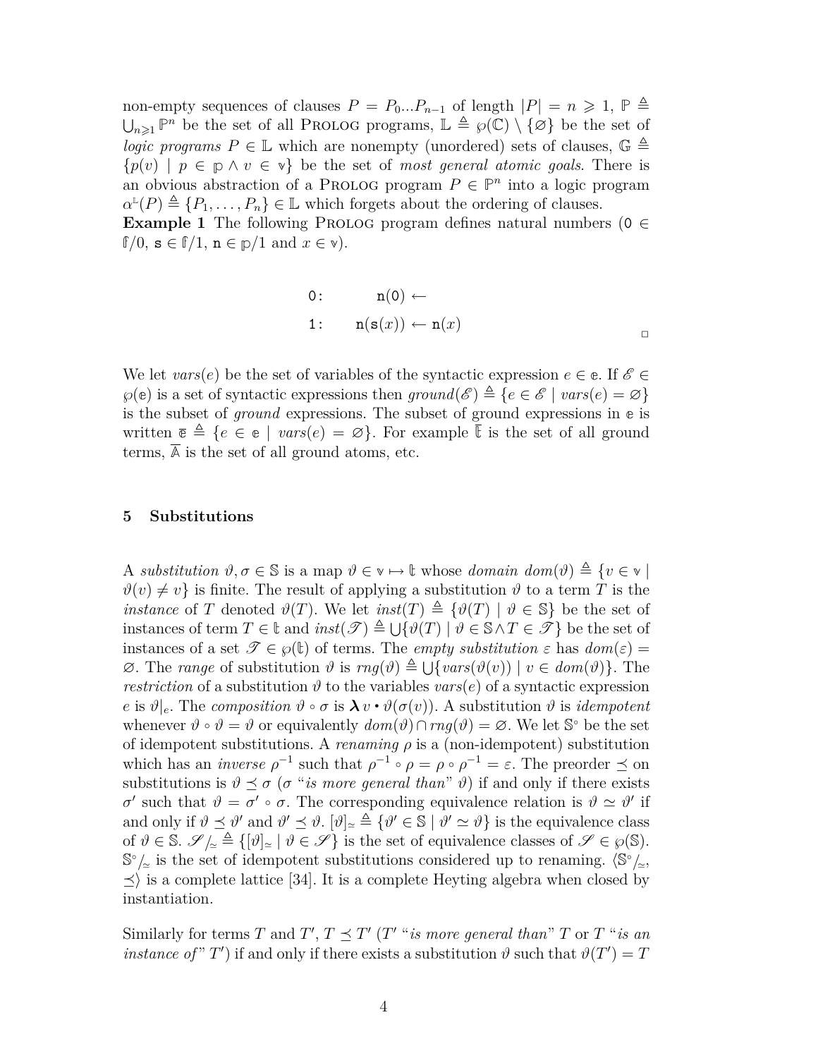non-empty sequences of clauses $P = P_0 ... P_{n-1}$ of length $|P| = n \geqslant 1$, $\mathbb{P} \triangleq \bigcup_{n \geqslant 1} \mathbb{P}^n$ be the set of all PROLOG programs, $\mathbb{L} \triangleq \wp(\mathbb{C}) \setminus \{\varnothing\}$ be the set of *logic programs* $P \in \mathbb{L}$ which are nonempty (unordered) sets of clauses, $\mathbb{G} \triangleq \{p(v) \mid p \in \mathbb{p} \wedge v \in \mathbb{v}\}$ be the set of *most general atomic goals*. There is an obvious abstraction of a PROLOG program $P \in \mathbb{P}^n$ into a logic program $\alpha^{\mathbb{L}}(P) \triangleq \{P_1, \ldots, P_n\} \in \mathbb{L}$ which forgets about the ordering of clauses.

**Example 1** The following PROLOG program defines natural numbers ($\mathtt{0} \in \mathbb{f}/0$, $\mathtt{s} \in \mathbb{f}/1$, $\mathtt{n} \in \mathbb{p}/1$ and $x \in \mathbb{v}$).

$$
\begin{array}{ll}
\mathtt{0:} & \mathtt{n(0)} \leftarrow \\
\mathtt{1:} & \mathtt{n(s(}x\mathtt{))} \leftarrow \mathtt{n(}x\mathtt{)}
\end{array}
$$

□

We let $vars(e)$ be the set of variables of the syntactic expression $e \in \mathbb{e}$. If $\mathscr{E} \in \wp(\mathbb{e})$ is a set of syntactic expressions then $ground(\mathscr{E}) \triangleq \{e \in \mathscr{E} \mid vars(e) = \varnothing\}$ is the subset of *ground* expressions. The subset of ground expressions in $\mathbb{e}$ is written $\overline{\mathbb{e}} \triangleq \{e \in \mathbb{e} \mid vars(e) = \varnothing\}$. For example $\overline{\mathbb{t}}$ is the set of all ground terms, $\overline{\mathbb{A}}$ is the set of all ground atoms, etc.

## 5 Substitutions

A *substitution* $\vartheta, \sigma \in \mathbb{S}$ is a map $\vartheta \in \mathbb{v} \mapsto \mathbb{t}$ whose *domain* $dom(\vartheta) \triangleq \{v \in \mathbb{v} \mid \vartheta(v) \neq v\}$ is finite. The result of applying a substitution $\vartheta$ to a term $T$ is the *instance* of $T$ denoted $\vartheta(T)$. We let $inst(T) \triangleq \{\vartheta(T) \mid \vartheta \in \mathbb{S}\}$ be the set of instances of term $T \in \mathbb{t}$ and $inst(\mathscr{T}) \triangleq \bigcup\{\vartheta(T) \mid \vartheta \in \mathbb{S} \wedge T \in \mathscr{T}\}$ be the set of instances of a set $\mathscr{T} \in \wp(\mathbb{t})$ of terms. The *empty substitution* $\varepsilon$ has $dom(\varepsilon) = \varnothing$. The *range* of substitution $\vartheta$ is $rng(\vartheta) \triangleq \bigcup\{vars(\vartheta(v)) \mid v \in dom(\vartheta)\}$. The *restriction* of a substitution $\vartheta$ to the variables $vars(e)$ of a syntactic expression $e$ is $\vartheta|_e$. The *composition* $\vartheta \circ \sigma$ is $\boldsymbol{\lambda} v \bullet \vartheta(\sigma(v))$. A substitution $\vartheta$ is *idempotent* whenever $\vartheta \circ \vartheta = \vartheta$ or equivalently $dom(\vartheta) \cap rng(\vartheta) = \varnothing$. We let $\mathbb{S}^\circ$ be the set of idempotent substitutions. A *renaming* $\rho$ is a (non-idempotent) substitution which has an *inverse* $\rho^{-1}$ such that $\rho^{-1} \circ \rho = \rho \circ \rho^{-1} = \varepsilon$. The preorder $\preceq$ on substitutions is $\vartheta \preceq \sigma$ ($\sigma$ "*is more general than*" $\vartheta$) if and only if there exists $\sigma'$ such that $\vartheta = \sigma' \circ \sigma$. The corresponding equivalence relation is $\vartheta \simeq \vartheta'$ if and only if $\vartheta \preceq \vartheta'$ and $\vartheta' \preceq \vartheta$. $[\vartheta]_{\simeq} \triangleq \{\vartheta' \in \mathbb{S} \mid \vartheta' \simeq \vartheta\}$ is the equivalence class of $\vartheta \in \mathbb{S}$. $\mathscr{S}/_{\simeq} \triangleq \{[\vartheta]_{\simeq} \mid \vartheta \in \mathscr{S}\}$ is the set of equivalence classes of $\mathscr{S} \in \wp(\mathbb{S})$. $\mathbb{S}^\circ/_{\simeq}$ is the set of idempotent substitutions considered up to renaming. $\langle \mathbb{S}^\circ/_{\simeq}, \preceq\rangle$ is a complete lattice [34]. It is a complete Heyting algebra when closed by instantiation.

Similarly for terms $T$ and $T'$, $T \preceq T'$ ($T'$ "*is more general than*" $T$ or $T$ "*is an instance of*" $T'$) if and only if there exists a substitution $\vartheta$ such that $\vartheta(T') = T$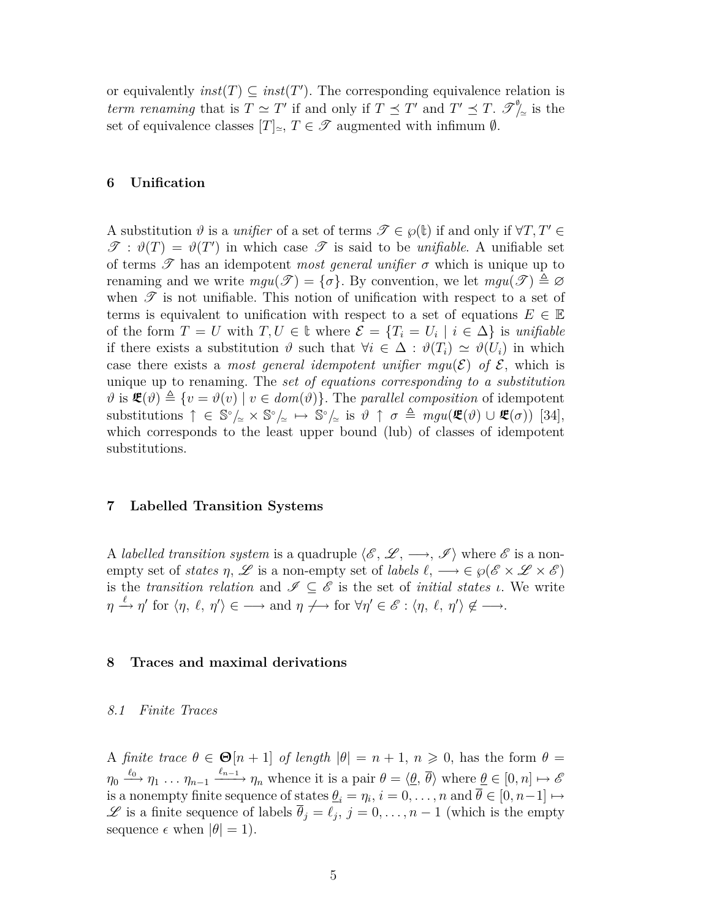or equivalently $inst(T) \subseteq inst(T')$. The corresponding equivalence relation is *term renaming* that is $T \simeq T'$ if and only if $T \preceq T'$ and $T' \preceq T$. $\mathscr{T}^{\emptyset}\!/_{\simeq}$ is the set of equivalence classes $[T]_{\simeq}$, $T \in \mathscr{T}$ augmented with infimum $\emptyset$.

## 6 Unification

A substitution $\vartheta$ is a *unifier* of a set of terms $\mathscr{T} \in \wp(\mathbb{t})$ if and only if $\forall T, T' \in \mathscr{T} : \vartheta(T) = \vartheta(T')$ in which case $\mathscr{T}$ is said to be *unifiable*. A unifiable set of terms $\mathscr{T}$ has an idempotent *most general unifier* $\sigma$ which is unique up to renaming and we write $mgu(\mathscr{T}) = \{\sigma\}$. By convention, we let $mgu(\mathscr{T}) \triangleq \varnothing$ when $\mathscr{T}$ is not unifiable. This notion of unification with respect to a set of terms is equivalent to unification with respect to a set of equations $E \in \mathbb{E}$ of the form $T = U$ with $T, U \in \mathbb{t}$ where $\mathcal{E} = \{T_i = U_i \mid i \in \Delta\}$ is *unifiable* if there exists a substitution $\vartheta$ such that $\forall i \in \Delta : \vartheta(T_i) \simeq \vartheta(U_i)$ in which case there exists a *most general idempotent unifier* $mgu(\mathcal{E})$ *of* $\mathcal{E}$, which is unique up to renaming. The *set of equations corresponding to a substitution* $\vartheta$ is $\mathfrak{E}(\vartheta) \triangleq \{v = \vartheta(v) \mid v \in dom(\vartheta)\}$. The *parallel composition* of idempotent substitutions $\uparrow \in \mathbb{S}^{\circ}\!/_{\simeq} \times \mathbb{S}^{\circ}\!/_{\simeq} \mapsto \mathbb{S}^{\circ}\!/_{\simeq}$ is $\vartheta \uparrow \sigma \triangleq mgu(\mathfrak{E}(\vartheta) \cup \mathfrak{E}(\sigma))$ [34], which corresponds to the least upper bound (lub) of classes of idempotent substitutions.

## 7 Labelled Transition Systems

A *labelled transition system* is a quadruple $\langle \mathscr{E}, \mathscr{L}, \longrightarrow, \mathscr{I} \rangle$ where $\mathscr{E}$ is a non-empty set of *states* $\eta$, $\mathscr{L}$ is a non-empty set of *labels* $\ell$, $\longrightarrow \in \wp(\mathscr{E} \times \mathscr{L} \times \mathscr{E})$ is the *transition relation* and $\mathscr{I} \subseteq \mathscr{E}$ is the set of *initial states* $\iota$. We write $\eta \xrightarrow{\ell} \eta'$ for $\langle \eta, \ell, \eta' \rangle \in \longrightarrow$ and $\eta \not\longrightarrow$ for $\forall \eta' \in \mathscr{E} : \langle \eta, \ell, \eta' \rangle \notin \longrightarrow$.

## 8 Traces and maximal derivations

### 8.1 Finite Traces

A *finite trace* $\theta \in \mathbf{\Theta}[n+1]$ *of length* $|\theta| = n+1$, $n \geqslant 0$, has the form $\theta = \eta_0 \xrightarrow{\ell_0} \eta_1 \ldots \eta_{n-1} \xrightarrow{\ell_{n-1}} \eta_n$ whence it is a pair $\theta = \langle \underline{\theta}, \overline{\theta} \rangle$ where $\underline{\theta} \in [0, n] \mapsto \mathscr{E}$ is a nonempty finite sequence of states $\underline{\theta}_i = \eta_i$, $i = 0, \ldots, n$ and $\overline{\theta} \in [0, n-1] \mapsto \mathscr{L}$ is a finite sequence of labels $\overline{\theta}_j = \ell_j$, $j = 0, \ldots, n-1$ (which is the empty sequence $\epsilon$ when $|\theta| = 1$).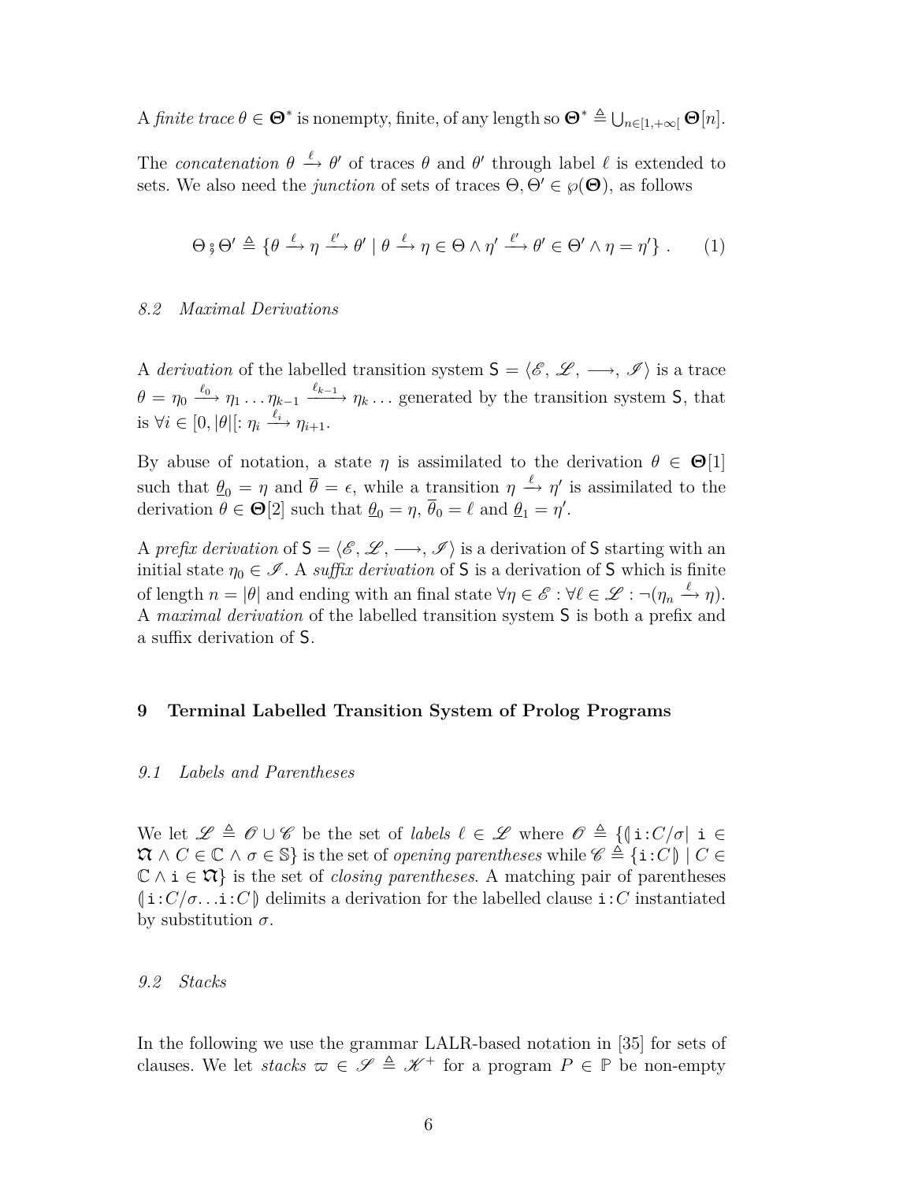A *finite trace* $\theta \in \mathbf{\Theta}^*$ is nonempty, finite, of any length so $\mathbf{\Theta}^* \triangleq \bigcup_{n \in [1,+\infty[} \mathbf{\Theta}[n]$.

The *concatenation* $\theta \xrightarrow{\ell} \theta'$ of traces $\theta$ and $\theta'$ through label $\ell$ is extended to sets. We also need the *junction* of sets of traces $\Theta, \Theta' \in \wp(\mathbf{\Theta})$, as follows

$$\Theta \mathbin{⨟} \Theta' \triangleq \{\theta \xrightarrow{\ell} \eta \xrightarrow{\ell'} \theta' \mid \theta \xrightarrow{\ell} \eta \in \Theta \wedge \eta' \xrightarrow{\ell'} \theta' \in \Theta' \wedge \eta = \eta'\} \ . \tag{1}$$

### 8.2 Maximal Derivations

A *derivation* of the labelled transition system $\mathsf{S} = \langle \mathscr{E}, \mathscr{L}, \longrightarrow, \mathscr{I} \rangle$ is a trace $\theta = \eta_0 \xrightarrow{\ell_0} \eta_1 \ldots \eta_{k-1} \xrightarrow{\ell_{k-1}} \eta_k \ldots$ generated by the transition system $\mathsf{S}$, that is $\forall i \in [0, |\theta|[: \eta_i \xrightarrow{\ell_i} \eta_{i+1}$.

By abuse of notation, a state $\eta$ is assimilated to the derivation $\theta \in \mathbf{\Theta}[1]$ such that $\underline{\theta}_0 = \eta$ and $\overline{\theta} = \epsilon$, while a transition $\eta \xrightarrow{\ell} \eta'$ is assimilated to the derivation $\theta \in \mathbf{\Theta}[2]$ such that $\underline{\theta}_0 = \eta$, $\overline{\theta}_0 = \ell$ and $\underline{\theta}_1 = \eta'$.

A *prefix derivation* of $\mathsf{S} = \langle \mathscr{E}, \mathscr{L}, \longrightarrow, \mathscr{I} \rangle$ is a derivation of $\mathsf{S}$ starting with an initial state $\eta_0 \in \mathscr{I}$. A *suffix derivation* of $\mathsf{S}$ is a derivation of $\mathsf{S}$ which is finite of length $n = |\theta|$ and ending with an final state $\forall \eta \in \mathscr{E} : \forall \ell \in \mathscr{L} : \neg(\eta_n \xrightarrow{\ell} \eta)$. A *maximal derivation* of the labelled transition system $\mathsf{S}$ is both a prefix and a suffix derivation of $\mathsf{S}$.

## 9 Terminal Labelled Transition System of Prolog Programs

### 9.1 Labels and Parentheses

We let $\mathscr{L} \triangleq \mathscr{O} \cup \mathscr{C}$ be the set of *labels* $\ell \in \mathscr{L}$ where $\mathscr{O} \triangleq \{(\!| \mathtt{i}\!:\!C/\sigma \mid \mathtt{i} \in \mathfrak{I} \wedge C \in \mathbb{C} \wedge \sigma \in \mathbb{S}\}$ is the set of *opening parentheses* while $\mathscr{C} \triangleq \{\mathtt{i}\!:\!C |\!) \mid C \in \mathbb{C} \wedge \mathtt{i} \in \mathfrak{I}\}$ is the set of *closing parentheses*. A matching pair of parentheses $(\!| \mathtt{i}\!:\!C/\sigma \ldots \mathtt{i}\!:\!C |\!)$ delimits a derivation for the labelled clause $\mathtt{i}\!:\!C$ instantiated by substitution $\sigma$.

### 9.2 Stacks

In the following we use the grammar LALR-based notation in [35] for sets of clauses. We let *stacks* $\varpi \in \mathscr{S} \triangleq \mathscr{K}^+$ for a program $P \in \mathbb{P}$ be non-empty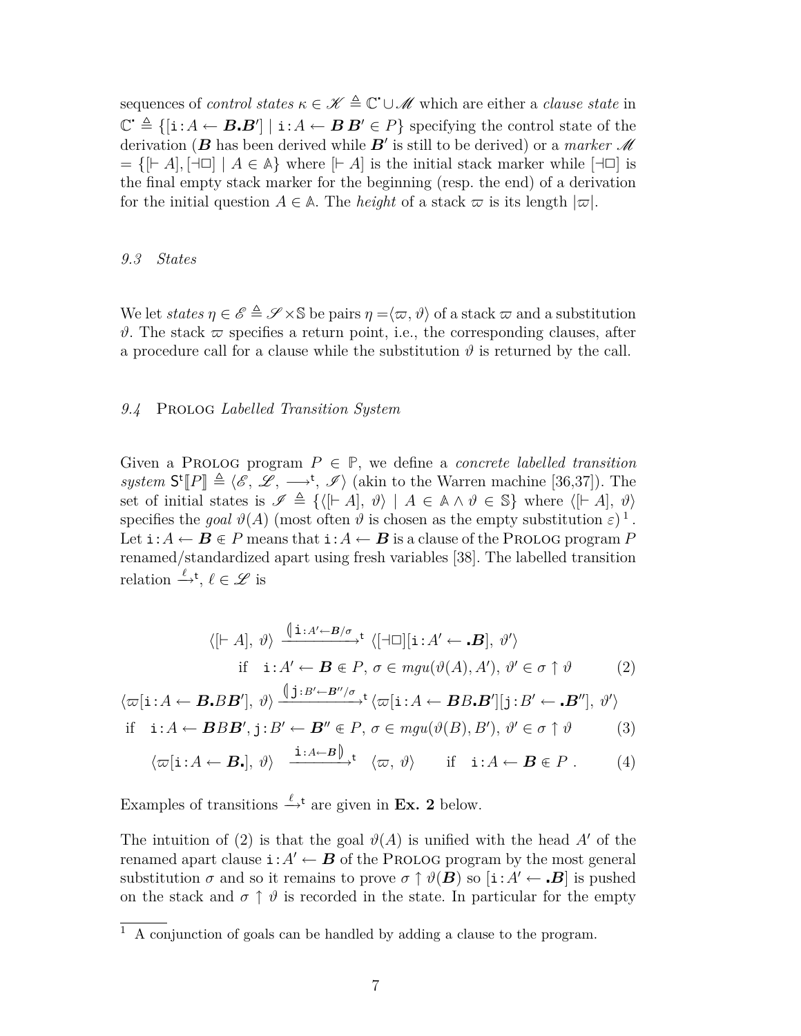sequences of *control states* $\kappa \in \mathscr{K} \triangleq \mathbb{C}^{\boldsymbol{\cdot}} \cup \mathscr{M}$ which are either a *clause state* in $\mathbb{C}^{\boldsymbol{\cdot}} \triangleq \{[\mathtt{i}\!:\!A \leftarrow \boldsymbol{B}\boldsymbol{.}\boldsymbol{B}'] \mid \mathtt{i}\!:\!A \leftarrow \boldsymbol{B}\,\boldsymbol{B}' \in P\}$ specifying the control state of the derivation ($\boldsymbol{B}$ has been derived while $\boldsymbol{B}'$ is still to be derived) or a *marker* $\mathscr{M} = \{[\vdash A], [\dashv\Box] \mid A \in \mathbb{A}\}$ where $[\vdash A]$ is the initial stack marker while $[\dashv\Box]$ is the final empty stack marker for the beginning (resp. the end) of a derivation for the initial question $A \in \mathbb{A}$. The *height* of a stack $\varpi$ is its length $|\varpi|$.

### 9.3 States

We let *states* $\eta \in \mathscr{E} \triangleq \mathscr{S} \times \mathbb{S}$ be pairs $\eta = \langle\varpi,\, \vartheta\rangle$ of a stack $\varpi$ and a substitution $\vartheta$. The stack $\varpi$ specifies a return point, i.e., the corresponding clauses, after a procedure call for a clause while the substitution $\vartheta$ is returned by the call.

### 9.4 Prolog *Labelled Transition System*

Given a Prolog program $P \in \mathbb{P}$, we define a *concrete labelled transition system* $\mathsf{S}^{\mathsf{t}}[\![P]\!] \triangleq \langle\mathscr{E},\, \mathscr{L},\, \longrightarrow^{\mathsf{t}},\, \mathscr{I}\rangle$ (akin to the Warren machine [36,37]). The set of initial states is $\mathscr{I} \triangleq \{\langle[\vdash A],\, \vartheta\rangle \mid A \in \mathbb{A} \wedge \vartheta \in \mathbb{S}\}$ where $\langle[\vdash A],\, \vartheta\rangle$ specifies the *goal* $\vartheta(A)$ (most often $\vartheta$ is chosen as the empty substitution $\varepsilon$) [1]. Let $\mathtt{i}\!:\!A \leftarrow \boldsymbol{B} \Subset P$ means that $\mathtt{i}\!:\!A \leftarrow \boldsymbol{B}$ is a clause of the Prolog program $P$ renamed/standardized apart using fresh variables [38]. The labelled transition relation $\xrightarrow{\ell}^{\mathsf{t}}$, $\ell \in \mathscr{L}$ is

$$\langle[\vdash A],\, \vartheta\rangle \xrightarrow{(\!|\mathtt{i}:A'\leftarrow\boldsymbol{B}/\sigma}{}^{\mathsf{t}} \langle[\dashv\Box][\mathtt{i}\!:\!A' \leftarrow \boldsymbol{.B}],\, \vartheta'\rangle$$
$$\text{if} \quad \mathtt{i}\!:\!A' \leftarrow \boldsymbol{B} \Subset P,\ \sigma \in mgu(\vartheta(A), A'),\ \vartheta' \in \sigma \uparrow \vartheta \tag{2}$$

$$\langle\varpi[\mathtt{i}\!:\!A \leftarrow \boldsymbol{B}\boldsymbol{.}B\boldsymbol{B}'],\, \vartheta\rangle \xrightarrow{(\!|\mathtt{j}:B'\leftarrow\boldsymbol{B}''/\sigma}{}^{\mathsf{t}} \langle\varpi[\mathtt{i}\!:\!A \leftarrow \boldsymbol{B}B\boldsymbol{.}\boldsymbol{B}'][\mathtt{j}\!:\!B' \leftarrow \boldsymbol{.B}''],\, \vartheta'\rangle$$
$$\text{if} \quad \mathtt{i}\!:\!A \leftarrow \boldsymbol{B}B\boldsymbol{B}', \mathtt{j}\!:\!B' \leftarrow \boldsymbol{B}'' \Subset P,\ \sigma \in mgu(\vartheta(B), B'),\ \vartheta' \in \sigma \uparrow \vartheta \tag{3}$$

$$\langle\varpi[\mathtt{i}\!:\!A \leftarrow \boldsymbol{B}\boldsymbol{.}],\, \vartheta\rangle \xrightarrow{\mathtt{i}:A\leftarrow\boldsymbol{B}|\!)}{}^{\mathsf{t}} \langle\varpi,\, \vartheta\rangle \quad \text{if} \quad \mathtt{i}\!:\!A \leftarrow \boldsymbol{B} \Subset P\ . \tag{4}$$

Examples of transitions $\xrightarrow{\ell}^{\mathsf{t}}$ are given in **Ex. 2** below.

The intuition of (2) is that the goal $\vartheta(A)$ is unified with the head $A'$ of the renamed apart clause $\mathtt{i}\!:\!A' \leftarrow \boldsymbol{B}$ of the Prolog program by the most general substitution $\sigma$ and so it remains to prove $\sigma \uparrow \vartheta(\boldsymbol{B})$ so $[\mathtt{i}\!:\!A' \leftarrow \boldsymbol{.B}]$ is pushed on the stack and $\sigma \uparrow \vartheta$ is recorded in the state. In particular for the empty

[1] A conjunction of goals can be handled by adding a clause to the program.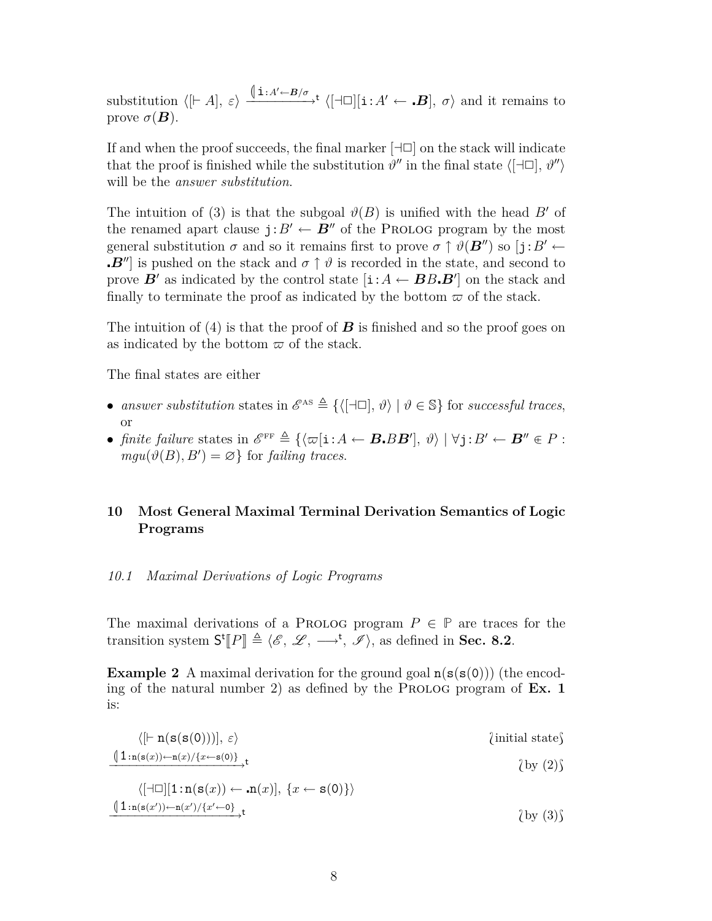substitution $\langle [\vdash A],\ \varepsilon\rangle \xrightarrow{\llparenthesis\,\mathtt{i}:A'\leftarrow \boldsymbol{B}/\sigma}{}^{\mathsf{t}} \langle [\dashv\Box][\mathtt{i}:A' \leftarrow \boldsymbol{.B}],\ \sigma\rangle$ and it remains to prove $\sigma(\boldsymbol{B})$.

If and when the proof succeeds, the final marker $[\dashv\Box]$ on the stack will indicate that the proof is finished while the substitution $\vartheta''$ in the final state $\langle [\dashv\Box],\ \vartheta''\rangle$ will be the *answer substitution*.

The intuition of (3) is that the subgoal $\vartheta(B)$ is unified with the head $B'$ of the renamed apart clause $\mathtt{j}:B' \leftarrow \boldsymbol{B}''$ of the PROLOG program by the most general substitution $\sigma$ and so it remains first to prove $\sigma \uparrow \vartheta(\boldsymbol{B}'')$ so $[\mathtt{j}:B' \leftarrow \boldsymbol{.B}'']$ is pushed on the stack and $\sigma \uparrow \vartheta$ is recorded in the state, and second to prove $\boldsymbol{B}'$ as indicated by the control state $[\mathtt{i}:A \leftarrow \boldsymbol{B}B\boldsymbol{.B}']$ on the stack and finally to terminate the proof as indicated by the bottom $\varpi$ of the stack.

The intuition of (4) is that the proof of $\boldsymbol{B}$ is finished and so the proof goes on as indicated by the bottom $\varpi$ of the stack.

The final states are either

- *answer substitution* states in $\mathscr{E}^{\text{AS}} \triangleq \{\langle [\dashv\Box],\ \vartheta\rangle \mid \vartheta \in \mathbb{S}\}$ for *successful traces*, or
- *finite failure* states in $\mathscr{E}^{\text{FF}} \triangleq \{\langle \varpi[\mathtt{i}:A \leftarrow \boldsymbol{B.}B\boldsymbol{B}'],\ \vartheta\rangle \mid \forall \mathtt{j}:B' \leftarrow \boldsymbol{B}'' \Subset P : mgu(\vartheta(B), B') = \varnothing\}$ for *failing traces*.

## 10 Most General Maximal Terminal Derivation Semantics of Logic Programs

### *10.1 Maximal Derivations of Logic Programs*

The maximal derivations of a PROLOG program $P \in \mathbb{P}$ are traces for the transition system $\mathsf{S}^{\mathsf{t}}[\![P]\!] \triangleq \langle \mathscr{E},\ \mathscr{L},\ \longrightarrow^{\mathsf{t}},\ \mathscr{I}\rangle$, as defined in **Sec. 8.2**.

**Example 2** A maximal derivation for the ground goal $\mathtt{n(s(s(0)))}$ (the encoding of the natural number 2) as defined by the PROLOG program of **Ex. 1** is:

$$\langle [\vdash \mathtt{n(s(s(0)))}],\ \varepsilon\rangle \qquad \text{(initial state)}$$

$$\xrightarrow{\llparenthesis\,\mathtt{1}:\mathtt{n(s(}x\mathtt{))}\leftarrow \mathtt{n(}x\mathtt{)}/\{x\leftarrow \mathtt{s(0)}\}}{}^{\mathsf{t}} \qquad \text{(by (2))}$$

$$\langle [\dashv\Box][\mathtt{1}:\mathtt{n(s(}x\mathtt{))} \leftarrow \boldsymbol{.}\mathtt{n(}x\mathtt{)}],\ \{x \leftarrow \mathtt{s(0)}\}\rangle$$

$$\xrightarrow{\llparenthesis\,\mathtt{1}:\mathtt{n(s(}x'\mathtt{))}\leftarrow \mathtt{n(}x'\mathtt{)}/\{x'\leftarrow \mathtt{0}\}}{}^{\mathsf{t}} \qquad \text{(by (3))}$$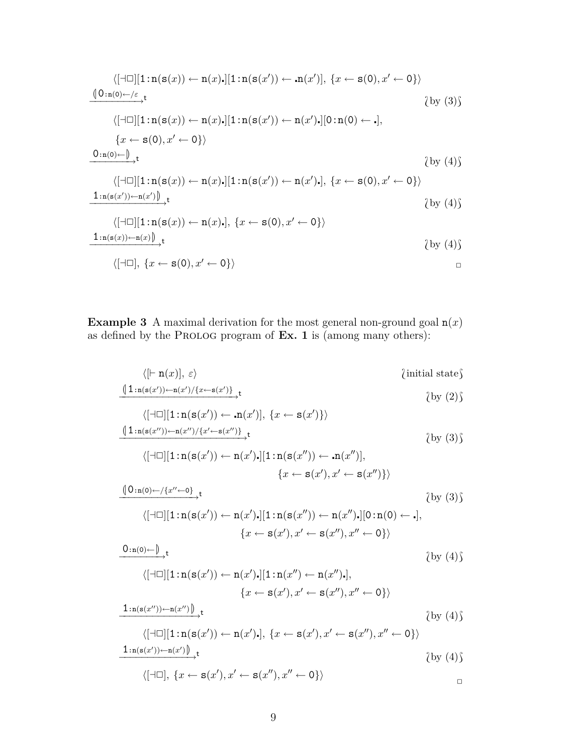$$\langle[\dashv\Box][\mathtt{1}:\mathtt{n}(\mathtt{s}(x)) \leftarrow \mathtt{n}(x)\centerdot][\mathtt{1}:\mathtt{n}(\mathtt{s}(x')) \leftarrow \centerdot\mathtt{n}(x')],\ \{x \leftarrow \mathtt{s}(\mathtt{0}), x' \leftarrow \mathtt{0}\}\rangle$$

$$\xrightarrow{(\!|\,\mathtt{0}:\mathtt{n}(\mathtt{0})\leftarrow/\varepsilon}{}_{\mathsf{t}} \qquad \wr\text{by (3)}\wr$$

$$\langle[\dashv\Box][\mathtt{1}:\mathtt{n}(\mathtt{s}(x)) \leftarrow \mathtt{n}(x)\centerdot][\mathtt{1}:\mathtt{n}(\mathtt{s}(x')) \leftarrow \mathtt{n}(x')\centerdot][\mathtt{0}:\mathtt{n}(\mathtt{0}) \leftarrow \centerdot],$$
$$\{x \leftarrow \mathtt{s}(\mathtt{0}), x' \leftarrow \mathtt{0}\}\rangle$$

$$\xrightarrow{\mathtt{0}:\mathtt{n}(\mathtt{0})\leftarrow|\!)}{}_{\mathsf{t}} \qquad \wr\text{by (4)}\wr$$

$$\langle[\dashv\Box][\mathtt{1}:\mathtt{n}(\mathtt{s}(x)) \leftarrow \mathtt{n}(x)\centerdot][\mathtt{1}:\mathtt{n}(\mathtt{s}(x')) \leftarrow \mathtt{n}(x')\centerdot],\ \{x \leftarrow \mathtt{s}(\mathtt{0}), x' \leftarrow \mathtt{0}\}\rangle$$

$$\xrightarrow{\mathtt{1}:\mathtt{n}(\mathtt{s}(x'))\leftarrow\mathtt{n}(x')|\!)}{}_{\mathsf{t}} \qquad \wr\text{by (4)}\wr$$

$$\langle[\dashv\Box][\mathtt{1}:\mathtt{n}(\mathtt{s}(x)) \leftarrow \mathtt{n}(x)\centerdot],\ \{x \leftarrow \mathtt{s}(\mathtt{0}), x' \leftarrow \mathtt{0}\}\rangle$$

$$\xrightarrow{\mathtt{1}:\mathtt{n}(\mathtt{s}(x))\leftarrow\mathtt{n}(x)|\!)}{}_{\mathsf{t}} \qquad \wr\text{by (4)}\wr$$

$$\langle[\dashv\Box],\ \{x \leftarrow \mathtt{s}(\mathtt{0}), x' \leftarrow \mathtt{0}\}\rangle$$

□

**Example 3** A maximal derivation for the most general non-ground goal $\mathtt{n}(x)$ as defined by the PROLOG program of **Ex. 1** is (among many others):

$$\langle[\vdash \mathtt{n}(x)],\ \varepsilon\rangle \qquad \wr\text{initial state}\wr$$

$$\xrightarrow{(\!|\,\mathtt{1}:\mathtt{n}(\mathtt{s}(x'))\leftarrow\mathtt{n}(x')/\{x\leftarrow\mathtt{s}(x')\}}{}_{\mathsf{t}} \qquad \wr\text{by (2)}\wr$$

$$\langle[\dashv\Box][\mathtt{1}:\mathtt{n}(\mathtt{s}(x')) \leftarrow \centerdot\mathtt{n}(x')],\ \{x \leftarrow \mathtt{s}(x')\}\rangle$$

$$\xrightarrow{(\!|\,\mathtt{1}:\mathtt{n}(\mathtt{s}(x''))\leftarrow\mathtt{n}(x'')/\{x'\leftarrow\mathtt{s}(x'')\}}{}_{\mathsf{t}} \qquad \wr\text{by (3)}\wr$$

$$\langle[\dashv\Box][\mathtt{1}:\mathtt{n}(\mathtt{s}(x')) \leftarrow \mathtt{n}(x')\centerdot][\mathtt{1}:\mathtt{n}(\mathtt{s}(x'')) \leftarrow \centerdot\mathtt{n}(x'')],$$
$$\{x \leftarrow \mathtt{s}(x'), x' \leftarrow \mathtt{s}(x'')\}\rangle$$

$$\xrightarrow{(\!|\,\mathtt{0}:\mathtt{n}(\mathtt{0})\leftarrow/\{x''\leftarrow\mathtt{0}\}}{}_{\mathsf{t}} \qquad \wr\text{by (3)}\wr$$

$$\langle[\dashv\Box][\mathtt{1}:\mathtt{n}(\mathtt{s}(x')) \leftarrow \mathtt{n}(x')\centerdot][\mathtt{1}:\mathtt{n}(\mathtt{s}(x'')) \leftarrow \mathtt{n}(x'')\centerdot][\mathtt{0}:\mathtt{n}(\mathtt{0}) \leftarrow \centerdot],$$
$$\{x \leftarrow \mathtt{s}(x'), x' \leftarrow \mathtt{s}(x''), x'' \leftarrow \mathtt{0}\}\rangle$$

$$\xrightarrow{\mathtt{0}:\mathtt{n}(\mathtt{0})\leftarrow|\!)}{}_{\mathsf{t}} \qquad \wr\text{by (4)}\wr$$

$$\langle[\dashv\Box][\mathtt{1}:\mathtt{n}(\mathtt{s}(x')) \leftarrow \mathtt{n}(x')\centerdot][\mathtt{1}:\mathtt{n}(x'') \leftarrow \mathtt{n}(x'')\centerdot],$$
$$\{x \leftarrow \mathtt{s}(x'), x' \leftarrow \mathtt{s}(x''), x'' \leftarrow \mathtt{0}\}\rangle$$

$$\xrightarrow{\mathtt{1}:\mathtt{n}(\mathtt{s}(x''))\leftarrow\mathtt{n}(x'')|\!)}{}_{\mathsf{t}} \qquad \wr\text{by (4)}\wr$$

$$\langle[\dashv\Box][\mathtt{1}:\mathtt{n}(\mathtt{s}(x')) \leftarrow \mathtt{n}(x')\centerdot],\ \{x \leftarrow \mathtt{s}(x'), x' \leftarrow \mathtt{s}(x''), x'' \leftarrow \mathtt{0}\}\rangle$$

$$\xrightarrow{\mathtt{1}:\mathtt{n}(\mathtt{s}(x'))\leftarrow\mathtt{n}(x')|\!)}{}_{\mathsf{t}} \qquad \wr\text{by (4)}\wr$$

$$\langle[\dashv\Box],\ \{x \leftarrow \mathtt{s}(x'), x' \leftarrow \mathtt{s}(x''), x'' \leftarrow \mathtt{0}\}\rangle$$

□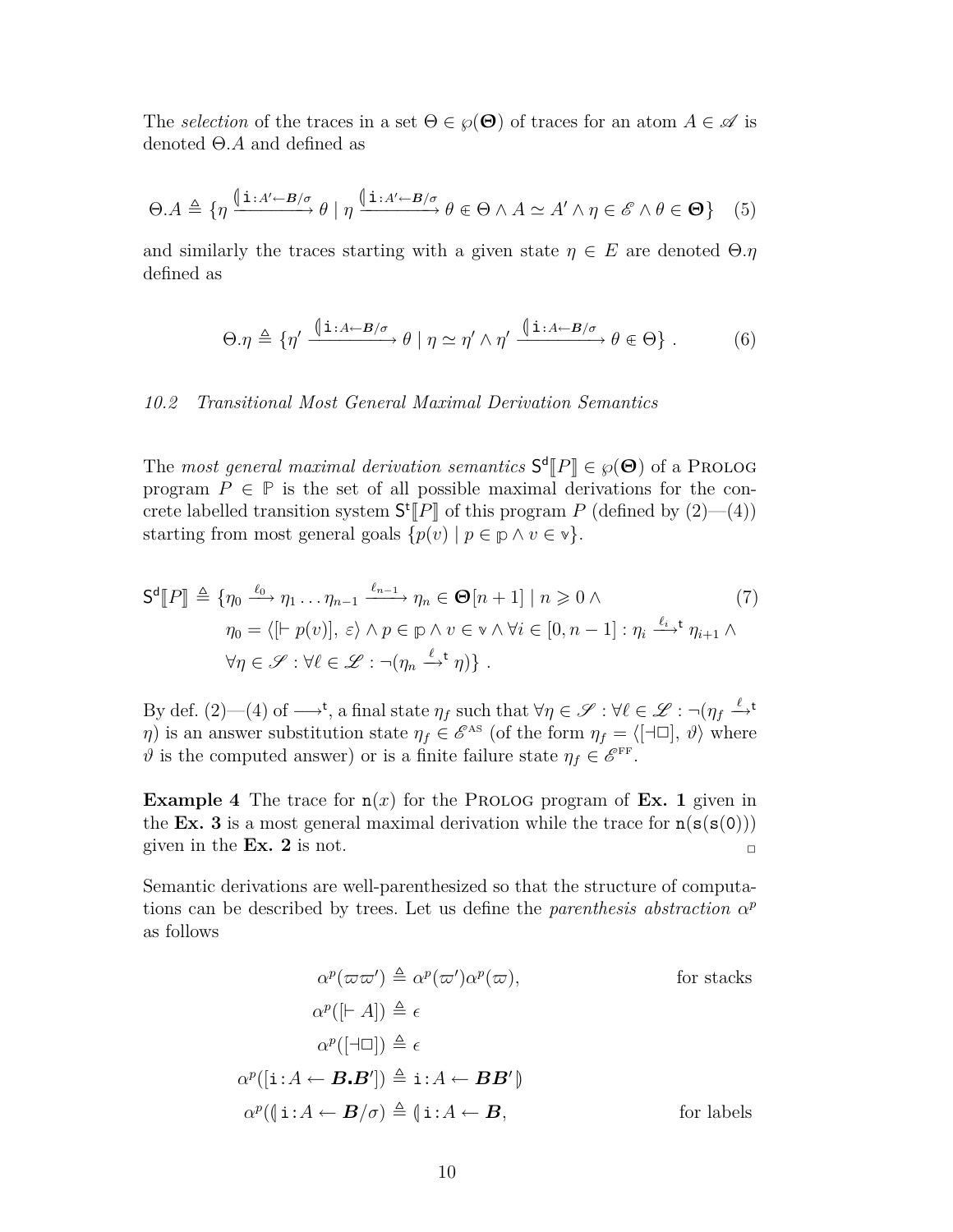The *selection* of the traces in a set $\Theta \in \wp(\mathbf{\Theta})$ of traces for an atom $A \in \mathscr{A}$ is denoted $\Theta.A$ and defined as

$$\Theta.A \triangleq \{\eta \xrightarrow{(\!| \mathtt{i}: A' \leftarrow \boldsymbol{B}/\sigma} \theta \mid \eta \xrightarrow{(\!| \mathtt{i}: A' \leftarrow \boldsymbol{B}/\sigma} \theta \Subset \Theta \wedge A \simeq A' \wedge \eta \in \mathscr{E} \wedge \theta \in \mathbf{\Theta}\} \quad (5)$$

and similarly the traces starting with a given state $\eta \in E$ are denoted $\Theta.\eta$ defined as

$$\Theta.\eta \triangleq \{\eta' \xrightarrow{(\!| \mathtt{i}: A \leftarrow \boldsymbol{B}/\sigma} \theta \mid \eta \simeq \eta' \wedge \eta' \xrightarrow{(\!| \mathtt{i}: A \leftarrow \boldsymbol{B}/\sigma} \theta \Subset \Theta\} \ . \quad (6)$$

### *10.2 Transitional Most General Maximal Derivation Semantics*

The *most general maximal derivation semantics* $\mathsf{S}^{\mathsf{d}}[\![P]\!] \in \wp(\mathbf{\Theta})$ of a Prolog program $P \in \mathbb{P}$ is the set of all possible maximal derivations for the concrete labelled transition system $\mathsf{S}^{\mathsf{t}}[\![P]\!]$ of this program $P$ (defined by (2)—(4)) starting from most general goals $\{p(v) \mid p \in \mathbb{p} \wedge v \in \mathbb{v}\}$.

$$\begin{aligned} \mathsf{S}^{\mathsf{d}}[\![P]\!] \triangleq \{&\eta_0 \xrightarrow{\ell_0} \eta_1 \ldots \eta_{n-1} \xrightarrow{\ell_{n-1}} \eta_n \in \mathbf{\Theta}[n+1] \mid n \geqslant 0 \wedge \quad (7)\\ &\eta_0 = \langle [\vdash p(v)],\ \varepsilon \rangle \wedge p \in \mathbb{p} \wedge v \in \mathbb{v} \wedge \forall i \in [0, n-1] : \eta_i \xrightarrow{\ell_i}{}^{\mathsf{t}}\ \eta_{i+1} \wedge \\ &\forall \eta \in \mathscr{S} : \forall \ell \in \mathscr{L} : \neg(\eta_n \xrightarrow{\ell}{}^{\mathsf{t}}\ \eta)\} \ . \end{aligned}$$

By def. (2)—(4) of $\longrightarrow^{\mathsf{t}}$, a final state $\eta_f$ such that $\forall \eta \in \mathscr{S} : \forall \ell \in \mathscr{L} : \neg(\eta_f \xrightarrow{\ell}{}^{\mathsf{t}} \eta)$ is an answer substitution state $\eta_f \in \mathscr{E}^{\text{AS}}$ (of the form $\eta_f = \langle [\dashv \Box],\ \vartheta \rangle$ where $\vartheta$ is the computed answer) or is a finite failure state $\eta_f \in \mathscr{E}^{\text{FF}}$.

**Example 4** The trace for $\mathtt{n}(x)$ for the Prolog program of **Ex. 1** given in the **Ex. 3** is a most general maximal derivation while the trace for $\mathtt{n(s(s(0)))}$ given in the **Ex. 2** is not. □

Semantic derivations are well-parenthesized so that the structure of computations can be described by trees. Let us define the *parenthesis abstraction* $\alpha^p$ as follows

$$\begin{aligned} \alpha^p(\varpi\varpi') &\triangleq \alpha^p(\varpi')\alpha^p(\varpi), && \text{for stacks}\\ \alpha^p([\vdash A]) &\triangleq \epsilon \\ \alpha^p([\dashv\Box]) &\triangleq \epsilon \\ \alpha^p([\mathtt{i}: A \leftarrow \boldsymbol{B}\boldsymbol{.}\boldsymbol{B}']) &\triangleq \mathtt{i}: A \leftarrow \boldsymbol{B}\boldsymbol{B}'\, |\!) \\ \alpha^p((\!| \mathtt{i}: A \leftarrow \boldsymbol{B}/\sigma) &\triangleq (\!| \mathtt{i}: A \leftarrow \boldsymbol{B}, && \text{for labels} \end{aligned}$$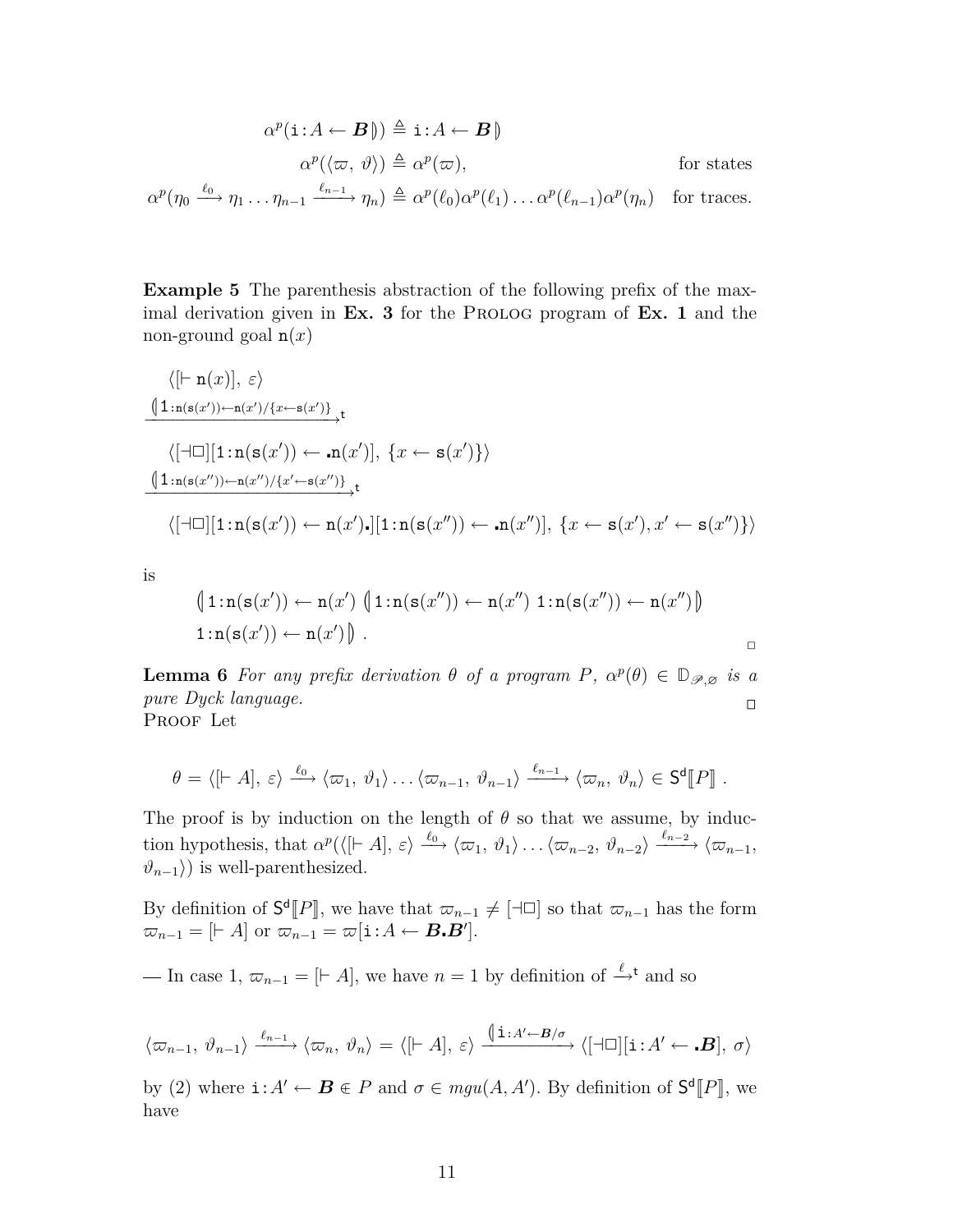$$\alpha^p(\texttt{i}:A \leftarrow \boldsymbol{B}\,\|)) \triangleq \texttt{i}:A \leftarrow \boldsymbol{B}\,\|)$$

$$\alpha^p(\langle\varpi,\,\vartheta\rangle) \triangleq \alpha^p(\varpi), \qquad \text{for states}$$

$$\alpha^p(\eta_0 \xrightarrow{\ell_0} \eta_1 \ldots \eta_{n-1} \xrightarrow{\ell_{n-1}} \eta_n) \triangleq \alpha^p(\ell_0)\alpha^p(\ell_1)\ldots\alpha^p(\ell_{n-1})\alpha^p(\eta_n) \quad \text{for traces.}$$

**Example 5** The parenthesis abstraction of the following prefix of the maximal derivation given in **Ex. 3** for the Prolog program of **Ex. 1** and the non-ground goal $\mathtt{n}(x)$

$$\langle[\vdash \mathtt{n}(x)],\ \varepsilon\rangle$$

$$\xrightarrow{(\!|\mathtt{1}:\mathtt{n}(\mathtt{s}(x'))\leftarrow\mathtt{n}(x')/\{x\leftarrow\mathtt{s}(x')\}}{}^{\mathsf{t}}$$

$$\langle[\dashv\Box][\mathtt{1}:\mathtt{n}(\mathtt{s}(x')) \leftarrow \textbf{.}\mathtt{n}(x')],\ \{x \leftarrow \mathtt{s}(x')\}\rangle$$

$$\xrightarrow{(\!|\mathtt{1}:\mathtt{n}(\mathtt{s}(x''))\leftarrow\mathtt{n}(x'')/\{x'\leftarrow\mathtt{s}(x'')\}}{}^{\mathsf{t}}$$

$$\langle[\dashv\Box][\mathtt{1}:\mathtt{n}(\mathtt{s}(x')) \leftarrow \mathtt{n}(x')\textbf{.}][\mathtt{1}:\mathtt{n}(\mathtt{s}(x'')) \leftarrow \textbf{.}\mathtt{n}(x'')],\ \{x \leftarrow \mathtt{s}(x'), x' \leftarrow \mathtt{s}(x'')\}\rangle$$

is

$$(\!|\,\mathtt{1}:\mathtt{n}(\mathtt{s}(x')) \leftarrow \mathtt{n}(x')\ (\!|\,\mathtt{1}:\mathtt{n}(\mathtt{s}(x'')) \leftarrow \mathtt{n}(x'')\ \mathtt{1}:\mathtt{n}(\mathtt{s}(x'')) \leftarrow \mathtt{n}(x'')\,|\!)$$
$$\mathtt{1}:\mathtt{n}(\mathtt{s}(x')) \leftarrow \mathtt{n}(x')\,|\!)\ .$$

□

**Lemma 6** *For any prefix derivation $\theta$ of a program $P$, $\alpha^p(\theta) \in \mathbb{D}_{\mathscr{P},\varnothing}$ is a pure Dyck language.* □

Proof Let

$$\theta = \langle[\vdash A],\ \varepsilon\rangle \xrightarrow{\ell_0} \langle\varpi_1,\ \vartheta_1\rangle \ldots \langle\varpi_{n-1},\ \vartheta_{n-1}\rangle \xrightarrow{\ell_{n-1}} \langle\varpi_n,\ \vartheta_n\rangle \in \mathsf{S}^{\mathsf{d}}[\![P]\!]\ .$$

The proof is by induction on the length of $\theta$ so that we assume, by induction hypothesis, that $\alpha^p(\langle[\vdash A],\ \varepsilon\rangle \xrightarrow{\ell_0} \langle\varpi_1,\ \vartheta_1\rangle \ldots \langle\varpi_{n-2},\ \vartheta_{n-2}\rangle \xrightarrow{\ell_{n-2}} \langle\varpi_{n-1},\ \vartheta_{n-1}\rangle)$ is well-parenthesized.

By definition of $\mathsf{S}^{\mathsf{d}}[\![P]\!]$, we have that $\varpi_{n-1} \neq [\dashv\Box]$ so that $\varpi_{n-1}$ has the form $\varpi_{n-1} = [\vdash A]$ or $\varpi_{n-1} = \varpi[\mathtt{i}:A \leftarrow \boldsymbol{B}\textbf{.}\boldsymbol{B}']$.

— In case 1, $\varpi_{n-1} = [\vdash A]$, we have $n = 1$ by definition of $\xrightarrow{\ell}{}^{\mathsf{t}}$ and so

$$\langle\varpi_{n-1},\ \vartheta_{n-1}\rangle \xrightarrow{\ell_{n-1}} \langle\varpi_n,\ \vartheta_n\rangle = \langle[\vdash A],\ \varepsilon\rangle \xrightarrow{(\!|\mathtt{i}:A'\leftarrow\boldsymbol{B}/\sigma} \langle[\dashv\Box][\mathtt{i}:A' \leftarrow \textbf{.}\boldsymbol{B}],\ \sigma\rangle$$

by (2) where $\mathtt{i}:A' \leftarrow \boldsymbol{B} \Subset P$ and $\sigma \in mgu(A, A')$. By definition of $\mathsf{S}^{\mathsf{d}}[\![P]\!]$, we have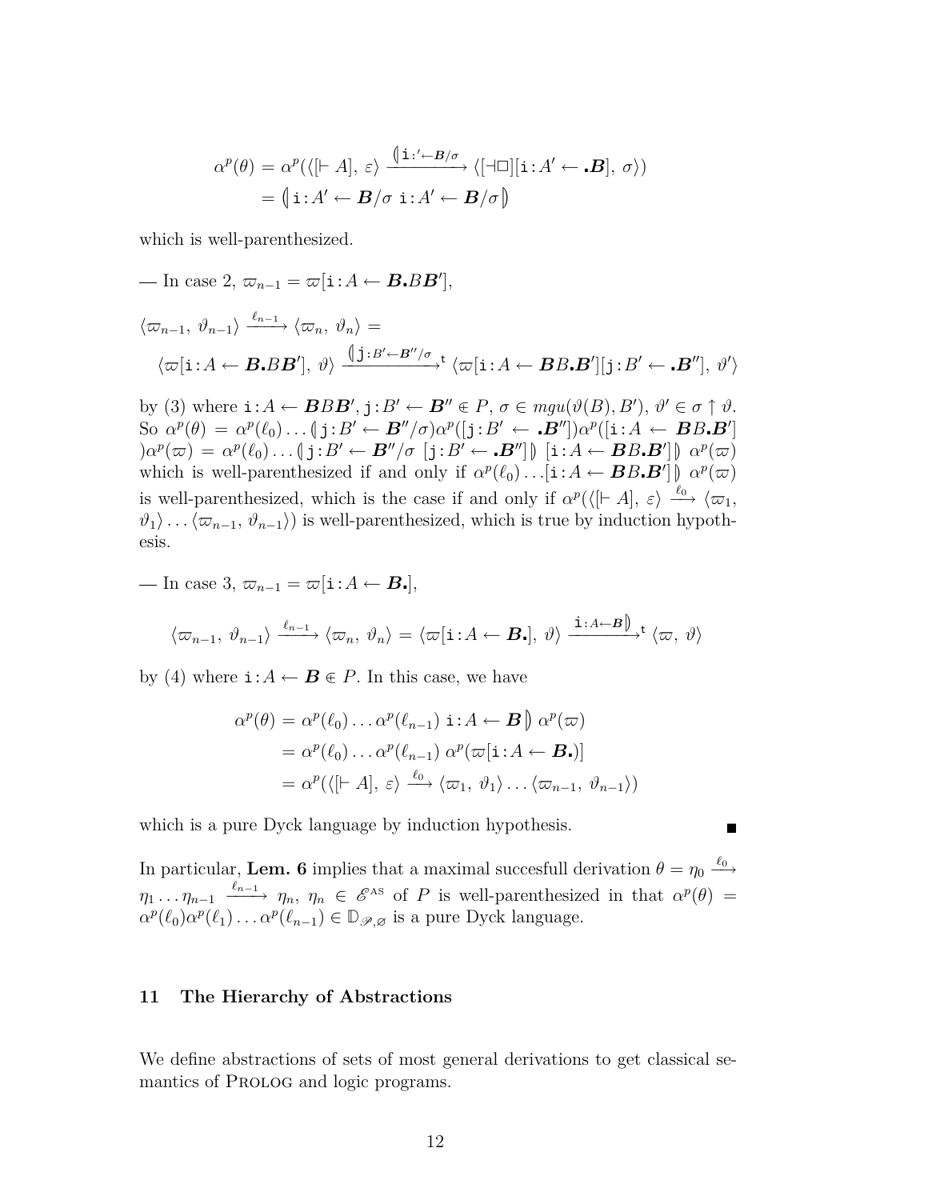$$
\begin{aligned}
\alpha^p(\theta) &= \alpha^p(\langle[\vdash A],\ \varepsilon\rangle \xrightarrow{(\!|\mathtt{i}:'\leftarrow \boldsymbol{B}/\sigma} \langle[\dashv\Box][\mathtt{i}:A' \leftarrow \boldsymbol{.B}],\ \sigma\rangle) \\
&= (\!|\, \mathtt{i}:A' \leftarrow \boldsymbol{B}/\sigma\ \mathtt{i}:A' \leftarrow \boldsymbol{B}/\sigma \,|\!)
\end{aligned}
$$

which is well-parenthesized.

— In case 2, $\varpi_{n-1} = \varpi[\mathtt{i}:A \leftarrow \boldsymbol{B.}B\boldsymbol{B}']$,

$$
\langle\varpi_{n-1},\ \vartheta_{n-1}\rangle \xrightarrow{\ell_{n-1}} \langle\varpi_n,\ \vartheta_n\rangle =
$$
$$
\langle\varpi[\mathtt{i}:A \leftarrow \boldsymbol{B.}B\boldsymbol{B}'],\ \vartheta\rangle \xrightarrow{(\!|\mathtt{j}:B'\leftarrow \boldsymbol{B}''/\sigma}{}^{\mathtt{t}} \langle\varpi[\mathtt{i}:A \leftarrow \boldsymbol{B}B\boldsymbol{.B}'][\mathtt{j}:B' \leftarrow \boldsymbol{.B}''],\ \vartheta'\rangle
$$

by (3) where $\mathtt{i}:A \leftarrow \boldsymbol{B}B\boldsymbol{B}', \mathtt{j}:B' \leftarrow \boldsymbol{B}'' \Subset P$, $\sigma \in mgu(\vartheta(B), B')$, $\vartheta' \in \sigma \uparrow \vartheta$. So $\alpha^p(\theta) = \alpha^p(\ell_0)\ldots(\!|\,\mathtt{j}:B' \leftarrow \boldsymbol{B}''/\sigma)\alpha^p([\mathtt{j}:B' \leftarrow \boldsymbol{.B}''])\alpha^p([\mathtt{i}:A \leftarrow \boldsymbol{B}B\boldsymbol{.B}']$ $)\alpha^p(\varpi) = \alpha^p(\ell_0)\ldots(\!|\,\mathtt{j}:B' \leftarrow \boldsymbol{B}''/\sigma\ [\mathtt{j}:B' \leftarrow \boldsymbol{.B}'']\,|\!)\ [\mathtt{i}:A \leftarrow \boldsymbol{B}B\boldsymbol{.B}']\,|\!)\ \alpha^p(\varpi)$ which is well-parenthesized if and only if $\alpha^p(\ell_0)\ldots[\mathtt{i}:A \leftarrow \boldsymbol{B}B\boldsymbol{.B}']\,|\!)\ \alpha^p(\varpi)$ is well-parenthesized, which is the case if and only if $\alpha^p(\langle[\vdash A],\ \varepsilon\rangle \xrightarrow{\ell_0} \langle\varpi_1,$ $\vartheta_1\rangle\ldots\langle\varpi_{n-1},\ \vartheta_{n-1}\rangle)$ is well-parenthesized, which is true by induction hypothesis.

— In case 3, $\varpi_{n-1} = \varpi[\mathtt{i}:A \leftarrow \boldsymbol{B.}]$,

$$
\langle\varpi_{n-1},\ \vartheta_{n-1}\rangle \xrightarrow{\ell_{n-1}} \langle\varpi_n,\ \vartheta_n\rangle = \langle\varpi[\mathtt{i}:A \leftarrow \boldsymbol{B.}],\ \vartheta\rangle \xrightarrow{\mathtt{i}:A\leftarrow \boldsymbol{B}\,|\!)}{}^{\mathtt{t}} \langle\varpi,\ \vartheta\rangle
$$

by (4) where $\mathtt{i}:A \leftarrow \boldsymbol{B} \Subset P$. In this case, we have

$$
\begin{aligned}
\alpha^p(\theta) &= \alpha^p(\ell_0)\ldots\alpha^p(\ell_{n-1})\ \mathtt{i}:A \leftarrow \boldsymbol{B}\,|\!)\ \alpha^p(\varpi) \\
&= \alpha^p(\ell_0)\ldots\alpha^p(\ell_{n-1})\ \alpha^p(\varpi[\mathtt{i}:A \leftarrow \boldsymbol{B.})] \\
&= \alpha^p(\langle[\vdash A],\ \varepsilon\rangle \xrightarrow{\ell_0} \langle\varpi_1,\ \vartheta_1\rangle\ldots\langle\varpi_{n-1},\ \vartheta_{n-1}\rangle)
\end{aligned}
$$

which is a pure Dyck language by induction hypothesis. ∎

In particular, **Lem. 6** implies that a maximal succesfull derivation $\theta = \eta_0 \xrightarrow{\ell_0} \eta_1\ldots\eta_{n-1} \xrightarrow{\ell_{n-1}} \eta_n$, $\eta_n \in \mathscr{E}^{\mathrm{AS}}$ of $P$ is well-parenthesized in that $\alpha^p(\theta) = \alpha^p(\ell_0)\alpha^p(\ell_1)\ldots\alpha^p(\ell_{n-1}) \in \mathbb{D}_{\mathscr{P},\varnothing}$ is a pure Dyck language.

## 11 The Hierarchy of Abstractions

We define abstractions of sets of most general derivations to get classical semantics of PROLOG and logic programs.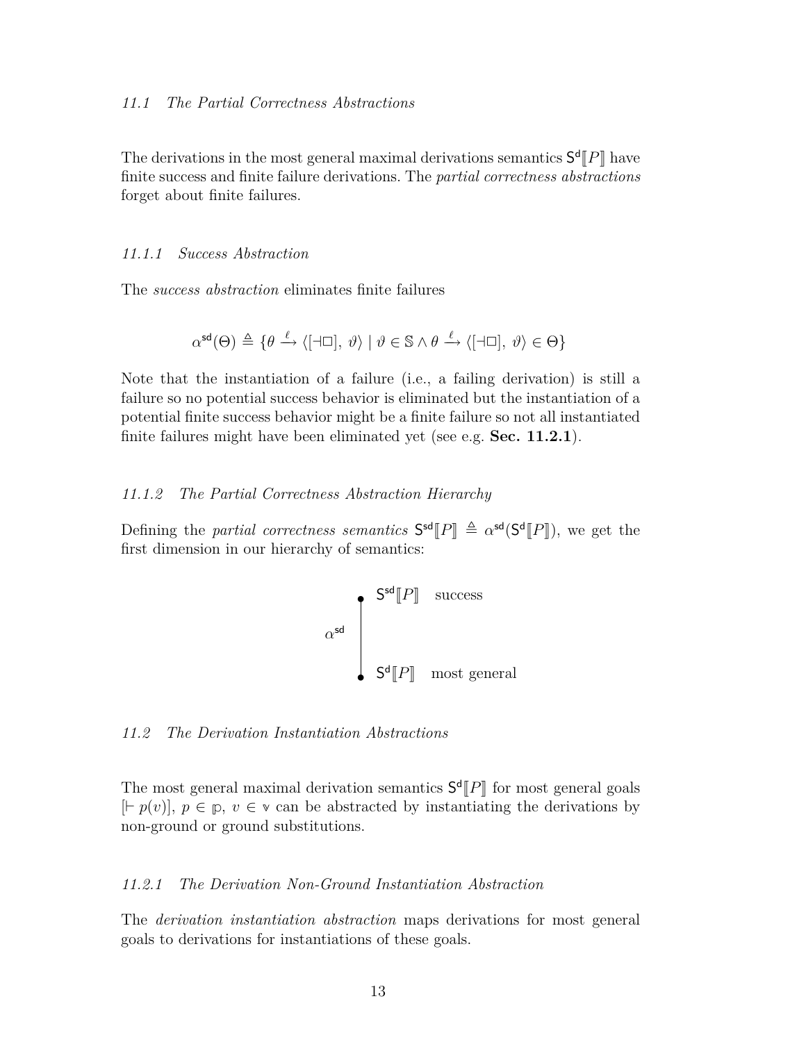### 11.1 The Partial Correctness Abstractions

The derivations in the most general maximal derivations semantics $\mathsf{S}^{\mathsf{d}}[\![P]\!]$ have finite success and finite failure derivations. The *partial correctness abstractions* forget about finite failures.

#### 11.1.1 Success Abstraction

The *success abstraction* eliminates finite failures

$$\alpha^{\mathsf{sd}}(\Theta) \triangleq \{\theta \xrightarrow{\ell} \langle[\dashv\Box],\ \vartheta\rangle \mid \vartheta \in \mathbb{S} \wedge \theta \xrightarrow{\ell} \langle[\dashv\Box],\ \vartheta\rangle \in \Theta\}$$

Note that the instantiation of a failure (i.e., a failing derivation) is still a failure so no potential success behavior is eliminated but the instantiation of a potential finite success behavior might be a finite failure so not all instantiated finite failures might have been eliminated yet (see e.g. **Sec. 11.2.1**).

#### 11.1.2 The Partial Correctness Abstraction Hierarchy

Defining the *partial correctness semantics* $\mathsf{S}^{\mathsf{sd}}[\![P]\!] \triangleq \alpha^{\mathsf{sd}}(\mathsf{S}^{\mathsf{d}}[\![P]\!])$, we get the first dimension in our hierarchy of semantics:

$$\begin{array}{ccl} & \bullet & \mathsf{S}^{\mathsf{sd}}[\![P]\!] \quad \text{success} \\ \alpha^{\mathsf{sd}} & | & \\ & \bullet & \mathsf{S}^{\mathsf{d}}[\![P]\!] \quad \text{most general} \end{array}$$

### 11.2 The Derivation Instantiation Abstractions

The most general maximal derivation semantics $\mathsf{S}^{\mathsf{d}}[\![P]\!]$ for most general goals $[\vdash p(v)]$, $p \in \mathbb{p}$, $v \in \mathbb{v}$ can be abstracted by instantiating the derivations by non-ground or ground substitutions.

#### 11.2.1 The Derivation Non-Ground Instantiation Abstraction

The *derivation instantiation abstraction* maps derivations for most general goals to derivations for instantiations of these goals.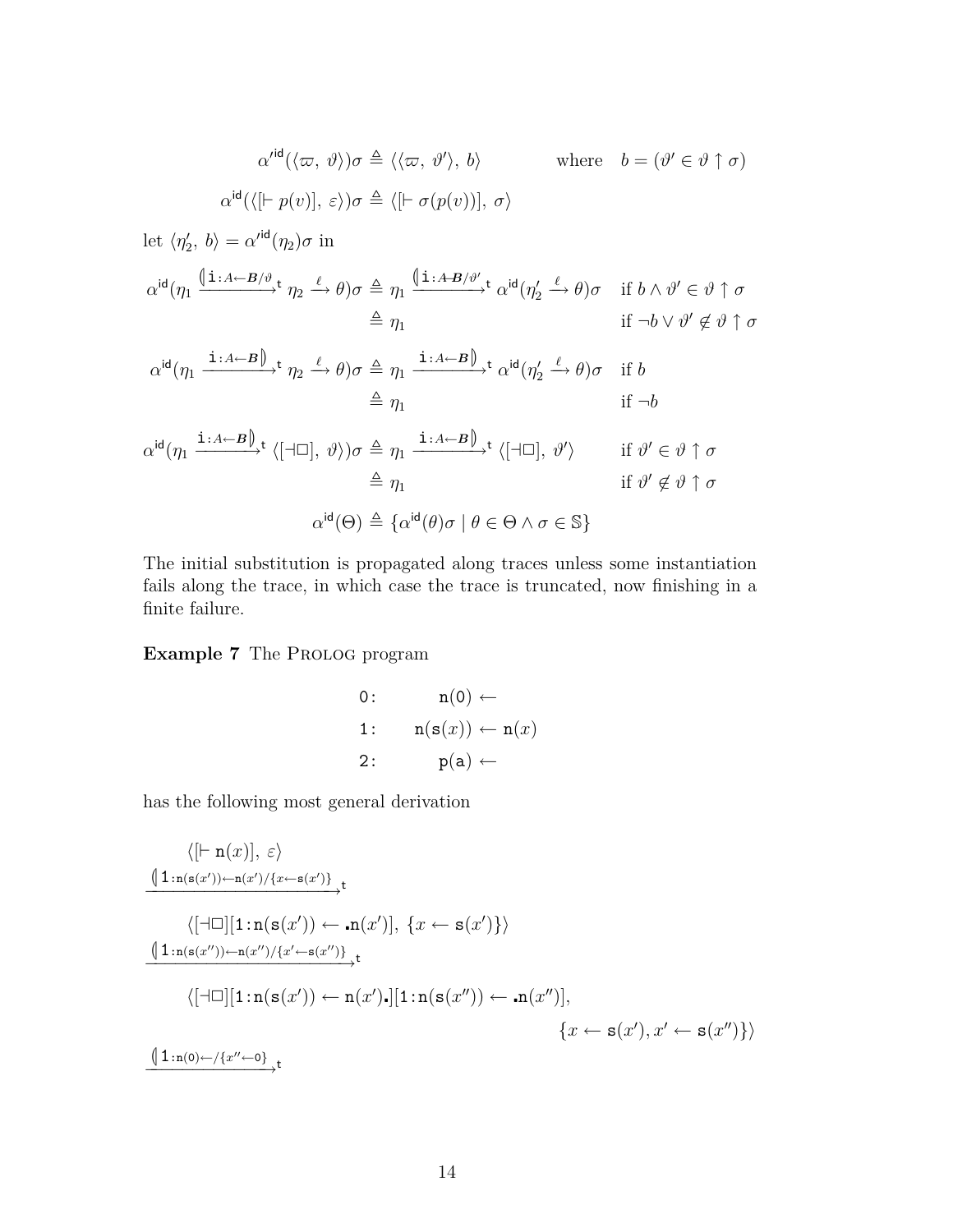$$\alpha'^{\mathsf{id}}(\langle \varpi,\ \vartheta \rangle)\sigma \triangleq \langle \langle \varpi,\ \vartheta' \rangle,\ b \rangle \qquad \text{where} \quad b = (\vartheta' \in \vartheta \uparrow \sigma)$$

$$\alpha^{\mathsf{id}}(\langle [\vdash p(v)],\ \varepsilon \rangle)\sigma \triangleq \langle [\vdash \sigma(p(v))],\ \sigma \rangle$$

let $\langle \eta_2',\ b \rangle = \alpha'^{\mathsf{id}}(\eta_2)\sigma$ in

$$\begin{aligned}
\alpha^{\mathsf{id}}(\eta_1 \xrightarrow{(\!|\mathtt{i}:A \leftarrow \boldsymbol{B}/\vartheta}{}^{\mathsf{t}}\ \eta_2 \xrightarrow{\ell} \theta)\sigma &\triangleq \eta_1 \xrightarrow{(\!|\mathtt{i}:A \leftarrow \!\!\!\!\!\!\!- \boldsymbol{B}/\vartheta'}{}^{\mathsf{t}}\ \alpha^{\mathsf{id}}(\eta_2' \xrightarrow{\ell} \theta)\sigma && \text{if } b \wedge \vartheta' \in \vartheta \uparrow \sigma \\
&\triangleq \eta_1 && \text{if } \neg b \vee \vartheta' \notin \vartheta \uparrow \sigma
\end{aligned}$$

$$\begin{aligned}
\alpha^{\mathsf{id}}(\eta_1 \xrightarrow{\mathtt{i}:A \leftarrow \boldsymbol{B}|\!)}{}^{\mathsf{t}}\ \eta_2 \xrightarrow{\ell} \theta)\sigma &\triangleq \eta_1 \xrightarrow{\mathtt{i}:A \leftarrow \boldsymbol{B}|\!)}{}^{\mathsf{t}}\ \alpha^{\mathsf{id}}(\eta_2' \xrightarrow{\ell} \theta)\sigma && \text{if } b \\
&\triangleq \eta_1 && \text{if } \neg b
\end{aligned}$$

$$\begin{aligned}
\alpha^{\mathsf{id}}(\eta_1 \xrightarrow{\mathtt{i}:A \leftarrow \boldsymbol{B}|\!)}{}^{\mathsf{t}}\ \langle [\dashv \Box],\ \vartheta \rangle)\sigma &\triangleq \eta_1 \xrightarrow{\mathtt{i}:A \leftarrow \boldsymbol{B}|\!)}{}^{\mathsf{t}}\ \langle [\dashv \Box],\ \vartheta' \rangle && \text{if } \vartheta' \in \vartheta \uparrow \sigma \\
&\triangleq \eta_1 && \text{if } \vartheta' \notin \vartheta \uparrow \sigma
\end{aligned}$$

$$\alpha^{\mathsf{id}}(\Theta) \triangleq \{\alpha^{\mathsf{id}}(\theta)\sigma \mid \theta \in \Theta \wedge \sigma \in \mathbb{S}\}$$

The initial substitution is propagated along traces unless some instantiation fails along the trace, in which case the trace is truncated, now finishing in a finite failure.

**Example 7** The Prolog program

$$\begin{aligned}
\mathtt{0}: &\qquad \mathtt{n}(\mathtt{0}) \leftarrow \\
\mathtt{1}: &\qquad \mathtt{n}(\mathtt{s}(x)) \leftarrow \mathtt{n}(x) \\
\mathtt{2}: &\qquad \mathtt{p}(\mathtt{a}) \leftarrow
\end{aligned}$$

has the following most general derivation

$$\begin{aligned}
&\langle [\vdash \mathtt{n}(x)],\ \varepsilon \rangle \\
&\xrightarrow{(\!|\mathtt{1}:\mathtt{n}(\mathtt{s}(x')) \leftarrow \mathtt{n}(x')/\{x \leftarrow \mathtt{s}(x')\}}{}^{\mathsf{t}} \\
&\langle [\dashv \Box][\mathtt{1}:\mathtt{n}(\mathtt{s}(x')) \leftarrow \centerdot\mathtt{n}(x')],\ \{x \leftarrow \mathtt{s}(x')\} \rangle \\
&\xrightarrow{(\!|\mathtt{1}:\mathtt{n}(\mathtt{s}(x'')) \leftarrow \mathtt{n}(x'')/\{x' \leftarrow \mathtt{s}(x'')\}}{}^{\mathsf{t}} \\
&\langle [\dashv \Box][\mathtt{1}:\mathtt{n}(\mathtt{s}(x')) \leftarrow \mathtt{n}(x')\centerdot][\mathtt{1}:\mathtt{n}(\mathtt{s}(x'')) \leftarrow \centerdot\mathtt{n}(x'')], \\
&\qquad\qquad\qquad\qquad\qquad\qquad \{x \leftarrow \mathtt{s}(x'), x' \leftarrow \mathtt{s}(x'')\} \rangle \\
&\xrightarrow{(\!|\mathtt{1}:\mathtt{n}(\mathtt{0}) \leftarrow /\{x'' \leftarrow \mathtt{0}\}}{}^{\mathsf{t}}
\end{aligned}$$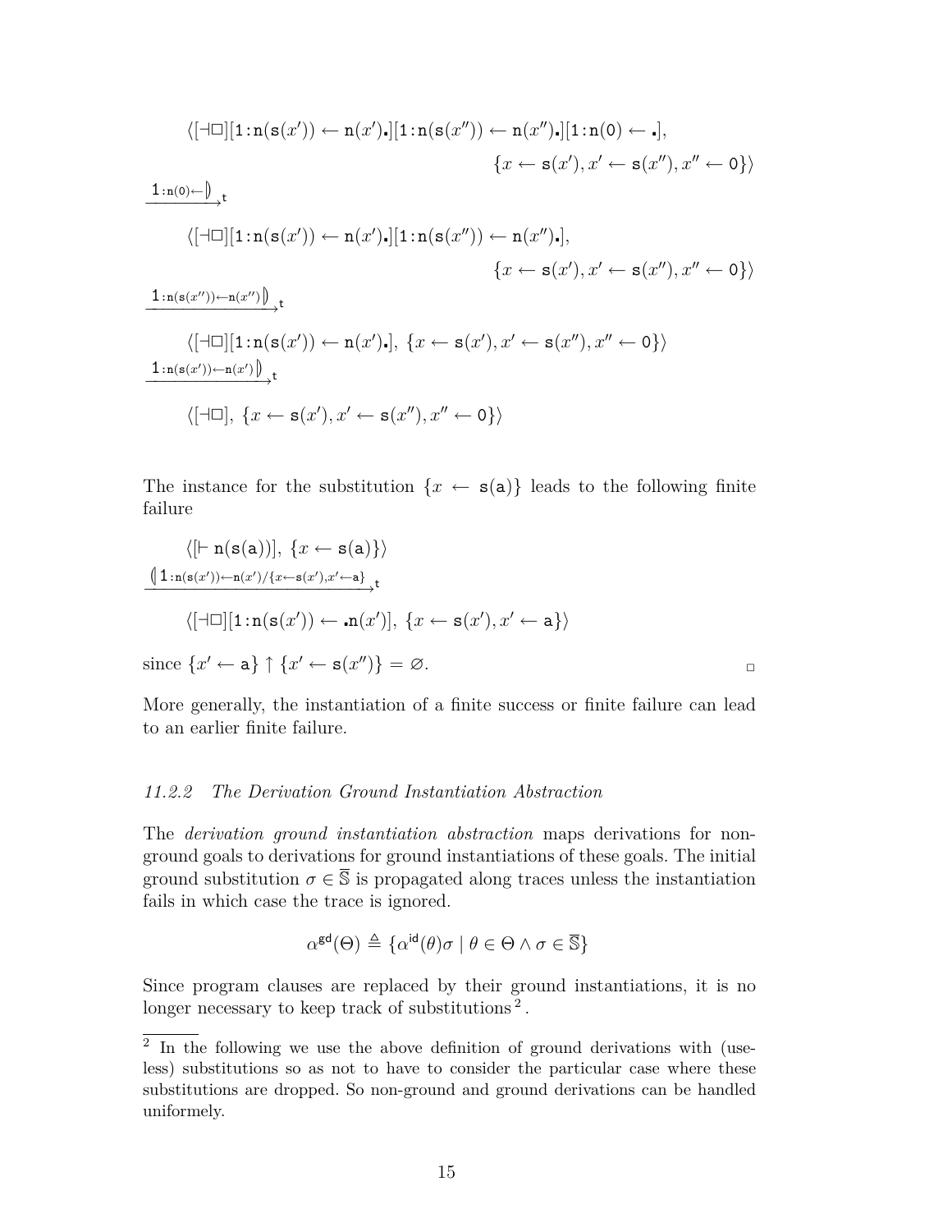$$\langle [\dashv\Box][\mathtt{1}:\mathtt{n}(\mathtt{s}(x')) \leftarrow \mathtt{n}(x')_\blacksquare][\mathtt{1}:\mathtt{n}(\mathtt{s}(x'')) \leftarrow \mathtt{n}(x'')_\blacksquare][\mathtt{1}:\mathtt{n}(\mathtt{0}) \leftarrow {}_\blacksquare],$$
$$\{x \leftarrow \mathtt{s}(x'), x' \leftarrow \mathtt{s}(x''), x'' \leftarrow \mathtt{0}\}\rangle$$

$$\xrightarrow{\mathtt{1}:\mathtt{n}(\mathtt{0})\leftarrow \|\!\rangle}_{\mathtt{t}}$$

$$\langle [\dashv\Box][\mathtt{1}:\mathtt{n}(\mathtt{s}(x')) \leftarrow \mathtt{n}(x')_\blacksquare][\mathtt{1}:\mathtt{n}(\mathtt{s}(x'')) \leftarrow \mathtt{n}(x'')_\blacksquare],$$
$$\{x \leftarrow \mathtt{s}(x'), x' \leftarrow \mathtt{s}(x''), x'' \leftarrow \mathtt{0}\}\rangle$$

$$\xrightarrow{\mathtt{1}:\mathtt{n}(\mathtt{s}(x''))\leftarrow \mathtt{n}(x'')\|\!\rangle}_{\mathtt{t}}$$

$$\langle [\dashv\Box][\mathtt{1}:\mathtt{n}(\mathtt{s}(x')) \leftarrow \mathtt{n}(x')_\blacksquare],\ \{x \leftarrow \mathtt{s}(x'), x' \leftarrow \mathtt{s}(x''), x'' \leftarrow \mathtt{0}\}\rangle$$

$$\xrightarrow{\mathtt{1}:\mathtt{n}(\mathtt{s}(x'))\leftarrow \mathtt{n}(x')\|\!\rangle}_{\mathtt{t}}$$

$$\langle [\dashv\Box],\ \{x \leftarrow \mathtt{s}(x'), x' \leftarrow \mathtt{s}(x''), x'' \leftarrow \mathtt{0}\}\rangle$$

The instance for the substitution $\{x \leftarrow \mathtt{s}(\mathtt{a})\}$ leads to the following finite failure

$$\langle [\vdash \mathtt{n}(\mathtt{s}(\mathtt{a}))],\ \{x \leftarrow \mathtt{s}(\mathtt{a})\}\rangle$$

$$\xrightarrow{\langle\!\| \mathtt{1}:\mathtt{n}(\mathtt{s}(x'))\leftarrow \mathtt{n}(x')/\{x\leftarrow \mathtt{s}(x'), x'\leftarrow \mathtt{a}\}}_{\mathtt{t}}$$

$$\langle [\dashv\Box][\mathtt{1}:\mathtt{n}(\mathtt{s}(x')) \leftarrow {}_\blacksquare\mathtt{n}(x')],\ \{x \leftarrow \mathtt{s}(x'), x' \leftarrow \mathtt{a}\}\rangle$$

since $\{x' \leftarrow \mathtt{a}\} \uparrow \{x' \leftarrow \mathtt{s}(x'')\} = \varnothing$. □

More generally, the instantiation of a finite success or finite failure can lead to an earlier finite failure.

### 11.2.2 The Derivation Ground Instantiation Abstraction

The *derivation ground instantiation abstraction* maps derivations for non-ground goals to derivations for ground instantiations of these goals. The initial ground substitution $\sigma \in \overline{\mathbb{S}}$ is propagated along traces unless the instantiation fails in which case the trace is ignored.

$$\alpha^{\mathsf{gd}}(\Theta) \triangleq \{\alpha^{\mathsf{id}}(\theta)\sigma \mid \theta \in \Theta \wedge \sigma \in \overline{\mathbb{S}}\}$$

Since program clauses are replaced by their ground instantiations, it is no longer necessary to keep track of substitutions [2].

[2] In the following we use the above definition of ground derivations with (useless) substitutions so as not to have to consider the particular case where these substitutions are dropped. So non-ground and ground derivations can be handled uniformely.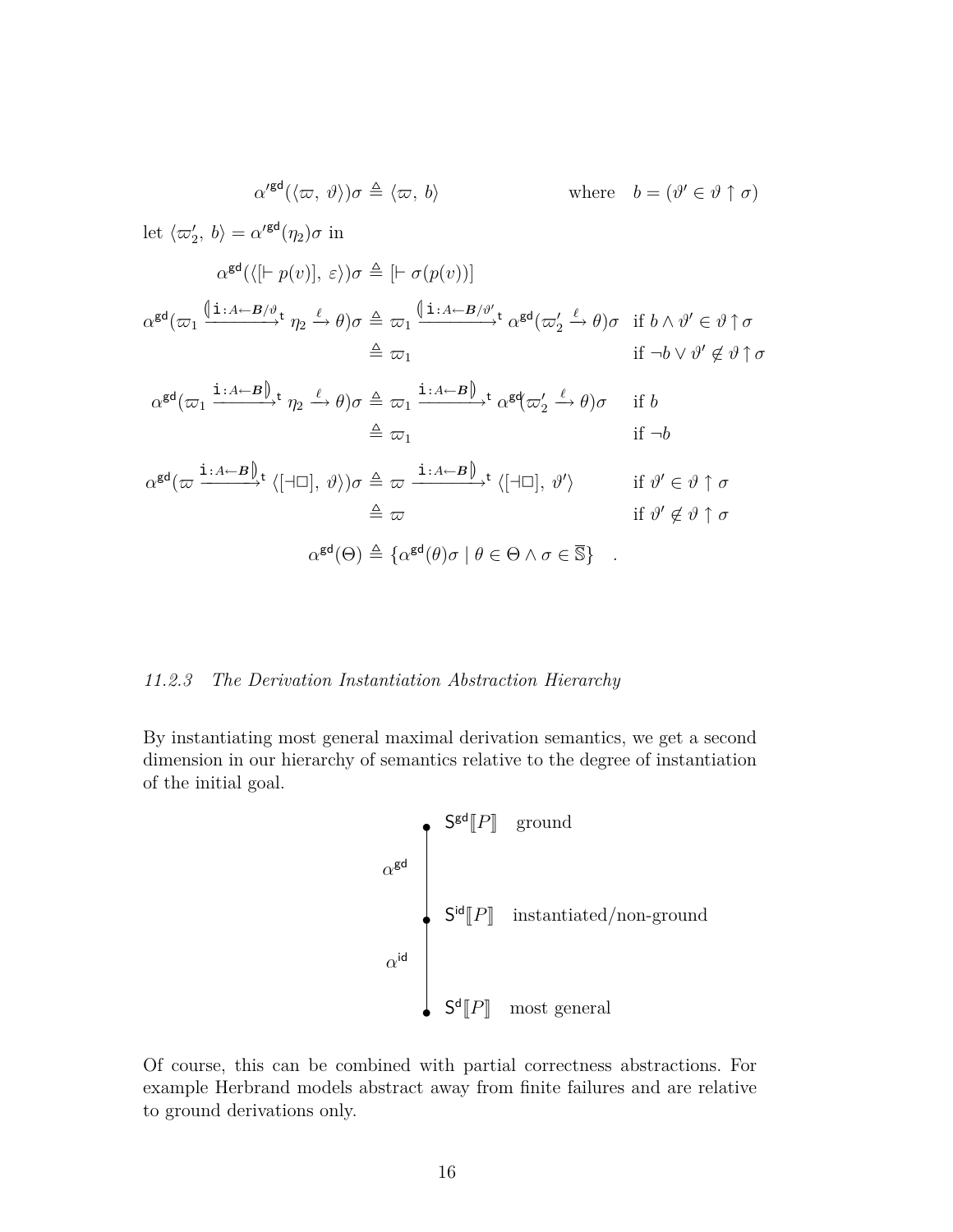$$\alpha'^{\mathsf{gd}}(\langle \varpi,\ \vartheta \rangle)\sigma \triangleq \langle \varpi,\ b \rangle \qquad\qquad \text{where} \quad b = (\vartheta' \in \vartheta \uparrow \sigma)$$

let $\langle \varpi_2',\ b \rangle = \alpha'^{\mathsf{gd}}(\eta_2)\sigma$ in

$$\alpha^{\mathsf{gd}}(\langle [\vdash p(v)],\ \varepsilon \rangle)\sigma \triangleq [\vdash \sigma(p(v))]$$

$$\begin{aligned}
\alpha^{\mathsf{gd}}(\varpi_1 \xrightarrow{(\!|\mathtt{i}:A\leftarrow \boldsymbol{B}/\vartheta}{}^{\mathsf{t}}\ \eta_2 \xrightarrow{\ell} \theta)\sigma &\triangleq \varpi_1 \xrightarrow{(\!|\mathtt{i}:A\leftarrow \boldsymbol{B}/\vartheta'}{}^{\mathsf{t}}\ \alpha^{\mathsf{gd}}(\varpi_2' \xrightarrow{\ell} \theta)\sigma && \text{if } b \wedge \vartheta' \in \vartheta \uparrow \sigma \\
&\triangleq \varpi_1 && \text{if } \neg b \vee \vartheta' \notin \vartheta \uparrow \sigma
\end{aligned}$$

$$\begin{aligned}
\alpha^{\mathsf{gd}}(\varpi_1 \xrightarrow{\mathtt{i}:A\leftarrow \boldsymbol{B}|\!)}{}^{\mathsf{t}}\ \eta_2 \xrightarrow{\ell} \theta)\sigma &\triangleq \varpi_1 \xrightarrow{\mathtt{i}:A\leftarrow \boldsymbol{B}|\!)}{}^{\mathsf{t}}\ \alpha^{\mathsf{gd}}(\varpi_2' \xrightarrow{\ell} \theta)\sigma && \text{if } b \\
&\triangleq \varpi_1 && \text{if } \neg b
\end{aligned}$$

$$\begin{aligned}
\alpha^{\mathsf{gd}}(\varpi \xrightarrow{\mathtt{i}:A\leftarrow \boldsymbol{B}|\!)}{}^{\mathsf{t}}\ \langle [\dashv\Box],\ \vartheta \rangle)\sigma &\triangleq \varpi \xrightarrow{\mathtt{i}:A\leftarrow \boldsymbol{B}|\!)}{}^{\mathsf{t}}\ \langle [\dashv\Box],\ \vartheta' \rangle && \text{if } \vartheta' \in \vartheta \uparrow \sigma \\
&\triangleq \varpi && \text{if } \vartheta' \notin \vartheta \uparrow \sigma
\end{aligned}$$

$$\alpha^{\mathsf{gd}}(\Theta) \triangleq \{\alpha^{\mathsf{gd}}(\theta)\sigma \mid \theta \in \Theta \wedge \sigma \in \overline{\mathbb{S}}\} \quad .$$

### *11.2.3 The Derivation Instantiation Abstraction Hierarchy*

By instantiating most general maximal derivation semantics, we get a second dimension in our hierarchy of semantics relative to the degree of instantiation of the initial goal.

$\mathsf{S}^{\mathsf{gd}}[\![P]\!]$ ground

$\alpha^{\mathsf{gd}}$

$\mathsf{S}^{\mathsf{id}}[\![P]\!]$ instantiated/non-ground

$\alpha^{\mathsf{id}}$

$\mathsf{S}^{\mathsf{d}}[\![P]\!]$ most general

Of course, this can be combined with partial correctness abstractions. For example Herbrand models abstract away from finite failures and are relative to ground derivations only.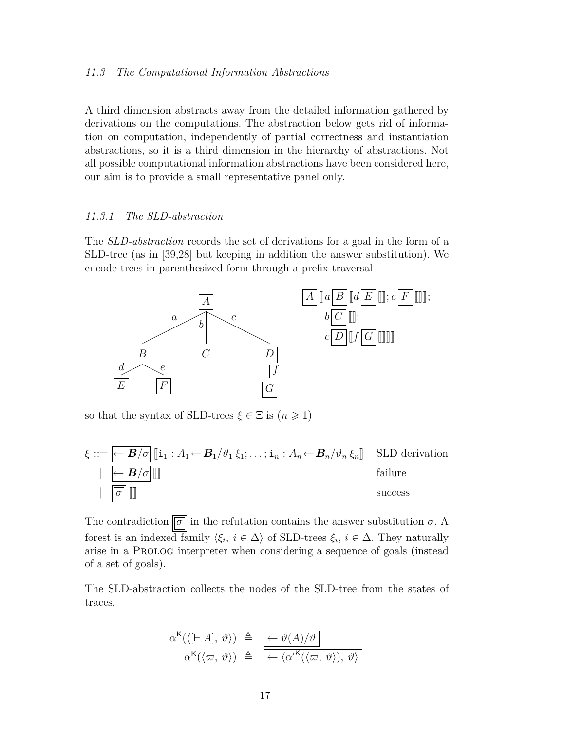## 11.3 The Computational Information Abstractions

A third dimension abstracts away from the detailed information gathered by derivations on the computations. The abstraction below gets rid of information on computation, independently of partial correctness and instantiation abstractions, so it is a third dimension in the hierarchy of abstractions. Not all possible computational information abstractions have been considered here, our aim is to provide a small representative panel only.

### 11.3.1 The SLD-abstraction

The *SLD-abstraction* records the set of derivations for a goal in the form of a SLD-tree (as in [39,28] but keeping in addition the answer substitution). We encode trees in parenthesized form through a prefix traversal

$$\boxed{A}\,[\![\, a\,\boxed{B}\,[\![d\,\boxed{E}\,[\![]\!]; e\,\boxed{F}\,[\![]\!]]\!];\; b\,\boxed{C}\,[\![]\!];\; c\,\boxed{D}\,[\![f\,\boxed{G}\,[\![]\!]]\!]]\!]$$

so that the syntax of SLD-trees $\xi \in \Xi$ is ($n \geqslant 1$)

$$\begin{array}{lll} \xi ::= & \boxed{\leftarrow \boldsymbol{B}/\sigma}\,[\![\mathtt{i}_1 : A_1 \leftarrow \boldsymbol{B}_1/\vartheta_1\, \xi_1; \ldots ; \mathtt{i}_n : A_n \leftarrow \boldsymbol{B}_n/\vartheta_n\, \xi_n]\!] & \text{SLD derivation} \\ \mid & \boxed{\leftarrow \boldsymbol{B}/\sigma}\,[\![]\!] & \text{failure} \\ \mid & \boxed{\boxed{\sigma}}\,[\![]\!] & \text{success} \end{array}$$

The contradiction $\boxed{\boxed{\sigma}}$ in the refutation contains the answer substitution $\sigma$. A forest is an indexed family $\langle \xi_i,\, i \in \Delta \rangle$ of SLD-trees $\xi_i,\, i \in \Delta$. They naturally arise in a Prolog interpreter when considering a sequence of goals (instead of a set of goals).

The SLD-abstraction collects the nodes of the SLD-tree from the states of traces.

$$\begin{aligned} \alpha^{\mathsf{K}}(\langle [\vdash A],\, \vartheta \rangle) &\triangleq \boxed{\leftarrow \vartheta(A)/\vartheta} \\ \alpha^{\mathsf{K}}(\langle \varpi,\, \vartheta \rangle) &\triangleq \boxed{\leftarrow \langle \alpha'^{\mathsf{K}}(\langle \varpi,\, \vartheta \rangle),\, \vartheta \rangle} \end{aligned}$$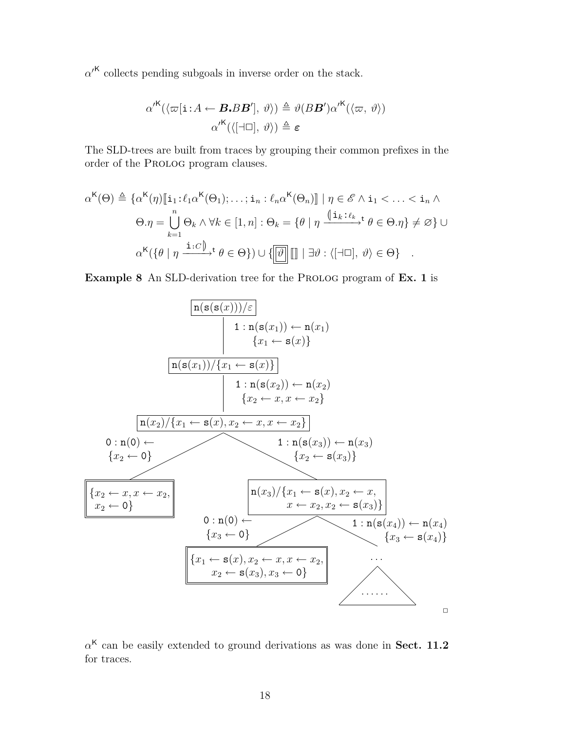$\alpha'^{\mathsf{K}}$ collects pending subgoals in inverse order on the stack.

$$\alpha'^{\mathsf{K}}(\langle \varpi[\mathtt{i}:A \leftarrow \boldsymbol{B}\textbf{.}B\boldsymbol{B}'],\ \vartheta\rangle) \triangleq \vartheta(B\boldsymbol{B}')\alpha'^{\mathsf{K}}(\langle \varpi,\ \vartheta\rangle)$$
$$\alpha'^{\mathsf{K}}(\langle [\dashv\Box],\ \vartheta\rangle) \triangleq \boldsymbol{\varepsilon}$$

The SLD-trees are built from traces by grouping their common prefixes in the order of the PROLOG program clauses.

$$\begin{aligned}\alpha^{\mathsf{K}}(\Theta) \triangleq \{&\alpha^{\mathsf{K}}(\eta)[\![\mathtt{i}_1:\ell_1\alpha^{\mathsf{K}}(\Theta_1);\ldots;\mathtt{i}_n:\ell_n\alpha^{\mathsf{K}}(\Theta_n)]\!] \mid \eta \in \mathscr{E} \wedge \mathtt{i}_1 < \ldots < \mathtt{i}_n \wedge \\ &\Theta.\eta = \bigcup_{k=1}^{n}\Theta_k \wedge \forall k \in [1,n] : \Theta_k = \{\theta \mid \eta \xrightarrow{(\!|\mathtt{i}_k:\ell_k}{}^{\mathsf{t}}\ \theta \in \Theta.\eta\} \neq \varnothing\} \cup \\ &\alpha^{\mathsf{K}}(\{\eta \mid \eta \xrightarrow{\mathtt{i}:C|\!)}{}^{\mathsf{t}}\ \theta \in \Theta\}) \cup \{\boxed{\vartheta}\,[\![\,]\!] \mid \exists\vartheta : \langle [\dashv\Box],\ \vartheta\rangle \in \Theta\} \quad .\end{aligned}$$

**Example 8** An SLD-derivation tree for the PROLOG program of **Ex. 1** is

```
                 [ n(s(s(x)))/ε ]
                        |   1 : n(s(x1)) ← n(x1)
                        |       {x1 ← s(x)}
              [ n(s(x1))/{x1 ← s(x)} ]
                        |   1 : n(s(x2)) ← n(x2)
                        |     {x2 ← x, x ← x2}
        [ n(x2)/{x1 ← s(x), x2 ← x, x ← x2} ]
   0 : n(0) ←          /          \      1 : n(s(x3)) ← n(x3)
   {x2 ← 0}           /            \         {x2 ← s(x3)}
[[ {x2 ← x, x ← x2,          [ n(x3)/{x1 ← s(x), x2 ← x,
    x2 ← 0} ]]                      x ← x2, x2 ← s(x3)} ]
                  0 : n(0) ←    /          \    1 : n(s(x4)) ← n(x4)
                  {x3 ← 0}     /            \       {x3 ← s(x4)}
        [[ {x1 ← s(x), x2 ← x, x ← x2,        ...
            x2 ← s(x3), x3 ← 0} ]]           ......
```

□

$\alpha^{\mathsf{K}}$ can be easily extended to ground derivations as was done in **Sect. 11.2** for traces.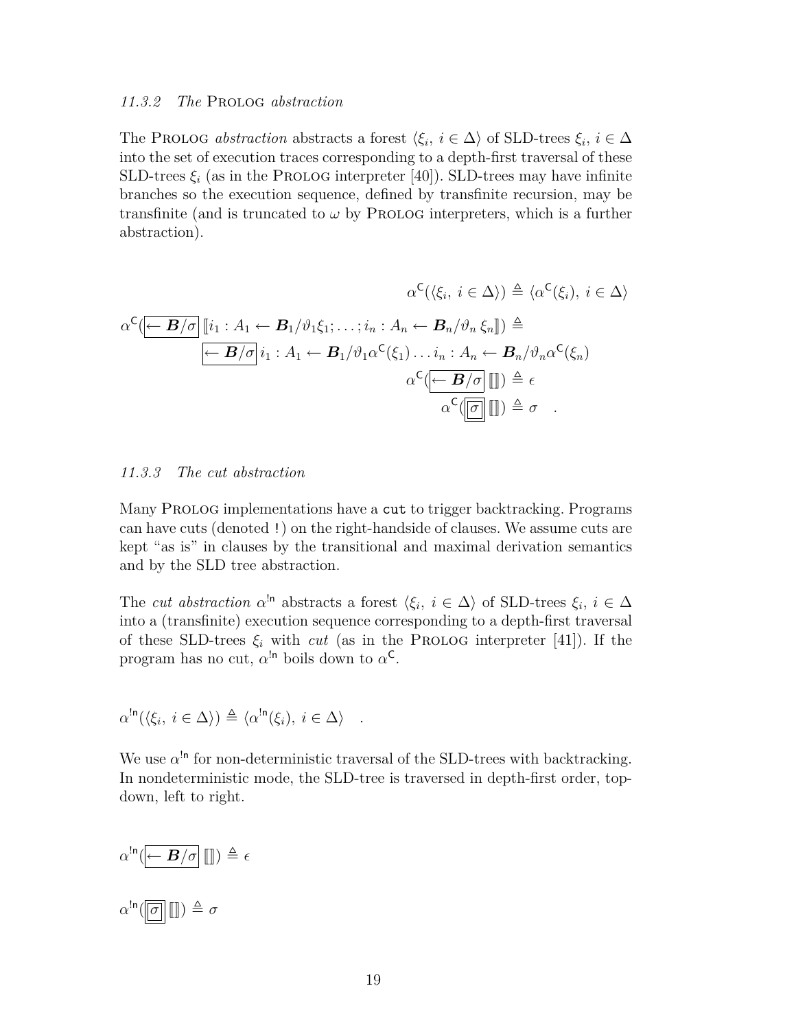### 11.3.2 The Prolog abstraction

The Prolog *abstraction* abstracts a forest $\langle \xi_i,\ i \in \Delta\rangle$ of SLD-trees $\xi_i,\ i \in \Delta$ into the set of execution traces corresponding to a depth-first traversal of these SLD-trees $\xi_i$ (as in the Prolog interpreter [40]). SLD-trees may have infinite branches so the execution sequence, defined by transfinite recursion, may be transfinite (and is truncated to $\omega$ by Prolog interpreters, which is a further abstraction).

$$
\begin{aligned}
\alpha^{\mathsf{C}}(\langle \xi_i,\ i \in \Delta\rangle) &\triangleq \langle \alpha^{\mathsf{C}}(\xi_i),\ i \in \Delta\rangle \\
\alpha^{\mathsf{C}}(\boxed{\leftarrow \boldsymbol{B}/\sigma}\ [\![ i_1 : A_1 \leftarrow \boldsymbol{B}_1/\vartheta_1\xi_1; \ldots ; i_n : A_n \leftarrow \boldsymbol{B}_n/\vartheta_n\, \xi_n]\!]) &\triangleq \\
\boxed{\leftarrow \boldsymbol{B}/\sigma}\ i_1 : A_1 \leftarrow \boldsymbol{B}_1/\vartheta_1\alpha^{\mathsf{C}}(\xi_1) \ldots i_n : A_n \leftarrow \boldsymbol{B}_n/\vartheta_n\alpha^{\mathsf{C}}(\xi_n)& \\
\alpha^{\mathsf{C}}(\boxed{\leftarrow \boldsymbol{B}/\sigma}\ [\![]\!]) &\triangleq \epsilon \\
\alpha^{\mathsf{C}}(\boxed{\boxed{\sigma}}\ [\![]\!]) &\triangleq \sigma \quad .
\end{aligned}
$$

### 11.3.3 The cut abstraction

Many Prolog implementations have a `cut` to trigger backtracking. Programs can have cuts (denoted `!`) on the right-handside of clauses. We assume cuts are kept "as is" in clauses by the transitional and maximal derivation semantics and by the SLD tree abstraction.

The *cut abstraction* $\alpha^{!\mathsf{n}}$ abstracts a forest $\langle \xi_i,\ i \in \Delta\rangle$ of SLD-trees $\xi_i,\ i \in \Delta$ into a (transfinite) execution sequence corresponding to a depth-first traversal of these SLD-trees $\xi_i$ with *cut* (as in the Prolog interpreter [41]). If the program has no cut, $\alpha^{!\mathsf{n}}$ boils down to $\alpha^{\mathsf{C}}$.

$$
\alpha^{!\mathsf{n}}(\langle \xi_i,\ i \in \Delta\rangle) \triangleq \langle \alpha^{!\mathsf{n}}(\xi_i),\ i \in \Delta\rangle \quad .
$$

We use $\alpha^{!\mathsf{n}}$ for non-deterministic traversal of the SLD-trees with backtracking. In nondeterministic mode, the SLD-tree is traversed in depth-first order, top-down, left to right.

$$
\alpha^{!\mathsf{n}}(\boxed{\leftarrow \boldsymbol{B}/\sigma}\ [\![]\!]) \triangleq \epsilon
$$

$$
\alpha^{!\mathsf{n}}(\boxed{\boxed{\sigma}}\ [\![]\!]) \triangleq \sigma
$$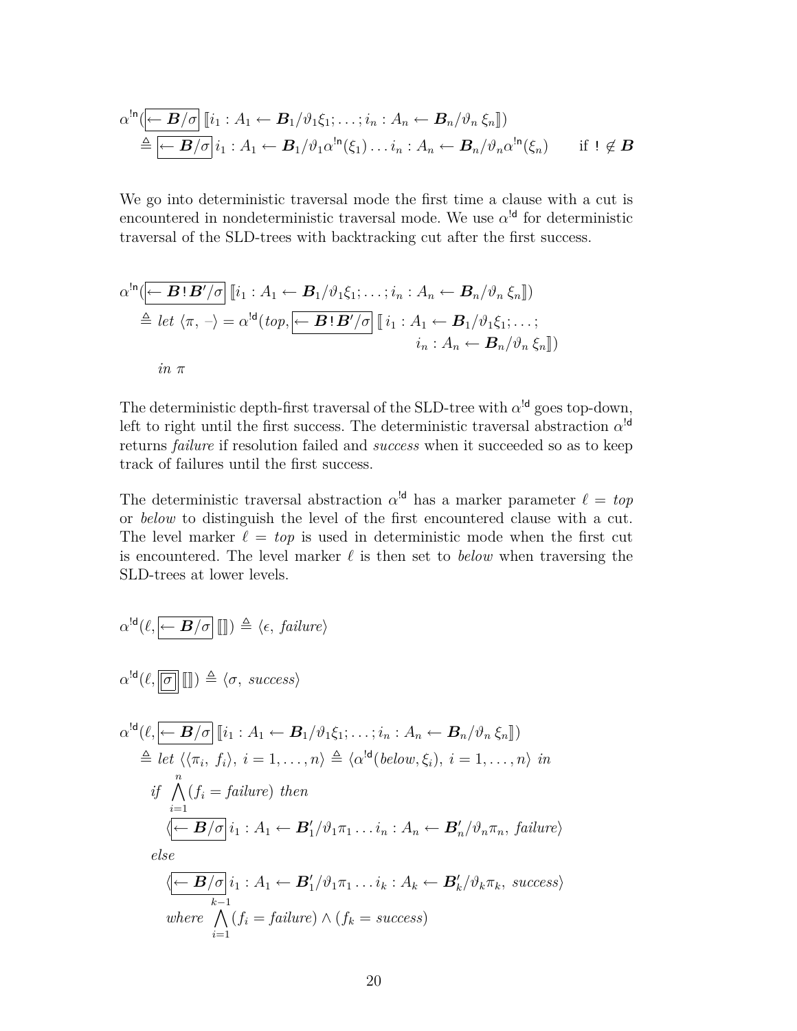$$
\begin{aligned}
&\alpha^{!\mathsf{n}}(\boxed{\leftarrow \boldsymbol{B}/\sigma}\,[\![ i_1 : A_1 \leftarrow \boldsymbol{B}_1/\vartheta_1\xi_1; \ldots ; i_n : A_n \leftarrow \boldsymbol{B}_n/\vartheta_n\,\xi_n ]\!])\\
&\quad\triangleq \boxed{\leftarrow \boldsymbol{B}/\sigma}\, i_1 : A_1 \leftarrow \boldsymbol{B}_1/\vartheta_1\alpha^{!\mathsf{n}}(\xi_1)\ldots i_n : A_n \leftarrow \boldsymbol{B}_n/\vartheta_n\alpha^{!\mathsf{n}}(\xi_n) \qquad \text{if } ! \notin \boldsymbol{B}
\end{aligned}
$$

We go into deterministic traversal mode the first time a clause with a cut is encountered in nondeterministic traversal mode. We use $\alpha^{!\mathsf{d}}$ for deterministic traversal of the SLD-trees with backtracking cut after the first success.

$$
\begin{aligned}
&\alpha^{!\mathsf{n}}(\boxed{\leftarrow \boldsymbol{B}\,!\,\boldsymbol{B}'/\sigma}\,[\![ i_1 : A_1 \leftarrow \boldsymbol{B}_1/\vartheta_1\xi_1; \ldots ; i_n : A_n \leftarrow \boldsymbol{B}_n/\vartheta_n\,\xi_n ]\!])\\
&\quad\triangleq \mathit{let}\ \langle \pi,\ \_\rangle = \alpha^{!\mathsf{d}}(\mathit{top}, \boxed{\leftarrow \boldsymbol{B}\,!\,\boldsymbol{B}'/\sigma}\,[\![\, i_1 : A_1 \leftarrow \boldsymbol{B}_1/\vartheta_1\xi_1; \ldots ;\\
&\qquad\qquad\qquad\qquad\qquad\qquad\qquad\qquad i_n : A_n \leftarrow \boldsymbol{B}_n/\vartheta_n\,\xi_n ]\!])\\
&\qquad \mathit{in}\ \pi
\end{aligned}
$$

The deterministic depth-first traversal of the SLD-tree with $\alpha^{!\mathsf{d}}$ goes top-down, left to right until the first success. The deterministic traversal abstraction $\alpha^{!\mathsf{d}}$ returns *failure* if resolution failed and *success* when it succeeded so as to keep track of failures until the first success.

The deterministic traversal abstraction $\alpha^{!\mathsf{d}}$ has a marker parameter $\ell = \mathit{top}$ or *below* to distinguish the level of the first encountered clause with a cut. The level marker $\ell = \mathit{top}$ is used in deterministic mode when the first cut is encountered. The level marker $\ell$ is then set to *below* when traversing the SLD-trees at lower levels.

$$
\alpha^{!\mathsf{d}}(\ell, \boxed{\leftarrow \boldsymbol{B}/\sigma}\,[\![]\!]) \triangleq \langle \epsilon,\ \mathit{failure}\rangle
$$

$$
\alpha^{!\mathsf{d}}(\ell, \boxed{\boxed{\sigma}}\,[\![]\!]) \triangleq \langle \sigma,\ \mathit{success}\rangle
$$

$$
\begin{aligned}
&\alpha^{!\mathsf{d}}(\ell, \boxed{\leftarrow \boldsymbol{B}/\sigma}\,[\![ i_1 : A_1 \leftarrow \boldsymbol{B}_1/\vartheta_1\xi_1; \ldots ; i_n : A_n \leftarrow \boldsymbol{B}_n/\vartheta_n\,\xi_n ]\!])\\
&\quad\triangleq \mathit{let}\ \langle\langle \pi_i,\ f_i\rangle,\ i = 1, \ldots, n\rangle \triangleq \langle \alpha^{!\mathsf{d}}(\mathit{below}, \xi_i),\ i = 1, \ldots, n\rangle\ \mathit{in}\\
&\qquad \mathit{if}\ \bigwedge_{i=1}^{n}(f_i = \mathit{failure})\ \mathit{then}\\
&\qquad\quad \langle\boxed{\leftarrow \boldsymbol{B}/\sigma}\, i_1 : A_1 \leftarrow \boldsymbol{B}'_1/\vartheta_1\pi_1 \ldots i_n : A_n \leftarrow \boldsymbol{B}'_n/\vartheta_n\pi_n,\ \mathit{failure}\rangle\\
&\qquad \mathit{else}\\
&\qquad\quad \langle\boxed{\leftarrow \boldsymbol{B}/\sigma}\, i_1 : A_1 \leftarrow \boldsymbol{B}'_1/\vartheta_1\pi_1 \ldots i_k : A_k \leftarrow \boldsymbol{B}'_k/\vartheta_k\pi_k,\ \mathit{success}\rangle\\
&\qquad\quad \mathit{where}\ \bigwedge_{i=1}^{k-1}(f_i = \mathit{failure}) \wedge (f_k = \mathit{success})
\end{aligned}
$$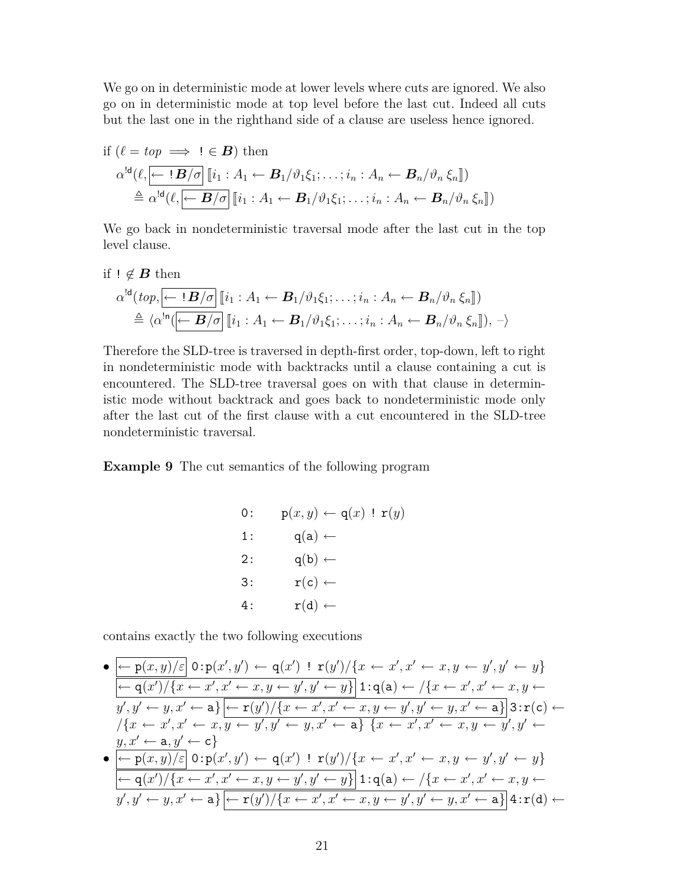We go on in deterministic mode at lower levels where cuts are ignored. We also go on in deterministic mode at top level before the last cut. Indeed all cuts but the last one in the righthand side of a clause are useless hence ignored.

$$\text{if } (\ell = top \implies \texttt{!} \in \boldsymbol{B}) \text{ then}$$

$$\alpha^{\texttt{!d}}(\ell, \boxed{\leftarrow \texttt{!}\boldsymbol{B}/\sigma}\ \llbracket i_1 : A_1 \leftarrow \boldsymbol{B}_1/\vartheta_1\xi_1; \ldots; i_n : A_n \leftarrow \boldsymbol{B}_n/\vartheta_n\, \xi_n \rrbracket)$$
$$\triangleq \alpha^{\texttt{!d}}(\ell, \boxed{\leftarrow \boldsymbol{B}/\sigma}\ \llbracket i_1 : A_1 \leftarrow \boldsymbol{B}_1/\vartheta_1\xi_1; \ldots; i_n : A_n \leftarrow \boldsymbol{B}_n/\vartheta_n\, \xi_n \rrbracket)$$

We go back in nondeterministic traversal mode after the last cut in the top level clause.

$$\text{if } \texttt{!} \notin \boldsymbol{B} \text{ then}$$

$$\alpha^{\texttt{!d}}(top, \boxed{\leftarrow \texttt{!}\boldsymbol{B}/\sigma}\ \llbracket i_1 : A_1 \leftarrow \boldsymbol{B}_1/\vartheta_1\xi_1; \ldots; i_n : A_n \leftarrow \boldsymbol{B}_n/\vartheta_n\, \xi_n \rrbracket)$$
$$\triangleq \langle \alpha^{\texttt{!n}}(\boxed{\leftarrow \boldsymbol{B}/\sigma}\ \llbracket i_1 : A_1 \leftarrow \boldsymbol{B}_1/\vartheta_1\xi_1; \ldots; i_n : A_n \leftarrow \boldsymbol{B}_n/\vartheta_n\, \xi_n \rrbracket),\ -\rangle$$

Therefore the SLD-tree is traversed in depth-first order, top-down, left to right in nondeterministic mode with backtracks until a clause containing a cut is encountered. The SLD-tree traversal goes on with that clause in deterministic mode without backtrack and goes back to nondeterministic mode only after the last cut of the first clause with a cut encountered in the SLD-tree nondeterministic traversal.

**Example 9** The cut semantics of the following program

$$
\begin{array}{ll}
\texttt{0:} & \texttt{p}(x, y) \leftarrow \texttt{q}(x)\ \texttt{!}\ \texttt{r}(y) \\
\texttt{1:} & \texttt{q}(\texttt{a}) \leftarrow \\
\texttt{2:} & \texttt{q}(\texttt{b}) \leftarrow \\
\texttt{3:} & \texttt{r}(\texttt{c}) \leftarrow \\
\texttt{4:} & \texttt{r}(\texttt{d}) \leftarrow
\end{array}
$$

contains exactly the two following executions

- $\boxed{\leftarrow \texttt{p}(x,y)/\varepsilon}$ $\texttt{0:p}(x',y') \leftarrow \texttt{q}(x')\ \texttt{!}\ \texttt{r}(y')/\{x \leftarrow x', x' \leftarrow x, y \leftarrow y', y' \leftarrow y\}$ $\boxed{\leftarrow \texttt{q}(x')/\{x \leftarrow x', x' \leftarrow x, y \leftarrow y', y' \leftarrow y\}}$ $\texttt{1:q(a)} \leftarrow /\{x \leftarrow x', x' \leftarrow x, y \leftarrow y', y' \leftarrow y, x' \leftarrow \texttt{a}\}$ $\boxed{\leftarrow \texttt{r}(y')/\{x \leftarrow x', x' \leftarrow x, y \leftarrow y', y' \leftarrow y, x' \leftarrow \texttt{a}\}}$ $\texttt{3:r(c)} \leftarrow /\{x \leftarrow x', x' \leftarrow x, y \leftarrow y', y' \leftarrow y, x' \leftarrow \texttt{a}\}$ $\{x \leftarrow x', x' \leftarrow x, y \leftarrow y', y' \leftarrow y, x' \leftarrow \texttt{a}, y' \leftarrow \texttt{c}\}$
- $\boxed{\leftarrow \texttt{p}(x,y)/\varepsilon}$ $\texttt{0:p}(x',y') \leftarrow \texttt{q}(x')\ \texttt{!}\ \texttt{r}(y')/\{x \leftarrow x', x' \leftarrow x, y \leftarrow y', y' \leftarrow y\}$ $\boxed{\leftarrow \texttt{q}(x')/\{x \leftarrow x', x' \leftarrow x, y \leftarrow y', y' \leftarrow y\}}$ $\texttt{1:q(a)} \leftarrow /\{x \leftarrow x', x' \leftarrow x, y \leftarrow y', y' \leftarrow y, x' \leftarrow \texttt{a}\}$ $\boxed{\leftarrow \texttt{r}(y')/\{x \leftarrow x', x' \leftarrow x, y \leftarrow y', y' \leftarrow y, x' \leftarrow \texttt{a}\}}$ $\texttt{4:r(d)} \leftarrow$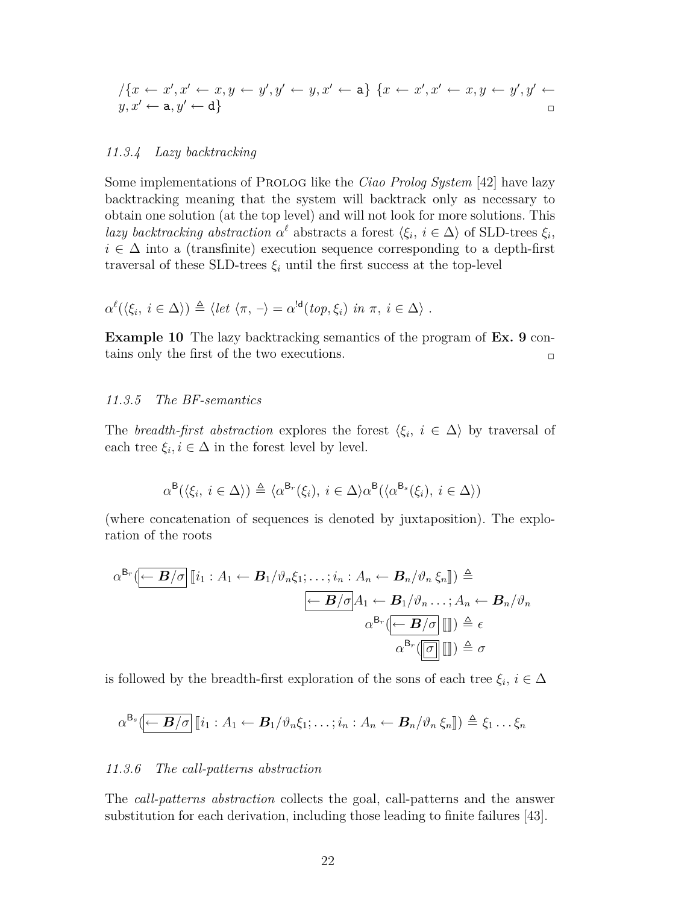$/\{x \leftarrow x', x' \leftarrow x, y \leftarrow y', y' \leftarrow y, x' \leftarrow \mathtt{a}\}$ $\{x \leftarrow x', x' \leftarrow x, y \leftarrow y', y' \leftarrow y, x' \leftarrow \mathtt{a}, y' \leftarrow \mathtt{d}\}$ □

### 11.3.4 Lazy backtracking

Some implementations of Prolog like the *Ciao Prolog System* [42] have lazy backtracking meaning that the system will backtrack only as necessary to obtain one solution (at the top level) and will not look for more solutions. This *lazy backtracking abstraction* $\alpha^{\ell}$ abstracts a forest $\langle \xi_i,\ i \in \Delta\rangle$ of SLD-trees $\xi_i$, $i \in \Delta$ into a (transfinite) execution sequence corresponding to a depth-first traversal of these SLD-trees $\xi_i$ until the first success at the top-level

$$\alpha^{\ell}(\langle \xi_i,\ i \in \Delta\rangle) \triangleq \langle \mathit{let}\ \langle \pi, \_\rangle = \alpha^{!\mathsf{d}}(\mathit{top}, \xi_i)\ \mathit{in}\ \pi,\ i \in \Delta\rangle\ .$$

**Example 10** The lazy backtracking semantics of the program of **Ex. 9** contains only the first of the two executions. □

### 11.3.5 The BF-semantics

The *breadth-first abstraction* explores the forest $\langle \xi_i,\ i \in \Delta\rangle$ by traversal of each tree $\xi_i, i \in \Delta$ in the forest level by level.

$$\alpha^{\mathsf{B}}(\langle \xi_i,\ i \in \Delta\rangle) \triangleq \langle \alpha^{\mathsf{B}_r}(\xi_i),\ i \in \Delta\rangle \alpha^{\mathsf{B}}(\langle \alpha^{\mathsf{B}_s}(\xi_i),\ i \in \Delta\rangle)$$

(where concatenation of sequences is denoted by juxtaposition). The exploration of the roots

$$\alpha^{\mathsf{B}_r}(\boxed{\leftarrow \boldsymbol{B}/\sigma}\, [\![ i_1 : A_1 \leftarrow \boldsymbol{B}_1/\vartheta_n \xi_1; \ldots; i_n : A_n \leftarrow \boldsymbol{B}_n/\vartheta_n\, \xi_n ]\!]) \triangleq \boxed{\leftarrow \boldsymbol{B}/\sigma} A_1 \leftarrow \boldsymbol{B}_1/\vartheta_n \ldots; A_n \leftarrow \boldsymbol{B}_n/\vartheta_n$$

$$\alpha^{\mathsf{B}_r}(\boxed{\leftarrow \boldsymbol{B}/\sigma}\, [\![]\!]) \triangleq \epsilon$$

$$\alpha^{\mathsf{B}_r}(\boxed{\boxed{\sigma}}\, [\![]\!]) \triangleq \sigma$$

is followed by the breadth-first exploration of the sons of each tree $\xi_i,\ i \in \Delta$

$$\alpha^{\mathsf{B}_s}(\boxed{\leftarrow \boldsymbol{B}/\sigma}\, [\![ i_1 : A_1 \leftarrow \boldsymbol{B}_1/\vartheta_n \xi_1; \ldots; i_n : A_n \leftarrow \boldsymbol{B}_n/\vartheta_n\, \xi_n ]\!]) \triangleq \xi_1 \ldots \xi_n$$

### 11.3.6 The call-patterns abstraction

The *call-patterns abstraction* collects the goal, call-patterns and the answer substitution for each derivation, including those leading to finite failures [43].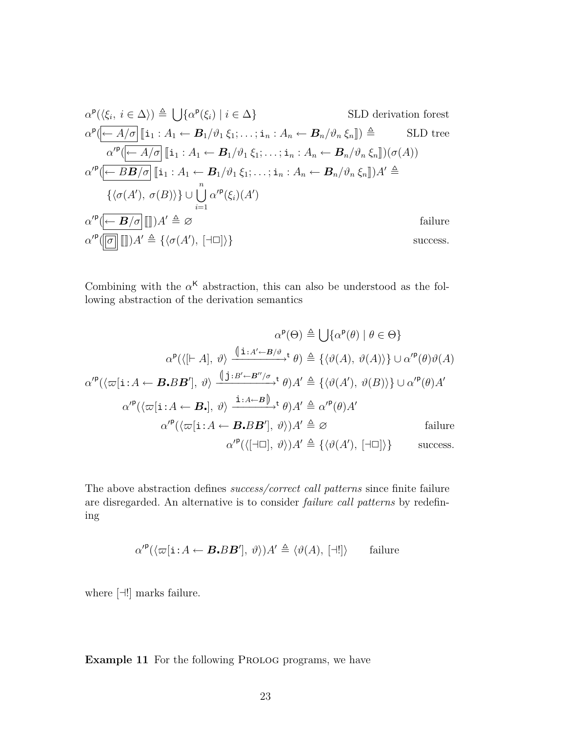$$\alpha^{\mathsf{p}}(\langle \xi_i,\ i \in \Delta\rangle) \triangleq \bigcup\{\alpha^{\mathsf{p}}(\xi_i) \mid i \in \Delta\} \qquad \text{SLD derivation forest}$$

$$\alpha^{\mathsf{p}}(\boxed{\leftarrow A/\sigma}\, [\![\mathtt{i}_1 : A_1 \leftarrow \boldsymbol{B}_1/\vartheta_1\, \xi_1; \ldots ; \mathtt{i}_n : A_n \leftarrow \boldsymbol{B}_n/\vartheta_n\, \xi_n]\!]) \triangleq \qquad \text{SLD tree}$$

$$\qquad \alpha'^{\mathsf{p}}(\boxed{\leftarrow A/\sigma}\, [\![\mathtt{i}_1 : A_1 \leftarrow \boldsymbol{B}_1/\vartheta_1\, \xi_1; \ldots ; \mathtt{i}_n : A_n \leftarrow \boldsymbol{B}_n/\vartheta_n\, \xi_n]\!])(\sigma(A))$$

$$\alpha'^{\mathsf{p}}(\boxed{\leftarrow B\boldsymbol{B}/\sigma}\, [\![\mathtt{i}_1 : A_1 \leftarrow \boldsymbol{B}_1/\vartheta_1\, \xi_1; \ldots ; \mathtt{i}_n : A_n \leftarrow \boldsymbol{B}_n/\vartheta_n\, \xi_n]\!])A' \triangleq$$

$$\qquad \{\langle \sigma(A'),\ \sigma(B)\rangle\} \cup \bigcup_{i=1}^{n} \alpha'^{\mathsf{p}}(\xi_i)(A')$$

$$\alpha'^{\mathsf{p}}(\boxed{\leftarrow \boldsymbol{B}/\sigma}\, [\![]\!])A' \triangleq \varnothing \qquad \text{failure}$$

$$\alpha'^{\mathsf{p}}(\boxed{\boxed{\sigma}}\, [\![]\!])A' \triangleq \{\langle \sigma(A'),\ [\dashv\square]\rangle\} \qquad \text{success.}$$

Combining with the $\alpha^{\mathsf{K}}$ abstraction, this can also be understood as the following abstraction of the derivation semantics

$$\alpha^{\mathsf{p}}(\Theta) \triangleq \bigcup\{\alpha^{\mathsf{p}}(\theta) \mid \theta \in \Theta\}$$

$$\alpha^{\mathsf{p}}(\langle [\vdash A],\ \vartheta\rangle \xrightarrow{(\!|\mathtt{i}:A'\leftarrow \boldsymbol{B}/\vartheta}{}^{\mathsf{t}}\ \theta) \triangleq \{\langle \vartheta(A),\ \vartheta(A)\rangle\} \cup \alpha'^{\mathsf{p}}(\theta)\vartheta(A)$$

$$\alpha'^{\mathsf{p}}(\langle \varpi[\mathtt{i}:A \leftarrow \boldsymbol{B}\boldsymbol{.}B\boldsymbol{B}'],\ \vartheta\rangle \xrightarrow{(\!|\mathtt{j}:B'\leftarrow \boldsymbol{B}''/\sigma}{}^{\mathsf{t}}\ \theta)A' \triangleq \{\langle \vartheta(A'),\ \vartheta(B)\rangle\} \cup \alpha'^{\mathsf{p}}(\theta)A'$$

$$\alpha'^{\mathsf{p}}(\langle \varpi[\mathtt{i}:A \leftarrow \boldsymbol{B}\boldsymbol{.}],\ \vartheta\rangle \xrightarrow{\mathtt{i}:A\leftarrow \boldsymbol{B}|\!)}{}^{\mathsf{t}}\ \theta)A' \triangleq \alpha'^{\mathsf{p}}(\theta)A'$$

$$\alpha'^{\mathsf{p}}(\langle \varpi[\mathtt{i}:A \leftarrow \boldsymbol{B}\boldsymbol{.}B\boldsymbol{B}'],\ \vartheta\rangle)A' \triangleq \varnothing \qquad \text{failure}$$

$$\alpha'^{\mathsf{p}}(\langle [\dashv\square],\ \vartheta\rangle)A' \triangleq \{\langle \vartheta(A'),\ [\dashv\square]\rangle\} \qquad \text{success.}$$

The above abstraction defines *success/correct call patterns* since finite failure are disregarded. An alternative is to consider *failure call patterns* by redefining

$$\alpha'^{\mathsf{p}}(\langle \varpi[\mathtt{i}:A \leftarrow \boldsymbol{B}\boldsymbol{.}B\boldsymbol{B}'],\ \vartheta\rangle)A' \triangleq \langle \vartheta(A),\ [\dashv!]\rangle \qquad \text{failure}$$

where $[\dashv!]$ marks failure.

**Example 11** For the following Prolog programs, we have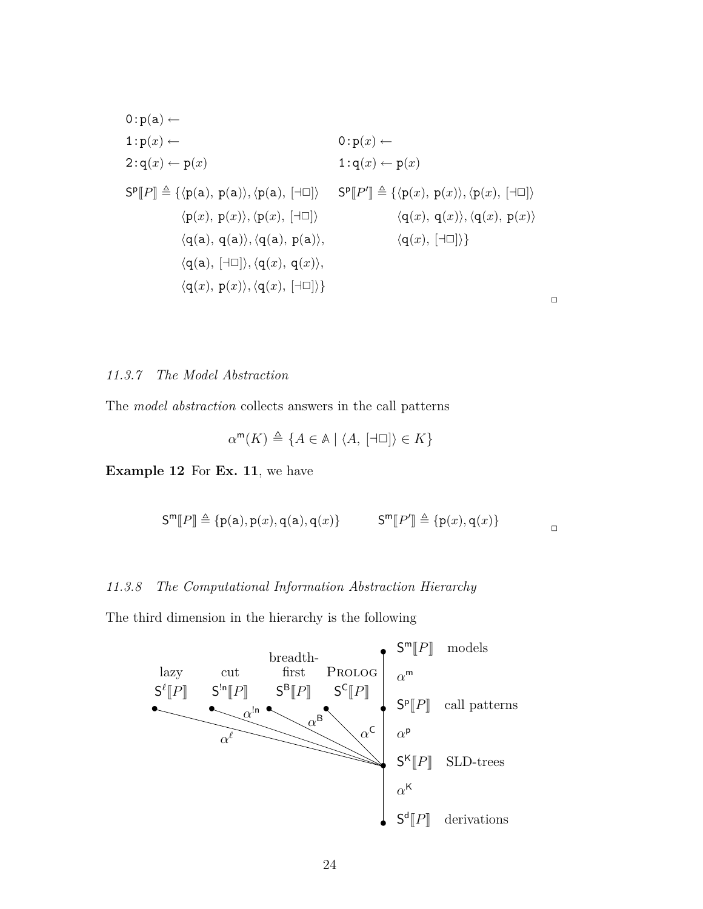$$
\begin{array}{ll}
\mathtt{0}:\mathtt{p}(\mathtt{a}) \leftarrow & \\
\mathtt{1}:\mathtt{p}(x) \leftarrow & \mathtt{0}:\mathtt{p}(x) \leftarrow \\
\mathtt{2}:\mathtt{q}(x) \leftarrow \mathtt{p}(x) & \mathtt{1}:\mathtt{q}(x) \leftarrow \mathtt{p}(x) \\
\mathsf{S}^{\mathsf{p}}[\![P]\!] \triangleq \{\langle \mathtt{p}(\mathtt{a}),\ \mathtt{p}(\mathtt{a})\rangle, \langle \mathtt{p}(\mathtt{a}),\ [\dashv\square]\rangle & \mathsf{S}^{\mathsf{p}}[\![P']\!] \triangleq \{\langle \mathtt{p}(x),\ \mathtt{p}(x)\rangle, \langle \mathtt{p}(x),\ [\dashv\square]\rangle \\
\quad \langle \mathtt{p}(x),\ \mathtt{p}(x)\rangle, \langle \mathtt{p}(x),\ [\dashv\square]\rangle & \quad \langle \mathtt{q}(x),\ \mathtt{q}(x)\rangle, \langle \mathtt{q}(x),\ \mathtt{p}(x)\rangle \\
\quad \langle \mathtt{q}(\mathtt{a}),\ \mathtt{q}(\mathtt{a})\rangle, \langle \mathtt{q}(\mathtt{a}),\ \mathtt{p}(\mathtt{a})\rangle, & \quad \langle \mathtt{q}(x),\ [\dashv\square]\rangle\} \\
\quad \langle \mathtt{q}(\mathtt{a}),\ [\dashv\square]\rangle, \langle \mathtt{q}(x),\ \mathtt{q}(x)\rangle, & \\
\quad \langle \mathtt{q}(x),\ \mathtt{p}(x)\rangle, \langle \mathtt{q}(x),\ [\dashv\square]\rangle\} &
\end{array}
$$

□

### *11.3.7 The Model Abstraction*

The *model abstraction* collects answers in the call patterns

$$\alpha^{\mathsf{m}}(K) \triangleq \{A \in \mathbb{A} \mid \langle A,\ [\dashv\square]\rangle \in K\}$$

**Example 12** For **Ex. 11**, we have

$$\mathsf{S}^{\mathsf{m}}[\![P]\!] \triangleq \{\mathtt{p}(\mathtt{a}), \mathtt{p}(x), \mathtt{q}(\mathtt{a}), \mathtt{q}(x)\} \qquad \mathsf{S}^{\mathsf{m}}[\![P']\!] \triangleq \{\mathtt{p}(x), \mathtt{q}(x)\}$$

□

### *11.3.8 The Computational Information Abstraction Hierarchy*

The third dimension in the hierarchy is the following

| | | | | |
|---|---|---|---|---|
| lazy $\mathsf{S}^{\ell}[\![P]\!]$ | cut $\mathsf{S}^{!\mathsf{n}}[\![P]\!]$ | breadth-first $\mathsf{S}^{\mathsf{B}}[\![P]\!]$ | PROLOG $\mathsf{S}^{\mathsf{C}}[\![P]\!]$ | $\mathsf{S}^{\mathsf{m}}[\![P]\!]$ models |
| | | | | $\alpha^{\mathsf{m}}$ |
| | | | | $\mathsf{S}^{\mathsf{p}}[\![P]\!]$ call patterns |
| $\alpha^{\ell}$ | $\alpha^{!\mathsf{n}}$ | $\alpha^{\mathsf{B}}$ | $\alpha^{\mathsf{C}}$ | $\alpha^{\mathsf{p}}$ |
| | | | | $\mathsf{S}^{\mathsf{K}}[\![P]\!]$ SLD-trees |
| | | | | $\alpha^{\mathsf{K}}$ |
| | | | | $\mathsf{S}^{\mathsf{d}}[\![P]\!]$ derivations |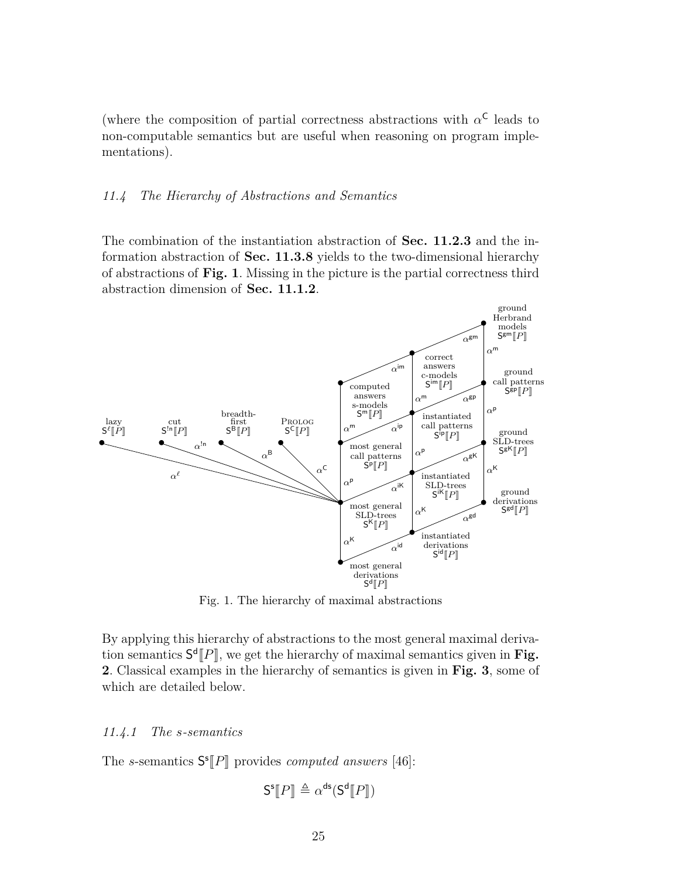(where the composition of partial correctness abstractions with $\alpha^{\mathsf{C}}$ leads to non-computable semantics but are useful when reasoning on program implementations).

### *11.4 The Hierarchy of Abstractions and Semantics*

The combination of the instantiation abstraction of **Sec. 11.2.3** and the information abstraction of **Sec. 11.3.8** yields to the two-dimensional hierarchy of abstractions of **Fig. 1**. Missing in the picture is the partial correctness third abstraction dimension of **Sec. 11.1.2**.

Fig. 1. The hierarchy of maximal abstractions

By applying this hierarchy of abstractions to the most general maximal derivation semantics $\mathsf{S}^{\mathsf{d}}[\![P]\!]$, we get the hierarchy of maximal semantics given in **Fig. 2**. Classical examples in the hierarchy of semantics is given in **Fig. 3**, some of which are detailed below.

#### *11.4.1 The s-semantics*

The *s*-semantics $\mathsf{S}^{\mathsf{s}}[\![P]\!]$ provides *computed answers* [46]:

$$\mathsf{S}^{\mathsf{s}}[\![P]\!] \triangleq \alpha^{\mathsf{ds}}(\mathsf{S}^{\mathsf{d}}[\![P]\!])$$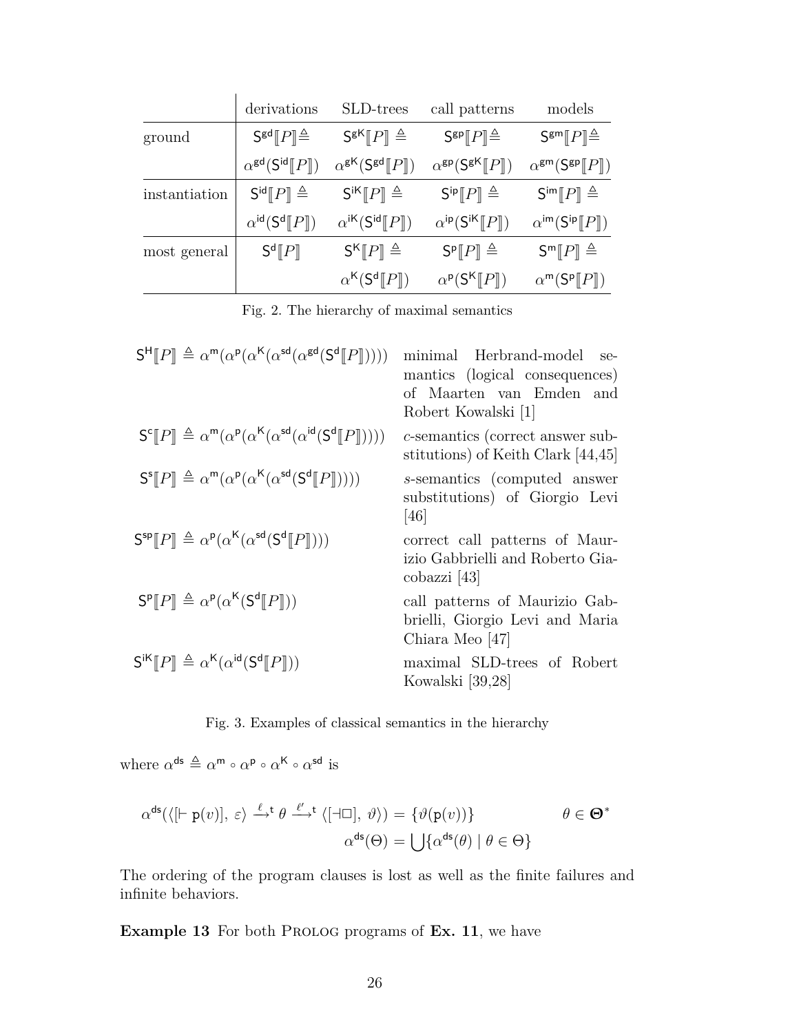| | derivations | SLD-trees | call patterns | models |
|---|---|---|---|---|
| ground | $\mathsf{S}^{\mathsf{gd}}[\![P]\!] \triangleq$ $\alpha^{\mathsf{gd}}(\mathsf{S}^{\mathsf{id}}[\![P]\!])$ | $\mathsf{S}^{\mathsf{gK}}[\![P]\!] \triangleq$ $\alpha^{\mathsf{gK}}(\mathsf{S}^{\mathsf{gd}}[\![P]\!])$ | $\mathsf{S}^{\mathsf{gp}}[\![P]\!] \triangleq$ $\alpha^{\mathsf{gp}}(\mathsf{S}^{\mathsf{gK}}[\![P]\!])$ | $\mathsf{S}^{\mathsf{gm}}[\![P]\!] \triangleq$ $\alpha^{\mathsf{gm}}(\mathsf{S}^{\mathsf{gp}}[\![P]\!])$ |
| instantiation | $\mathsf{S}^{\mathsf{id}}[\![P]\!] \triangleq$ $\alpha^{\mathsf{id}}(\mathsf{S}^{\mathsf{d}}[\![P]\!])$ | $\mathsf{S}^{\mathsf{iK}}[\![P]\!] \triangleq$ $\alpha^{\mathsf{iK}}(\mathsf{S}^{\mathsf{id}}[\![P]\!])$ | $\mathsf{S}^{\mathsf{ip}}[\![P]\!] \triangleq$ $\alpha^{\mathsf{ip}}(\mathsf{S}^{\mathsf{iK}}[\![P]\!])$ | $\mathsf{S}^{\mathsf{im}}[\![P]\!] \triangleq$ $\alpha^{\mathsf{im}}(\mathsf{S}^{\mathsf{ip}}[\![P]\!])$ |
| most general | $\mathsf{S}^{\mathsf{d}}[\![P]\!]$ | $\mathsf{S}^{\mathsf{K}}[\![P]\!] \triangleq$ $\alpha^{\mathsf{K}}(\mathsf{S}^{\mathsf{d}}[\![P]\!])$ | $\mathsf{S}^{\mathsf{p}}[\![P]\!] \triangleq$ $\alpha^{\mathsf{p}}(\mathsf{S}^{\mathsf{K}}[\![P]\!])$ | $\mathsf{S}^{\mathsf{m}}[\![P]\!] \triangleq$ $\alpha^{\mathsf{m}}(\mathsf{S}^{\mathsf{p}}[\![P]\!])$ |

Fig. 2. The hierarchy of maximal semantics

| | |
|---|---|
| $\mathsf{S}^{\mathsf{H}}[\![P]\!] \triangleq \alpha^{\mathsf{m}}(\alpha^{\mathsf{p}}(\alpha^{\mathsf{K}}(\alpha^{\mathsf{sd}}(\alpha^{\mathsf{gd}}(\mathsf{S}^{\mathsf{d}}[\![P]\!])))))$ | minimal Herbrand-model semantics (logical consequences) of Maarten van Emden and Robert Kowalski [1] |
| $\mathsf{S}^{\mathsf{c}}[\![P]\!] \triangleq \alpha^{\mathsf{m}}(\alpha^{\mathsf{p}}(\alpha^{\mathsf{K}}(\alpha^{\mathsf{sd}}(\alpha^{\mathsf{id}}(\mathsf{S}^{\mathsf{d}}[\![P]\!])))))$ | *c*-semantics (correct answer substitutions) of Keith Clark [44,45] |
| $\mathsf{S}^{\mathsf{s}}[\![P]\!] \triangleq \alpha^{\mathsf{m}}(\alpha^{\mathsf{p}}(\alpha^{\mathsf{K}}(\alpha^{\mathsf{sd}}(\mathsf{S}^{\mathsf{d}}[\![P]\!]))))$ | *s*-semantics (computed answer substitutions) of Giorgio Levi [46] |
| $\mathsf{S}^{\mathsf{sp}}[\![P]\!] \triangleq \alpha^{\mathsf{p}}(\alpha^{\mathsf{K}}(\alpha^{\mathsf{sd}}(\mathsf{S}^{\mathsf{d}}[\![P]\!])))$ | correct call patterns of Maurizio Gabbrielli and Roberto Giacobazzi [43] |
| $\mathsf{S}^{\mathsf{p}}[\![P]\!] \triangleq \alpha^{\mathsf{p}}(\alpha^{\mathsf{K}}(\mathsf{S}^{\mathsf{d}}[\![P]\!]))$ | call patterns of Maurizio Gabbrielli, Giorgio Levi and Maria Chiara Meo [47] |
| $\mathsf{S}^{\mathsf{iK}}[\![P]\!] \triangleq \alpha^{\mathsf{K}}(\alpha^{\mathsf{id}}(\mathsf{S}^{\mathsf{d}}[\![P]\!]))$ | maximal SLD-trees of Robert Kowalski [39,28] |

Fig. 3. Examples of classical semantics in the hierarchy

where $\alpha^{\mathsf{ds}} \triangleq \alpha^{\mathsf{m}} \circ \alpha^{\mathsf{p}} \circ \alpha^{\mathsf{K}} \circ \alpha^{\mathsf{sd}}$ is

$$\alpha^{\mathsf{ds}}(\langle[\vdash \mathtt{p}(v)],\ \varepsilon\rangle \xrightarrow{\ell}{}^{\mathsf{t}}\ \theta \xrightarrow{\ell'}{}^{\mathsf{t}}\ \langle[\dashv\Box],\ \vartheta\rangle) = \{\vartheta(\mathtt{p}(v))\} \qquad\qquad \theta \in \boldsymbol{\Theta}^*$$

$$\alpha^{\mathsf{ds}}(\Theta) = \bigcup\{\alpha^{\mathsf{ds}}(\theta) \mid \theta \in \Theta\}$$

The ordering of the program clauses is lost as well as the finite failures and infinite behaviors.

**Example 13** For both Prolog programs of **Ex. 11**, we have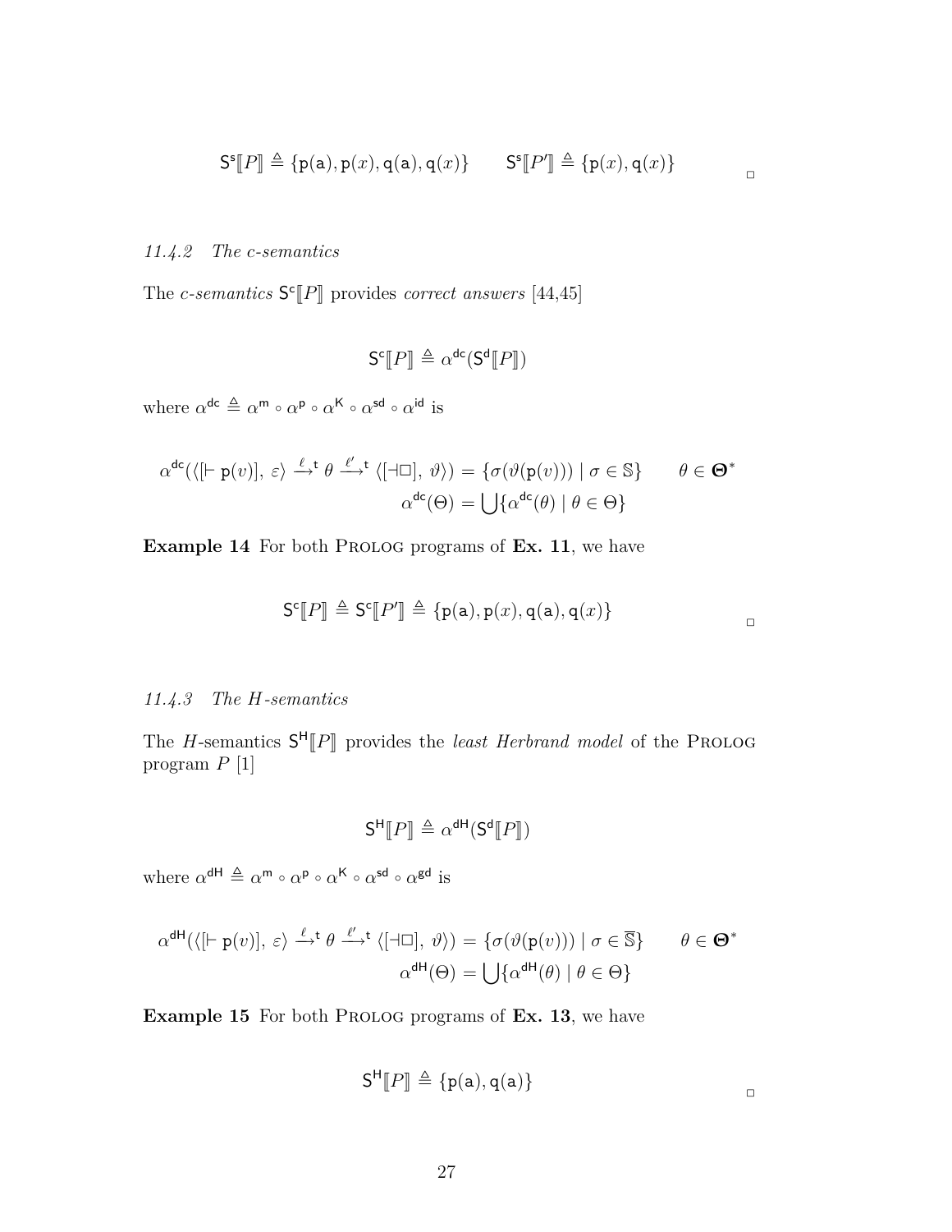$$\mathsf{S}^{\mathsf{s}}[\![P]\!] \triangleq \{\mathtt{p}(\mathtt{a}), \mathtt{p}(x), \mathtt{q}(\mathtt{a}), \mathtt{q}(x)\} \qquad \mathsf{S}^{\mathsf{s}}[\![P']\!] \triangleq \{\mathtt{p}(x), \mathtt{q}(x)\}$$

□

### *11.4.2 The c-semantics*

The *c-semantics* $\mathsf{S}^{\mathsf{c}}[\![P]\!]$ provides *correct answers* [44,45]

$$\mathsf{S}^{\mathsf{c}}[\![P]\!] \triangleq \alpha^{\mathsf{dc}}(\mathsf{S}^{\mathsf{d}}[\![P]\!])$$

where $\alpha^{\mathsf{dc}} \triangleq \alpha^{\mathsf{m}} \circ \alpha^{\mathsf{p}} \circ \alpha^{\mathsf{K}} \circ \alpha^{\mathsf{sd}} \circ \alpha^{\mathsf{id}}$ is

$$\alpha^{\mathsf{dc}}(\langle[\vdash \mathtt{p}(v)],\ \varepsilon\rangle \xrightarrow{\ell}{}^{\mathsf{t}}\ \theta \xrightarrow{\ell'}{}^{\mathsf{t}} \langle[\dashv\Box],\ \vartheta\rangle) = \{\sigma(\vartheta(\mathtt{p}(v))) \mid \sigma \in \mathbb{S}\} \qquad \theta \in \boldsymbol{\Theta}^*$$
$$\alpha^{\mathsf{dc}}(\Theta) = \bigcup\{\alpha^{\mathsf{dc}}(\theta) \mid \theta \in \Theta\}$$

**Example 14** For both Prolog programs of **Ex. 11**, we have

$$\mathsf{S}^{\mathsf{c}}[\![P]\!] \triangleq \mathsf{S}^{\mathsf{c}}[\![P']\!] \triangleq \{\mathtt{p}(\mathtt{a}), \mathtt{p}(x), \mathtt{q}(\mathtt{a}), \mathtt{q}(x)\}$$

□

### *11.4.3 The H-semantics*

The *H*-semantics $\mathsf{S}^{\mathsf{H}}[\![P]\!]$ provides the *least Herbrand model* of the Prolog program $P$ [1]

$$\mathsf{S}^{\mathsf{H}}[\![P]\!] \triangleq \alpha^{\mathsf{dH}}(\mathsf{S}^{\mathsf{d}}[\![P]\!])$$

where $\alpha^{\mathsf{dH}} \triangleq \alpha^{\mathsf{m}} \circ \alpha^{\mathsf{p}} \circ \alpha^{\mathsf{K}} \circ \alpha^{\mathsf{sd}} \circ \alpha^{\mathsf{gd}}$ is

$$\alpha^{\mathsf{dH}}(\langle[\vdash \mathtt{p}(v)],\ \varepsilon\rangle \xrightarrow{\ell}{}^{\mathsf{t}}\ \theta \xrightarrow{\ell'}{}^{\mathsf{t}} \langle[\dashv\Box],\ \vartheta\rangle) = \{\sigma(\vartheta(\mathtt{p}(v))) \mid \sigma \in \overline{\mathbb{S}}\} \qquad \theta \in \boldsymbol{\Theta}^*$$
$$\alpha^{\mathsf{dH}}(\Theta) = \bigcup\{\alpha^{\mathsf{dH}}(\theta) \mid \theta \in \Theta\}$$

**Example 15** For both Prolog programs of **Ex. 13**, we have

$$\mathsf{S}^{\mathsf{H}}[\![P]\!] \triangleq \{\mathtt{p}(\mathtt{a}), \mathtt{q}(\mathtt{a})\}$$

□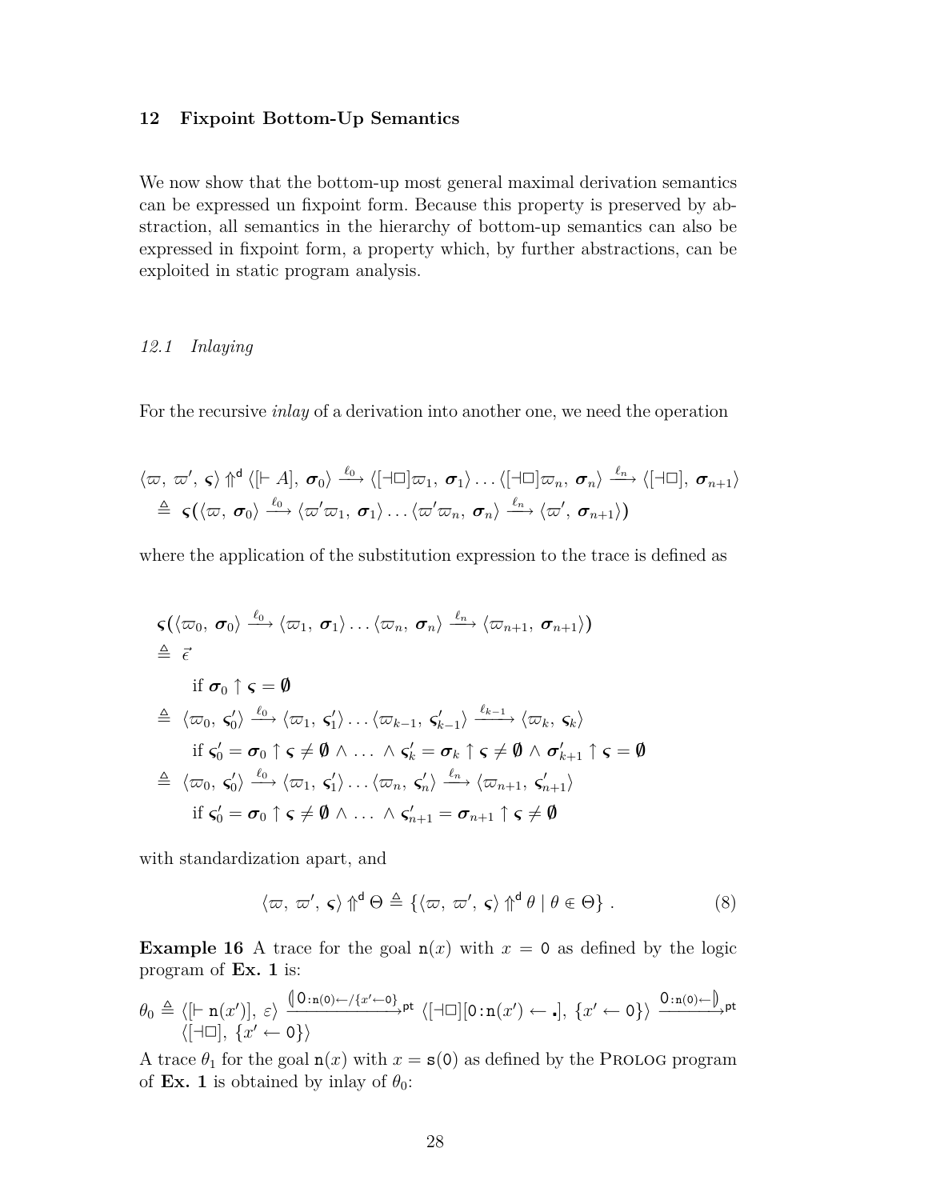## 12 Fixpoint Bottom-Up Semantics

We now show that the bottom-up most general maximal derivation semantics can be expressed un fixpoint form. Because this property is preserved by abstraction, all semantics in the hierarchy of bottom-up semantics can also be expressed in fixpoint form, a property which, by further abstractions, can be exploited in static program analysis.

### 12.1 Inlaying

For the recursive *inlay* of a derivation into another one, we need the operation

$$
\begin{aligned}
&\langle \varpi,\, \varpi',\, \varsigma\rangle \Uparrow^{\mathsf{d}} \langle [\Vdash A],\, \boldsymbol{\sigma}_0\rangle \xrightarrow{\ell_0} \langle [\dashv\!\Box]\varpi_1,\, \boldsymbol{\sigma}_1\rangle \ldots \langle [\dashv\!\Box]\varpi_n,\, \boldsymbol{\sigma}_n\rangle \xrightarrow{\ell_n} \langle [\dashv\!\Box],\, \boldsymbol{\sigma}_{n+1}\rangle \\
&\;\triangleq\; \varsigma\big(\langle \varpi,\, \boldsymbol{\sigma}_0\rangle \xrightarrow{\ell_0} \langle \varpi'\varpi_1,\, \boldsymbol{\sigma}_1\rangle \ldots \langle \varpi'\varpi_n,\, \boldsymbol{\sigma}_n\rangle \xrightarrow{\ell_n} \langle \varpi',\, \boldsymbol{\sigma}_{n+1}\rangle\big)
\end{aligned}
$$

where the application of the substitution expression to the trace is defined as

$$
\begin{aligned}
&\varsigma\big(\langle \varpi_0,\, \boldsymbol{\sigma}_0\rangle \xrightarrow{\ell_0} \langle \varpi_1,\, \boldsymbol{\sigma}_1\rangle \ldots \langle \varpi_n,\, \boldsymbol{\sigma}_n\rangle \xrightarrow{\ell_n} \langle \varpi_{n+1},\, \boldsymbol{\sigma}_{n+1}\rangle\big) \\
&\triangleq\; \vec{\epsilon} \\
&\qquad \text{if } \boldsymbol{\sigma}_0 \uparrow \varsigma = \emptyset \\
&\triangleq\; \langle \varpi_0,\, \varsigma'_0\rangle \xrightarrow{\ell_0} \langle \varpi_1,\, \varsigma'_1\rangle \ldots \langle \varpi_{k-1},\, \varsigma'_{k-1}\rangle \xrightarrow{\ell_{k-1}} \langle \varpi_k,\, \varsigma_k\rangle \\
&\qquad \text{if } \varsigma'_0 = \boldsymbol{\sigma}_0 \uparrow \varsigma \neq \emptyset \wedge \ldots \wedge \varsigma'_k = \boldsymbol{\sigma}_k \uparrow \varsigma \neq \emptyset \wedge \boldsymbol{\sigma}'_{k+1} \uparrow \varsigma = \emptyset \\
&\triangleq\; \langle \varpi_0,\, \varsigma'_0\rangle \xrightarrow{\ell_0} \langle \varpi_1,\, \varsigma'_1\rangle \ldots \langle \varpi_n,\, \varsigma'_n\rangle \xrightarrow{\ell_n} \langle \varpi_{n+1},\, \varsigma'_{n+1}\rangle \\
&\qquad \text{if } \varsigma'_0 = \boldsymbol{\sigma}_0 \uparrow \varsigma \neq \emptyset \wedge \ldots \wedge \varsigma'_{n+1} = \boldsymbol{\sigma}_{n+1} \uparrow \varsigma \neq \emptyset
\end{aligned}
$$

with standardization apart, and

$$
\langle \varpi,\, \varpi',\, \varsigma\rangle \Uparrow^{\mathsf{d}} \Theta \triangleq \{\langle \varpi,\, \varpi',\, \varsigma\rangle \Uparrow^{\mathsf{d}} \theta \mid \theta \in \Theta\}\ . \tag{8}
$$

**Example 16** A trace for the goal $\mathtt{n}(x)$ with $x = \mathtt{0}$ as defined by the logic program of **Ex. 1** is:

$$
\theta_0 \triangleq \langle [\Vdash \mathtt{n}(x')],\, \varepsilon\rangle \xrightarrow{(\!|\,\mathtt{0}:\mathtt{n(0)}\leftarrow/\{x'\leftarrow\mathtt{0}\}}{}^{\mathsf{pt}} \langle [\dashv\!\Box][\mathtt{0}:\mathtt{n}(x') \leftarrow \centerdot],\, \{x' \leftarrow \mathtt{0}\}\rangle \xrightarrow{\mathtt{0}:\mathtt{n(0)}\leftarrow|\!)}{}^{\mathsf{pt}} \langle [\dashv\!\Box],\, \{x' \leftarrow \mathtt{0}\}\rangle
$$

A trace $\theta_1$ for the goal $\mathtt{n}(x)$ with $x = \mathtt{s(0)}$ as defined by the Prolog program of **Ex. 1** is obtained by inlay of $\theta_0$: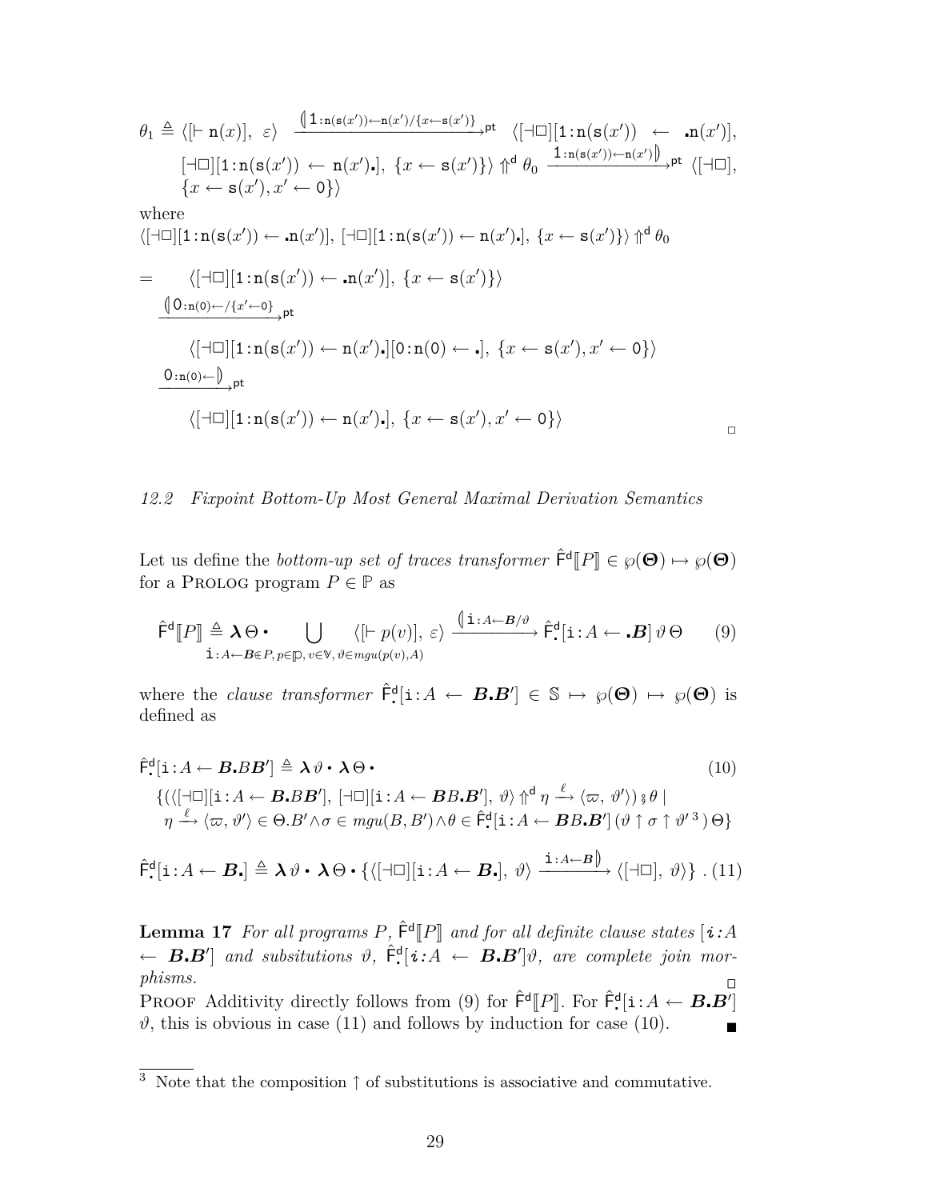$$\theta_1 \triangleq \langle [\vdash \mathtt{n}(x)],\ \varepsilon \rangle \xrightarrow{\ (\!|\, \mathtt{1}:\mathtt{n}(\mathtt{s}(x')) \leftarrow \mathtt{n}(x')/\{x \leftarrow \mathtt{s}(x')\}\ }_{\mathsf{pt}} \langle [\dashv\Box][\mathtt{1}:\mathtt{n}(\mathtt{s}(x')) \ \leftarrow\ \bullet\mathtt{n}(x')],$$
$$[\dashv\Box][\mathtt{1}:\mathtt{n}(\mathtt{s}(x')) \leftarrow \mathtt{n}(x')\bullet],\ \{x \leftarrow \mathtt{s}(x')\}\rangle \Uparrow^{\mathsf{d}} \theta_0 \xrightarrow{\ \mathtt{1}:\mathtt{n}(\mathtt{s}(x')) \leftarrow \mathtt{n}(x')|\!)\ }_{\mathsf{pt}} \langle [\dashv\Box],$$
$$\{x \leftarrow \mathtt{s}(x'), x' \leftarrow \mathtt{0}\}\rangle$$

where

$$\langle [\dashv\Box][\mathtt{1}:\mathtt{n}(\mathtt{s}(x')) \leftarrow \bullet\mathtt{n}(x')],\ [\dashv\Box][\mathtt{1}:\mathtt{n}(\mathtt{s}(x')) \leftarrow \mathtt{n}(x')\bullet],\ \{x \leftarrow \mathtt{s}(x')\}\rangle \Uparrow^{\mathsf{d}} \theta_0$$

$$= \quad \langle [\dashv\Box][\mathtt{1}:\mathtt{n}(\mathtt{s}(x')) \leftarrow \bullet\mathtt{n}(x')],\ \{x \leftarrow \mathtt{s}(x')\}\rangle$$

$$\xrightarrow{\ (\!|\, \mathtt{0}:\mathtt{n}(\mathtt{0}) \leftarrow /\{x' \leftarrow \mathtt{0}\}\ }_{\mathsf{pt}}$$

$$\langle [\dashv\Box][\mathtt{1}:\mathtt{n}(\mathtt{s}(x')) \leftarrow \mathtt{n}(x')\bullet][\mathtt{0}:\mathtt{n}(\mathtt{0}) \leftarrow \bullet],\ \{x \leftarrow \mathtt{s}(x'), x' \leftarrow \mathtt{0}\}\rangle$$

$$\xrightarrow{\ \mathtt{0}:\mathtt{n}(\mathtt{0}) \leftarrow |\!)\ }_{\mathsf{pt}}$$

$$\langle [\dashv\Box][\mathtt{1}:\mathtt{n}(\mathtt{s}(x')) \leftarrow \mathtt{n}(x')\bullet],\ \{x \leftarrow \mathtt{s}(x'), x' \leftarrow \mathtt{0}\}\rangle$$

□

### 12.2 Fixpoint Bottom-Up Most General Maximal Derivation Semantics

Let us define the *bottom-up set of traces transformer* $\hat{\mathsf{F}}^{\mathsf{d}}[\![P]\!] \in \wp(\mathbf{\Theta}) \mapsto \wp(\mathbf{\Theta})$ for a Prolog program $P \in \mathbb{P}$ as

$$\hat{\mathsf{F}}^{\mathsf{d}}[\![P]\!] \triangleq \boldsymbol{\lambda}\,\Theta \bullet \bigcup_{\mathtt{i}:A \leftarrow \boldsymbol{B} \in P,\, p \in \mathbb{p},\, v \in \mathbb{V},\, \vartheta \in mgu(p(v), A)} \langle [\vdash p(v)],\ \varepsilon \rangle \xrightarrow{\ (\!|\, \mathtt{i}:A \leftarrow \boldsymbol{B}/\vartheta\ } \hat{\mathsf{F}}^{\mathsf{d}}_{\bullet}[\mathtt{i}:A \leftarrow \bullet\boldsymbol{B}]\,\vartheta\,\Theta \qquad (9)$$

where the *clause transformer* $\hat{\mathsf{F}}^{\mathsf{d}}_{\bullet}[\mathtt{i}:A \leftarrow \boldsymbol{B}\bullet\boldsymbol{B}'] \in \mathbb{S} \mapsto \wp(\mathbf{\Theta}) \mapsto \wp(\mathbf{\Theta})$ is defined as

$$\hat{\mathsf{F}}^{\mathsf{d}}_{\bullet}[\mathtt{i}:A \leftarrow \boldsymbol{B}\bullet B\boldsymbol{B}'] \triangleq \boldsymbol{\lambda}\,\vartheta \bullet \boldsymbol{\lambda}\,\Theta \bullet \qquad (10)$$
$$\{(\langle [\dashv\Box][\mathtt{i}:A \leftarrow \boldsymbol{B}\bullet B\boldsymbol{B}'],\ [\dashv\Box][\mathtt{i}:A \leftarrow \boldsymbol{B}B\bullet\boldsymbol{B}'],\ \vartheta\rangle \Uparrow^{\mathsf{d}} \eta \xrightarrow{\ \ell\ } \langle \varpi,\ \vartheta' \rangle)\,\text{;}\,\theta \mid$$
$$\eta \xrightarrow{\ \ell\ } \langle \varpi, \vartheta' \rangle \in \Theta.B' \wedge \sigma \in mgu(B, B') \wedge \theta \in \hat{\mathsf{F}}^{\mathsf{d}}_{\bullet}[\mathtt{i}:A \leftarrow \boldsymbol{B}B\bullet\boldsymbol{B}']\,(\vartheta \uparrow \sigma \uparrow \vartheta'\,[3]\,)\,\Theta\}$$

$$\hat{\mathsf{F}}^{\mathsf{d}}_{\bullet}[\mathtt{i}:A \leftarrow \boldsymbol{B}\bullet] \triangleq \boldsymbol{\lambda}\,\vartheta \bullet \boldsymbol{\lambda}\,\Theta \bullet \{\langle [\dashv\Box][\mathtt{i}:A \leftarrow \boldsymbol{B}\bullet],\ \vartheta\rangle \xrightarrow{\ \mathtt{i}:A \leftarrow \boldsymbol{B}|\!)\ } \langle [\dashv\Box],\ \vartheta\rangle\}\ . \qquad (11)$$

**Lemma 17** *For all programs $P$, $\hat{\mathsf{F}}^{\mathsf{d}}[\![P]\!]$ and for all definite clause states $[\boldsymbol{i}:A \leftarrow \boldsymbol{B}\bullet\boldsymbol{B}']$ and subsitutions $\vartheta$, $\hat{\mathsf{F}}^{\mathsf{d}}_{\bullet}[\boldsymbol{i}:A \leftarrow \boldsymbol{B}\bullet\boldsymbol{B}']\vartheta$, are complete join morphisms.* □

Proof Additivity directly follows from (9) for $\hat{\mathsf{F}}^{\mathsf{d}}[\![P]\!]$. For $\hat{\mathsf{F}}^{\mathsf{d}}_{\bullet}[\mathtt{i}:A \leftarrow \boldsymbol{B}\bullet\boldsymbol{B}']$ $\vartheta$, this is obvious in case (11) and follows by induction for case (10). ■

---

[3] Note that the composition $\uparrow$ of substitutions is associative and commutative.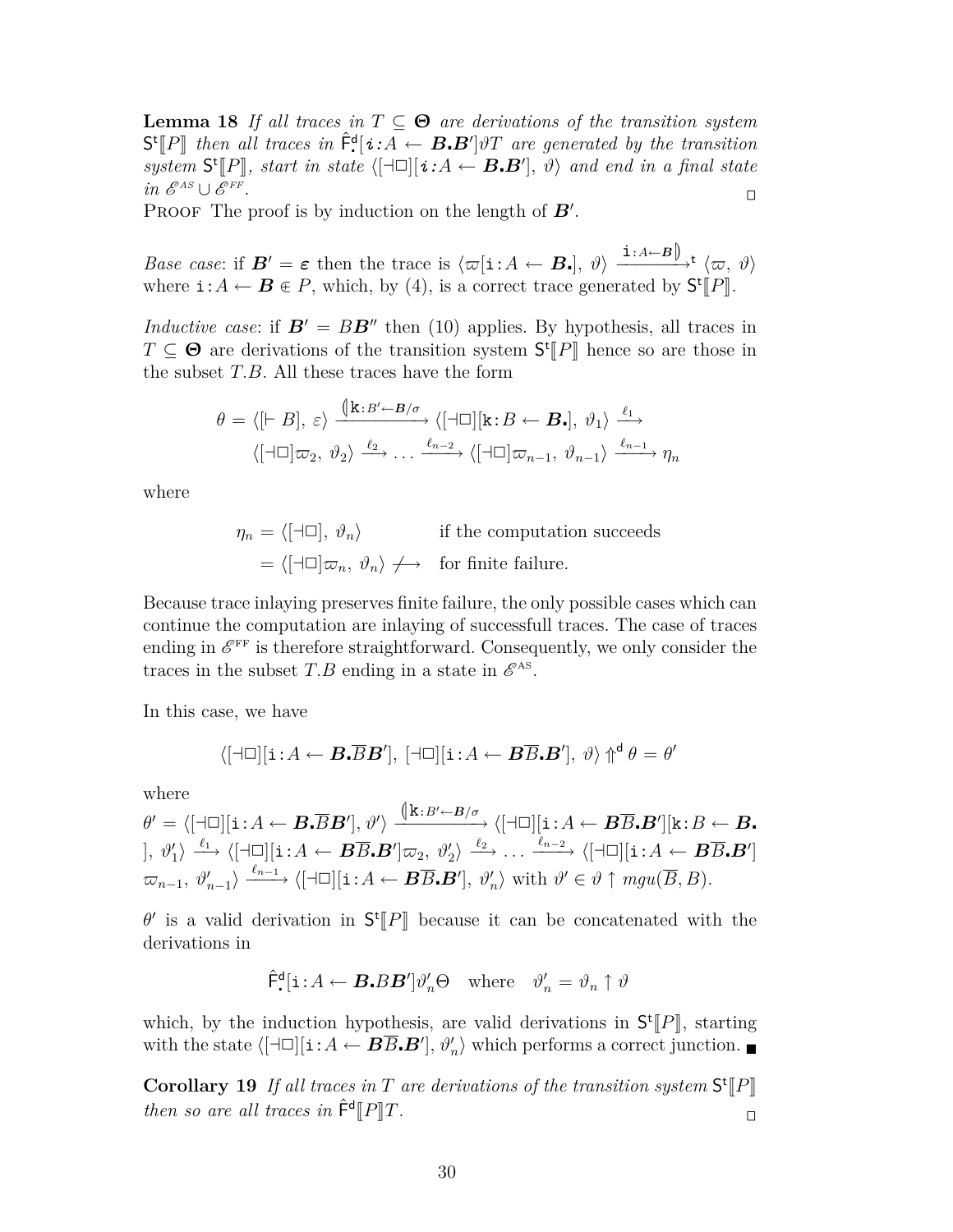**Lemma 18** *If all traces in $T \subseteq \mathbf{\Theta}$ are derivations of the transition system $\mathsf{S}^{\mathsf{t}}[\![P]\!]$ then all traces in $\hat{\mathsf{F}}^{\mathsf{d}}_{\bullet}[\boldsymbol{i}\!:\!A \leftarrow \boldsymbol{B}\boldsymbol{.}\boldsymbol{B}']\vartheta T$ are generated by the transition system $\mathsf{S}^{\mathsf{t}}[\![P]\!]$, start in state $\langle[\dashv\Box][\boldsymbol{i}\!:\!A \leftarrow \boldsymbol{B}\boldsymbol{.}\boldsymbol{B}'],\ \vartheta\rangle$ and end in a final state in $\mathscr{E}^{AS} \cup \mathscr{E}^{FF}$.* □

Proof The proof is by induction on the length of $\boldsymbol{B}'$.

*Base case*: if $\boldsymbol{B}' = \boldsymbol{\varepsilon}$ then the trace is $\langle\varpi[\mathtt{i}\!:\!A \leftarrow \boldsymbol{B}\boldsymbol{.}],\ \vartheta\rangle \xrightarrow{\mathtt{i}:A\leftarrow \boldsymbol{B}\rrparenthesis}{}^{\mathsf{t}} \langle\varpi,\ \vartheta\rangle$ where $\mathtt{i}\!:\!A \leftarrow \boldsymbol{B} \in P$, which, by (4), is a correct trace generated by $\mathsf{S}^{\mathsf{t}}[\![P]\!]$.

*Inductive case*: if $\boldsymbol{B}' = B\boldsymbol{B}''$ then (10) applies. By hypothesis, all traces in $T \subseteq \mathbf{\Theta}$ are derivations of the transition system $\mathsf{S}^{\mathsf{t}}[\![P]\!]$ hence so are those in the subset $T.B$. All these traces have the form

$$\theta = \langle[\vdash B],\ \varepsilon\rangle \xrightarrow{\llparenthesis\mathtt{k}:B'\leftarrow\boldsymbol{B}/\sigma} \langle[\dashv\Box][\mathtt{k}\!:\!B \leftarrow \boldsymbol{B}\boldsymbol{.}],\ \vartheta_1\rangle \xrightarrow{\ell_1}$$
$$\langle[\dashv\Box]\varpi_2,\ \vartheta_2\rangle \xrightarrow{\ell_2} \ldots \xrightarrow{\ell_{n-2}} \langle[\dashv\Box]\varpi_{n-1},\ \vartheta_{n-1}\rangle \xrightarrow{\ell_{n-1}} \eta_n$$

where

$$\begin{aligned} \eta_n &= \langle[\dashv\Box],\ \vartheta_n\rangle && \text{if the computation succeeds} \\ &= \langle[\dashv\Box]\varpi_n,\ \vartheta_n\rangle \not\longrightarrow && \text{for finite failure.} \end{aligned}$$

Because trace inlaying preserves finite failure, the only possible cases which can continue the computation are inlaying of successfull traces. The case of traces ending in $\mathscr{E}^{\text{FF}}$ is therefore straightforward. Consequently, we only consider the traces in the subset $T.B$ ending in a state in $\mathscr{E}^{\text{AS}}$.

In this case, we have

$$\langle[\dashv\Box][\mathtt{i}\!:\!A \leftarrow \boldsymbol{B}\boldsymbol{.}\overline{B}\boldsymbol{B}'],\ [\dashv\Box][\mathtt{i}\!:\!A \leftarrow \boldsymbol{B}\overline{B}\boldsymbol{.}\boldsymbol{B}'],\ \vartheta\rangle \Uparrow^{\mathsf{d}} \theta = \theta'$$

where

$\theta' = \langle[\dashv\Box][\mathtt{i}\!:\!A \leftarrow \boldsymbol{B}\boldsymbol{.}\overline{B}\boldsymbol{B}'],\ \vartheta'\rangle \xrightarrow{\llparenthesis\mathtt{k}:B'\leftarrow\boldsymbol{B}/\sigma} \langle[\dashv\Box][\mathtt{i}\!:\!A \leftarrow \boldsymbol{B}\overline{B}\boldsymbol{.}\boldsymbol{B}'][\mathtt{k}\!:\!B \leftarrow \boldsymbol{B}\boldsymbol{.}],\ \vartheta'_1\rangle \xrightarrow{\ell_1} \langle[\dashv\Box][\mathtt{i}\!:\!A \leftarrow \boldsymbol{B}\overline{B}\boldsymbol{.}\boldsymbol{B}']\varpi_2,\ \vartheta'_2\rangle \xrightarrow{\ell_2} \ldots \xrightarrow{\ell_{n-2}} \langle[\dashv\Box][\mathtt{i}\!:\!A \leftarrow \boldsymbol{B}\overline{B}\boldsymbol{.}\boldsymbol{B}']\varpi_{n-1},\ \vartheta'_{n-1}\rangle \xrightarrow{\ell_{n-1}} \langle[\dashv\Box][\mathtt{i}\!:\!A \leftarrow \boldsymbol{B}\overline{B}\boldsymbol{.}\boldsymbol{B}'],\ \vartheta'_n\rangle$ with $\vartheta' \in \vartheta \uparrow mgu(\overline{B}, B)$.

$\theta'$ is a valid derivation in $\mathsf{S}^{\mathsf{t}}[\![P]\!]$ because it can be concatenated with the derivations in

$$\hat{\mathsf{F}}^{\mathsf{d}}_{\bullet}[\mathtt{i}\!:\!A \leftarrow \boldsymbol{B}\boldsymbol{.}B\boldsymbol{B}']\vartheta'_n\Theta \quad \text{where} \quad \vartheta'_n = \vartheta_n \uparrow \vartheta$$

which, by the induction hypothesis, are valid derivations in $\mathsf{S}^{\mathsf{t}}[\![P]\!]$, starting with the state $\langle[\dashv\Box][\mathtt{i}\!:\!A \leftarrow \boldsymbol{B}\overline{B}\boldsymbol{.}\boldsymbol{B}'],\ \vartheta'_n\rangle$ which performs a correct junction. ∎

**Corollary 19** *If all traces in $T$ are derivations of the transition system $\mathsf{S}^{\mathsf{t}}[\![P]\!]$ then so are all traces in $\hat{\mathsf{F}}^{\mathsf{d}}[\![P]\!]T$.* □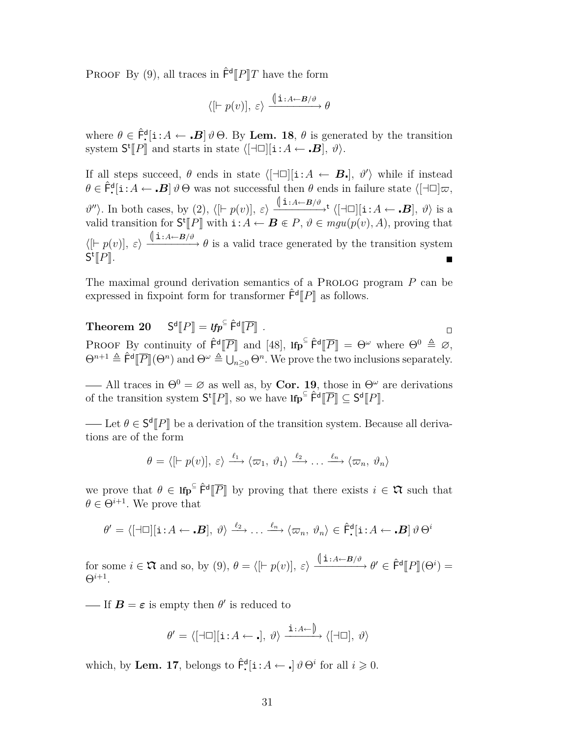Proof By (9), all traces in $\hat{\mathsf{F}}^{\mathsf{d}}[\![P]\!]T$ have the form

$$\langle [\vdash p(v)],\ \varepsilon\rangle \xrightarrow{(\!\lvert \mathtt{i}:A\leftarrow \boldsymbol{B}/\vartheta} \theta$$

where $\theta \in \hat{\mathsf{F}}^{\mathsf{d}}_{\bullet}[\mathtt{i}:A \leftarrow \bullet\boldsymbol{B}]\,\vartheta\,\Theta$. By **Lem. 18**, $\theta$ is generated by the transition system $\mathsf{S}^{\mathsf{t}}[\![P]\!]$ and starts in state $\langle[\dashv\Box][\mathtt{i}:A \leftarrow \bullet\boldsymbol{B}],\ \vartheta\rangle$.

If all steps succeed, $\theta$ ends in state $\langle[\dashv\Box][\mathtt{i}:A \leftarrow \boldsymbol{B}\bullet],\ \vartheta'\rangle$ while if instead $\theta \in \hat{\mathsf{F}}^{\mathsf{d}}_{\bullet}[\mathtt{i}:A \leftarrow \bullet\boldsymbol{B}]\,\vartheta\,\Theta$ was not successful then $\theta$ ends in failure state $\langle[\dashv\Box]\varpi,\ \vartheta''\rangle$. In both cases, by (2), $\langle [\vdash p(v)],\ \varepsilon\rangle \xrightarrow{(\!\lvert \mathtt{i}:A\leftarrow \boldsymbol{B}/\vartheta}{}^{\mathsf{t}} \langle[\dashv\Box][\mathtt{i}:A \leftarrow \bullet\boldsymbol{B}],\ \vartheta\rangle$ is a valid transition for $\mathsf{S}^{\mathsf{t}}[\![P]\!]$ with $\mathtt{i}:A \leftarrow \boldsymbol{B} \Subset P$, $\vartheta \in mgu(p(v), A)$, proving that $\langle [\vdash p(v)],\ \varepsilon\rangle \xrightarrow{(\!\lvert \mathtt{i}:A\leftarrow \boldsymbol{B}/\vartheta} \theta$ is a valid trace generated by the transition system $\mathsf{S}^{\mathsf{t}}[\![P]\!]$. ∎

The maximal ground derivation semantics of a Prolog program $P$ can be expressed in fixpoint form for transformer $\hat{\mathsf{F}}^{\mathsf{d}}[\![P]\!]$ as follows.

**Theorem 20** $\quad \mathsf{S}^{\mathsf{d}}[\![P]\!] = \mathit{lfp}^{\subseteq}\, \hat{\mathsf{F}}^{\mathsf{d}}[\![\overline{P}]\!]$ . □

Proof By continuity of $\hat{\mathsf{F}}^{\mathsf{d}}[\![\overline{P}]\!]$ and [48], $\mathbf{lfp}^{\subseteq}\, \hat{\mathsf{F}}^{\mathsf{d}}[\![\overline{P}]\!] = \Theta^{\omega}$ where $\Theta^0 \triangleq \varnothing$, $\Theta^{n+1} \triangleq \hat{\mathsf{F}}^{\mathsf{d}}[\![\overline{P}]\!](\Theta^n)$ and $\Theta^{\omega} \triangleq \bigcup_{n\geq 0}\Theta^n$. We prove the two inclusions separately.

— All traces in $\Theta^0 = \varnothing$ as well as, by **Cor. 19**, those in $\Theta^{\omega}$ are derivations of the transition system $\mathsf{S}^{\mathsf{t}}[\![P]\!]$, so we have $\mathbf{lfp}^{\subseteq}\, \hat{\mathsf{F}}^{\mathsf{d}}[\![\overline{P}]\!] \subseteq \mathsf{S}^{\mathsf{d}}[\![P]\!]$.

— Let $\theta \in \mathsf{S}^{\mathsf{d}}[\![P]\!]$ be a derivation of the transition system. Because all derivations are of the form

$$\theta = \langle [\vdash p(v)],\ \varepsilon\rangle \xrightarrow{\ell_1} \langle \varpi_1,\ \vartheta_1\rangle \xrightarrow{\ell_2} \ldots \xrightarrow{\ell_n} \langle \varpi_n,\ \vartheta_n\rangle$$

we prove that $\theta \in \mathbf{lfp}^{\subseteq}\, \hat{\mathsf{F}}^{\mathsf{d}}[\![\overline{P}]\!]$ by proving that there exists $i \in \mho$ such that $\theta \in \Theta^{i+1}$. We prove that

$$\theta' = \langle[\dashv\Box][\mathtt{i}:A \leftarrow \bullet\boldsymbol{B}],\ \vartheta\rangle \xrightarrow{\ell_2} \ldots \xrightarrow{\ell_n} \langle \varpi_n,\ \vartheta_n\rangle \in \hat{\mathsf{F}}^{\mathsf{d}}_{\bullet}[\mathtt{i}:A \leftarrow \bullet\boldsymbol{B}]\,\vartheta\,\Theta^i$$

for some $i \in \mho$ and so, by (9), $\theta = \langle [\vdash p(v)],\ \varepsilon\rangle \xrightarrow{(\!\lvert \mathtt{i}:A\leftarrow \boldsymbol{B}/\vartheta} \theta' \in \hat{\mathsf{F}}^{\mathsf{d}}[\![P]\!](\Theta^i) = \Theta^{i+1}$.

— If $\boldsymbol{B} = \boldsymbol{\varepsilon}$ is empty then $\theta'$ is reduced to

$$\theta' = \langle[\dashv\Box][\mathtt{i}:A \leftarrow \bullet],\ \vartheta\rangle \xrightarrow{\mathtt{i}:A\leftarrow\rvert\!)} \langle[\dashv\Box],\ \vartheta\rangle$$

which, by **Lem. 17**, belongs to $\hat{\mathsf{F}}^{\mathsf{d}}_{\bullet}[\mathtt{i}:A \leftarrow \bullet]\,\vartheta\,\Theta^i$ for all $i \geqslant 0$.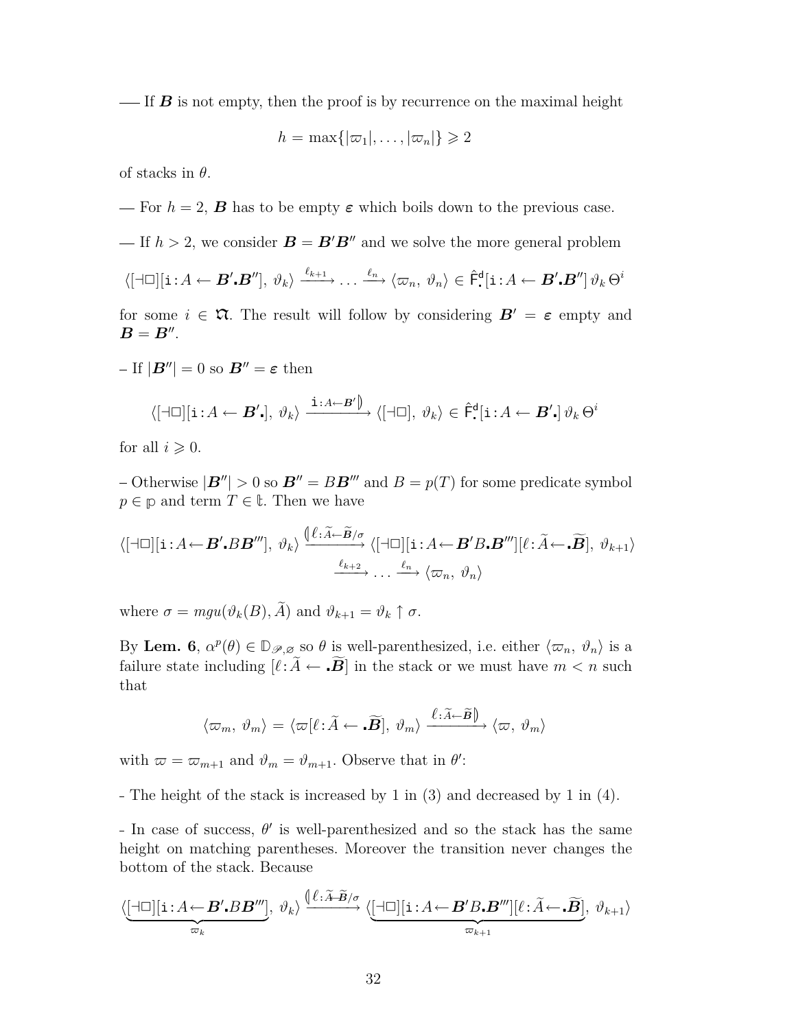— If $\boldsymbol{B}$ is not empty, then the proof is by recurrence on the maximal height

$$h = \max\{|\varpi_1|, \ldots, |\varpi_n|\} \geqslant 2$$

of stacks in $\theta$.

— For $h = 2$, $\boldsymbol{B}$ has to be empty $\boldsymbol{\varepsilon}$ which boils down to the previous case.

— If $h > 2$, we consider $\boldsymbol{B} = \boldsymbol{B}'\boldsymbol{B}''$ and we solve the more general problem

$$\langle [\dashv\Box][\mathtt{i}:A \leftarrow \boldsymbol{B}'\boldsymbol{.}\boldsymbol{B}''],\ \vartheta_k\rangle \xrightarrow{\ell_{k+1}} \ldots \xrightarrow{\ell_n} \langle \varpi_n,\ \vartheta_n\rangle \in \hat{\mathsf{F}}^{\mathsf{d}}_{\boldsymbol{.}}[\mathtt{i}:A \leftarrow \boldsymbol{B}'\boldsymbol{.}\boldsymbol{B}'']\,\vartheta_k\,\Theta^i$$

for some $i \in \mathfrak{N}$. The result will follow by considering $\boldsymbol{B}' = \boldsymbol{\varepsilon}$ empty and $\boldsymbol{B} = \boldsymbol{B}''$.

– If $|\boldsymbol{B}''| = 0$ so $\boldsymbol{B}'' = \boldsymbol{\varepsilon}$ then

$$\langle [\dashv\Box][\mathtt{i}:A \leftarrow \boldsymbol{B}'\boldsymbol{.}],\ \vartheta_k\rangle \xrightarrow{\mathtt{i}:A\leftarrow\boldsymbol{B}'\,\rrparenthesis} \langle [\dashv\Box],\ \vartheta_k\rangle \in \hat{\mathsf{F}}^{\mathsf{d}}_{\boldsymbol{.}}[\mathtt{i}:A \leftarrow \boldsymbol{B}'\boldsymbol{.}]\,\vartheta_k\,\Theta^i$$

for all $i \geqslant 0$.

– Otherwise $|\boldsymbol{B}''| > 0$ so $\boldsymbol{B}'' = B\boldsymbol{B}'''$ and $B = p(T)$ for some predicate symbol $p \in \mathbb{p}$ and term $T \in \mathbb{t}$. Then we have

$$\begin{aligned}\langle [\dashv\Box][\mathtt{i}:A \leftarrow \boldsymbol{B}'\boldsymbol{.}B\boldsymbol{B}'''],\ \vartheta_k\rangle &\xrightarrow{\llparenthesis\,\ell:\widetilde{A}\leftarrow\widetilde{\boldsymbol{B}}/\sigma} \langle [\dashv\Box][\mathtt{i}:A \leftarrow \boldsymbol{B}'B\boldsymbol{.}\boldsymbol{B}'''][\ell:\widetilde{A}\leftarrow\boldsymbol{.}\widetilde{\boldsymbol{B}}],\ \vartheta_{k+1}\rangle \\ &\xrightarrow{\ell_{k+2}} \ldots \xrightarrow{\ell_n} \langle \varpi_n,\ \vartheta_n\rangle\end{aligned}$$

where $\sigma = mgu(\vartheta_k(B), \widetilde{A})$ and $\vartheta_{k+1} = \vartheta_k \uparrow \sigma$.

By **Lem. 6**, $\alpha^p(\theta) \in \mathbb{D}_{\mathscr{P},\varnothing}$ so $\theta$ is well-parenthesized, i.e. either $\langle \varpi_n,\ \vartheta_n\rangle$ is a failure state including $[\ell:\widetilde{A} \leftarrow \boldsymbol{.}\widetilde{\boldsymbol{B}}]$ in the stack or we must have $m < n$ such that

$$\langle \varpi_m,\ \vartheta_m\rangle = \langle \varpi[\ell:\widetilde{A} \leftarrow \boldsymbol{.}\widetilde{\boldsymbol{B}}],\ \vartheta_m\rangle \xrightarrow{\ell:\widetilde{A}\leftarrow\widetilde{\boldsymbol{B}}\,\rrparenthesis} \langle \varpi,\ \vartheta_m\rangle$$

with $\varpi = \varpi_{m+1}$ and $\vartheta_m = \vartheta_{m+1}$. Observe that in $\theta'$:

- The height of the stack is increased by 1 in (3) and decreased by 1 in (4).

- In case of success, $\theta'$ is well-parenthesized and so the stack has the same height on matching parentheses. Moreover the transition never changes the bottom of the stack. Because

$$\langle \underbrace{[\dashv\Box][\mathtt{i}:A \leftarrow \boldsymbol{B}'\boldsymbol{.}B\boldsymbol{B}''']}_{\varpi_k},\ \vartheta_k\rangle \xrightarrow{\llparenthesis\,\ell:\widetilde{A}\leftarrow\widetilde{\boldsymbol{B}}/\sigma} \langle \underbrace{[\dashv\Box][\mathtt{i}:A \leftarrow \boldsymbol{B}'B\boldsymbol{.}\boldsymbol{B}'''][\ell:\widetilde{A}\leftarrow\boldsymbol{.}\widetilde{\boldsymbol{B}}]}_{\varpi_{k+1}},\ \vartheta_{k+1}\rangle$$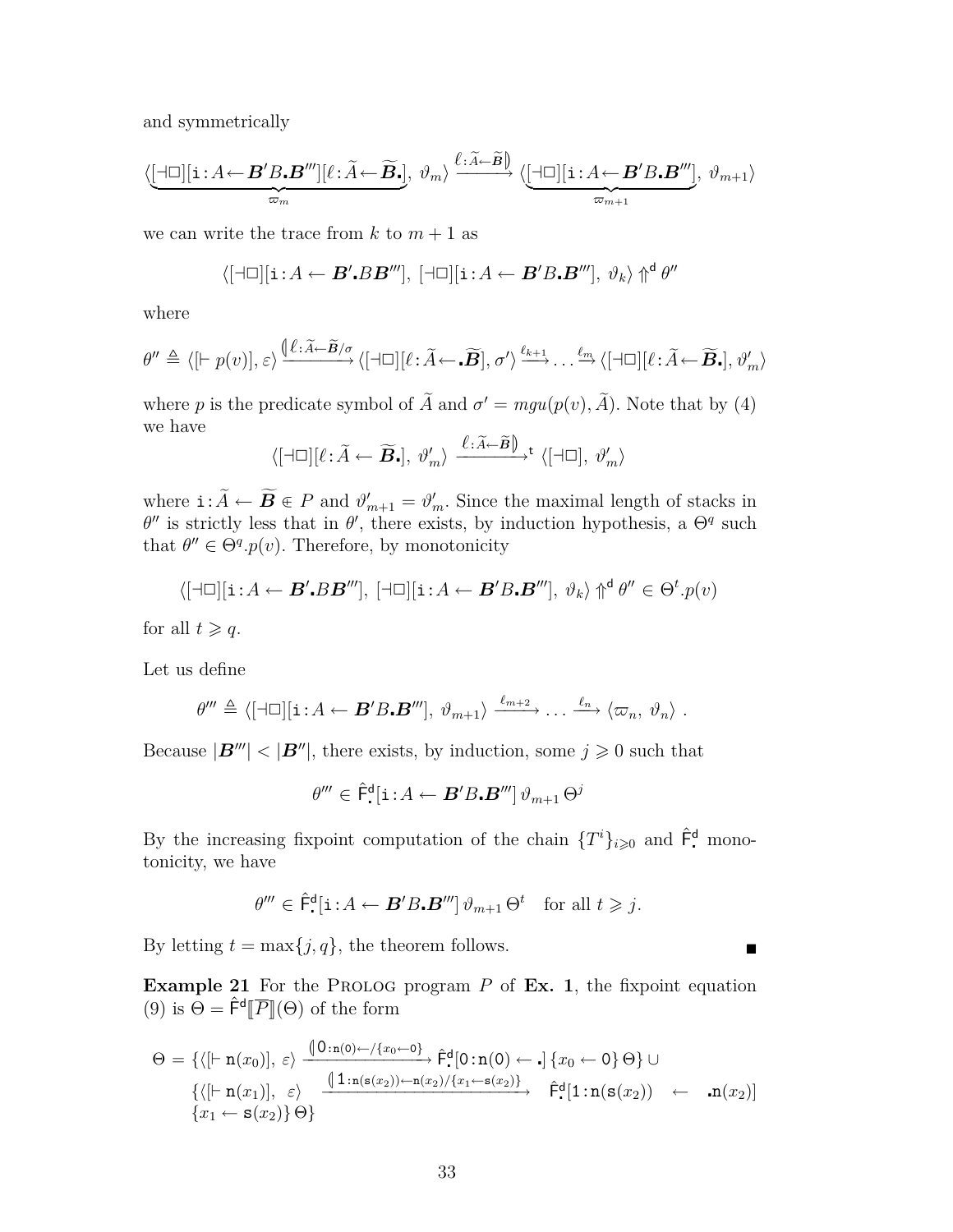and symmetrically

$$\langle \underbrace{[\dashv\Box][\mathtt{i}\!:\!A \leftarrow \boldsymbol{B}'B\boldsymbol{.}\boldsymbol{B}'''][\ell\!:\!\widetilde{A} \leftarrow \widetilde{\boldsymbol{B}}\boldsymbol{.}]}_{\varpi_m},\ \vartheta_m\rangle \xrightarrow{\ell:\widetilde{A}\leftarrow\widetilde{\boldsymbol{B}}\|} \langle \underbrace{[\dashv\Box][\mathtt{i}\!:\!A \leftarrow \boldsymbol{B}'B\boldsymbol{.}\boldsymbol{B}''']}_{\varpi_{m+1}},\ \vartheta_{m+1}\rangle$$

we can write the trace from $k$ to $m+1$ as

$$\langle [\dashv\Box][\mathtt{i}\!:\!A \leftarrow \boldsymbol{B}'\boldsymbol{.}B\boldsymbol{B}'''],\ [\dashv\Box][\mathtt{i}\!:\!A \leftarrow \boldsymbol{B}'B\boldsymbol{.}\boldsymbol{B}'''],\ \vartheta_k\rangle \Uparrow^{\mathsf{d}} \theta''$$

where

$$\theta'' \triangleq \langle [\vdash p(v)],\ \varepsilon\rangle \xrightarrow{(\!|\ell:\widetilde{A}\leftarrow\widetilde{\boldsymbol{B}}/\sigma} \langle [\dashv\Box][\ell\!:\!\widetilde{A} \leftarrow \boldsymbol{.}\widetilde{\boldsymbol{B}}],\ \sigma'\rangle \xrightarrow{\ell_{k+1}} \dots \xrightarrow{\ell_m} \langle [\dashv\Box][\ell\!:\!\widetilde{A} \leftarrow \widetilde{\boldsymbol{B}}\boldsymbol{.}],\ \vartheta'_m\rangle$$

where $p$ is the predicate symbol of $\widetilde{A}$ and $\sigma' = mgu(p(v), \widetilde{A})$. Note that by (4) we have

$$\langle [\dashv\Box][\ell\!:\!\widetilde{A} \leftarrow \widetilde{\boldsymbol{B}}\boldsymbol{.}],\ \vartheta'_m\rangle \xrightarrow{\ell:\widetilde{A}\leftarrow\widetilde{\boldsymbol{B}}\|}{}^{\mathsf{t}} \langle [\dashv\Box],\ \vartheta'_m\rangle$$

where $\mathtt{i}\!:\!\widetilde{A} \leftarrow \widetilde{\boldsymbol{B}} \Subset P$ and $\vartheta'_{m+1} = \vartheta'_m$. Since the maximal length of stacks in $\theta''$ is strictly less that in $\theta'$, there exists, by induction hypothesis, a $\Theta^q$ such that $\theta'' \in \Theta^q.p(v)$. Therefore, by monotonicity

$$\langle [\dashv\Box][\mathtt{i}\!:\!A \leftarrow \boldsymbol{B}'\boldsymbol{.}B\boldsymbol{B}'''],\ [\dashv\Box][\mathtt{i}\!:\!A \leftarrow \boldsymbol{B}'B\boldsymbol{.}\boldsymbol{B}'''],\ \vartheta_k\rangle \Uparrow^{\mathsf{d}} \theta'' \in \Theta^t.p(v)$$

for all $t \geqslant q$.

Let us define

$$\theta''' \triangleq \langle [\dashv\Box][\mathtt{i}\!:\!A \leftarrow \boldsymbol{B}'B\boldsymbol{.}\boldsymbol{B}'''],\ \vartheta_{m+1}\rangle \xrightarrow{\ell_{m+2}} \dots \xrightarrow{\ell_n} \langle \varpi_n,\ \vartheta_n\rangle\ .$$

Because $|\boldsymbol{B}'''| < |\boldsymbol{B}''|$, there exists, by induction, some $j \geqslant 0$ such that

$$\theta''' \in \hat{\mathsf{F}}^{\mathsf{d}}_{\boldsymbol{.}}[\mathtt{i}\!:\!A \leftarrow \boldsymbol{B}'B\boldsymbol{.}\boldsymbol{B}''']\,\vartheta_{m+1}\,\Theta^j$$

By the increasing fixpoint computation of the chain $\{T^i\}_{i\geqslant 0}$ and $\hat{\mathsf{F}}^{\mathsf{d}}_{\boldsymbol{.}}$ monotonicity, we have

$$\theta''' \in \hat{\mathsf{F}}^{\mathsf{d}}_{\boldsymbol{.}}[\mathtt{i}\!:\!A \leftarrow \boldsymbol{B}'B\boldsymbol{.}\boldsymbol{B}''']\,\vartheta_{m+1}\,\Theta^t \quad \text{for all } t \geqslant j.$$

By letting $t = \max\{j, q\}$, the theorem follows. ∎

**Example 21** For the Prolog program $P$ of **Ex. 1**, the fixpoint equation (9) is $\Theta = \hat{\mathsf{F}}^{\mathsf{d}}[\![\overline{P}]\!](\Theta)$ of the form

$$\begin{aligned}\Theta = \{&\langle [\vdash \mathtt{n}(x_0)],\ \varepsilon\rangle \xrightarrow{(\!|\mathtt{0}:\mathtt{n(0)}\leftarrow/\{x_0\leftarrow\mathtt{0}\}} \hat{\mathsf{F}}^{\mathsf{d}}_{\boldsymbol{.}}[\mathtt{0}\!:\!\mathtt{n(0)} \leftarrow \boldsymbol{.}]\,\{x_0 \leftarrow \mathtt{0}\}\,\Theta\} \cup \\ \{&\langle [\vdash \mathtt{n}(x_1)],\ \varepsilon\rangle \xrightarrow{(\!|\mathtt{1}:\mathtt{n(s}(x_2))\leftarrow\mathtt{n}(x_2)/\{x_1\leftarrow\mathtt{s}(x_2)\}} \hat{\mathsf{F}}^{\mathsf{d}}_{\boldsymbol{.}}[\mathtt{1}\!:\!\mathtt{n(s}(x_2)) \leftarrow \boldsymbol{.}\mathtt{n}(x_2)] \\ &\{x_1 \leftarrow \mathtt{s}(x_2)\}\,\Theta\}\end{aligned}$$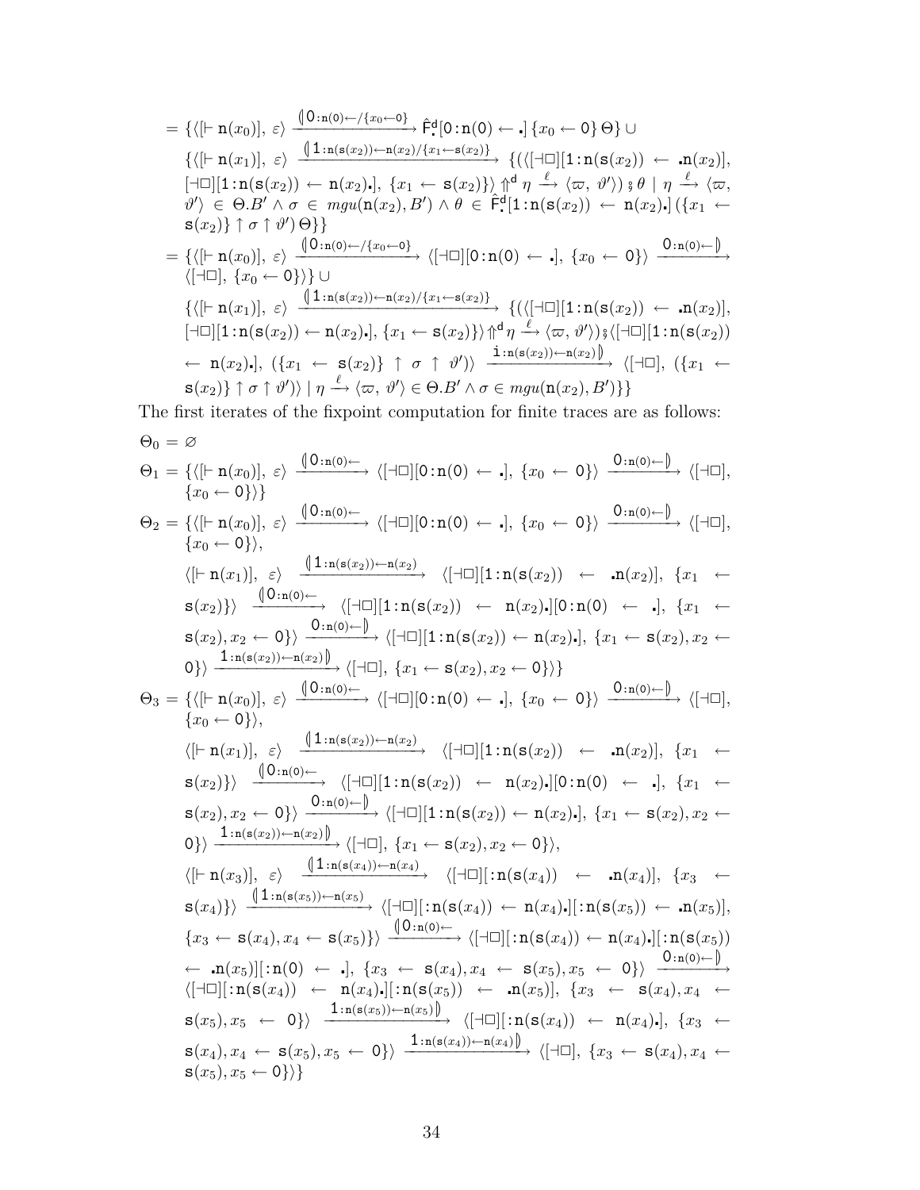$$= \{\langle[\vdash \mathtt{n}(x_0)],\ \varepsilon\rangle \xrightarrow{(\!|\mathtt{0}:\mathtt{n}(0)\leftarrow/\{x_0\leftarrow 0\}} \hat{\mathsf{F}}^{\mathsf{d}}_{\bullet}[\mathtt{0}:\mathtt{n}(\mathtt{0}) \leftarrow \bullet]\,\{x_0 \leftarrow \mathtt{0}\}\,\Theta\} \cup$$

$$\{\langle[\vdash \mathtt{n}(x_1)],\ \varepsilon\rangle \xrightarrow{(\!|\mathtt{1}:\mathtt{n}(\mathtt{s}(x_2))\leftarrow \mathtt{n}(x_2)/\{x_1\leftarrow \mathtt{s}(x_2)\}} \{(\langle[\dashv\Box][\mathtt{1}:\mathtt{n}(\mathtt{s}(x_2)) \leftarrow \bullet\mathtt{n}(x_2)],$$
$$[\dashv\Box][\mathtt{1}:\mathtt{n}(\mathtt{s}(x_2)) \leftarrow \mathtt{n}(x_2)\bullet],\ \{x_1 \leftarrow \mathtt{s}(x_2)\}\rangle \Uparrow^{\mathsf{d}} \eta \xrightarrow{\ell} \langle\varpi,\ \vartheta'\rangle)\,\mathbin{;}\,\theta \mid \eta \xrightarrow{\ell} \langle\varpi,$$
$$\vartheta'\rangle \in \Theta.B' \wedge \sigma \in mgu(\mathtt{n}(x_2), B') \wedge \theta \in \hat{\mathsf{F}}^{\mathsf{d}}_{\bullet}[\mathtt{1}:\mathtt{n}(\mathtt{s}(x_2)) \leftarrow \mathtt{n}(x_2)\bullet]\,(\{x_1 \leftarrow$$
$$\mathtt{s}(x_2)\} \uparrow \sigma \uparrow \vartheta')\,\Theta\}\}$$

$$= \{\langle[\vdash \mathtt{n}(x_0)],\ \varepsilon\rangle \xrightarrow{(\!|\mathtt{0}:\mathtt{n}(0)\leftarrow/\{x_0\leftarrow 0\}} \langle[\dashv\Box][\mathtt{0}:\mathtt{n}(\mathtt{0}) \leftarrow \bullet],\ \{x_0 \leftarrow \mathtt{0}\}\rangle \xrightarrow{\mathtt{0}:\mathtt{n}(0)\leftarrow|\!)}$$
$$\langle[\dashv\Box],\ \{x_0 \leftarrow \mathtt{0}\}\rangle\} \cup$$

$$\{\langle[\vdash \mathtt{n}(x_1)],\ \varepsilon\rangle \xrightarrow{(\!|\mathtt{1}:\mathtt{n}(\mathtt{s}(x_2))\leftarrow \mathtt{n}(x_2)/\{x_1\leftarrow \mathtt{s}(x_2)\}} \{(\langle[\dashv\Box][\mathtt{1}:\mathtt{n}(\mathtt{s}(x_2)) \leftarrow \bullet\mathtt{n}(x_2)],$$
$$[\dashv\Box][\mathtt{1}:\mathtt{n}(\mathtt{s}(x_2)) \leftarrow \mathtt{n}(x_2)\bullet],\ \{x_1 \leftarrow \mathtt{s}(x_2)\}\rangle \Uparrow^{\mathsf{d}} \eta \xrightarrow{\ell} \langle\varpi,\ \vartheta'\rangle)\,\mathbin{;}\,\langle[\dashv\Box][\mathtt{1}:\mathtt{n}(\mathtt{s}(x_2))$$
$$\leftarrow \mathtt{n}(x_2)\bullet],\ (\{x_1 \leftarrow \mathtt{s}(x_2)\} \uparrow \sigma \uparrow \vartheta')\rangle \xrightarrow{\mathtt{i}:\mathtt{n}(\mathtt{s}(x_2))\leftarrow \mathtt{n}(x_2)|\!)} \langle[\dashv\Box],\ (\{x_1 \leftarrow$$
$$\mathtt{s}(x_2)\} \uparrow \sigma \uparrow \vartheta')\rangle \mid \eta \xrightarrow{\ell} \langle\varpi,\ \vartheta'\rangle \in \Theta.B' \wedge \sigma \in mgu(\mathtt{n}(x_2), B')\}\}$$

The first iterates of the fixpoint computation for finite traces are as follows:

$$\Theta_0 = \varnothing$$

$$\Theta_1 = \{\langle[\vdash \mathtt{n}(x_0)],\ \varepsilon\rangle \xrightarrow{(\!|\mathtt{0}:\mathtt{n}(0)\leftarrow} \langle[\dashv\Box][\mathtt{0}:\mathtt{n}(\mathtt{0}) \leftarrow \bullet],\ \{x_0 \leftarrow \mathtt{0}\}\rangle \xrightarrow{\mathtt{0}:\mathtt{n}(0)\leftarrow|\!)} \langle[\dashv\Box],$$
$$\{x_0 \leftarrow \mathtt{0}\}\rangle\}$$

$$\Theta_2 = \{\langle[\vdash \mathtt{n}(x_0)],\ \varepsilon\rangle \xrightarrow{(\!|\mathtt{0}:\mathtt{n}(0)\leftarrow} \langle[\dashv\Box][\mathtt{0}:\mathtt{n}(\mathtt{0}) \leftarrow \bullet],\ \{x_0 \leftarrow \mathtt{0}\}\rangle \xrightarrow{\mathtt{0}:\mathtt{n}(0)\leftarrow|\!)} \langle[\dashv\Box],$$
$$\{x_0 \leftarrow \mathtt{0}\}\rangle,$$
$$\langle[\vdash \mathtt{n}(x_1)],\ \varepsilon\rangle \xrightarrow{(\!|\mathtt{1}:\mathtt{n}(\mathtt{s}(x_2))\leftarrow \mathtt{n}(x_2)} \langle[\dashv\Box][\mathtt{1}:\mathtt{n}(\mathtt{s}(x_2)) \leftarrow \bullet\mathtt{n}(x_2)],\ \{x_1 \leftarrow$$
$$\mathtt{s}(x_2)\}\rangle \xrightarrow{(\!|\mathtt{0}:\mathtt{n}(0)\leftarrow} \langle[\dashv\Box][\mathtt{1}:\mathtt{n}(\mathtt{s}(x_2)) \leftarrow \mathtt{n}(x_2)\bullet][\mathtt{0}:\mathtt{n}(\mathtt{0}) \leftarrow \bullet],\ \{x_1 \leftarrow$$
$$\mathtt{s}(x_2), x_2 \leftarrow \mathtt{0}\}\rangle \xrightarrow{\mathtt{0}:\mathtt{n}(0)\leftarrow|\!)} \langle[\dashv\Box][\mathtt{1}:\mathtt{n}(\mathtt{s}(x_2)) \leftarrow \mathtt{n}(x_2)\bullet],\ \{x_1 \leftarrow \mathtt{s}(x_2), x_2 \leftarrow$$
$$\mathtt{0}\}\rangle \xrightarrow{\mathtt{1}:\mathtt{n}(\mathtt{s}(x_2))\leftarrow \mathtt{n}(x_2)|\!)} \langle[\dashv\Box],\ \{x_1 \leftarrow \mathtt{s}(x_2), x_2 \leftarrow \mathtt{0}\}\rangle\}$$

$$\Theta_3 = \{\langle[\vdash \mathtt{n}(x_0)],\ \varepsilon\rangle \xrightarrow{(\!|\mathtt{0}:\mathtt{n}(0)\leftarrow} \langle[\dashv\Box][\mathtt{0}:\mathtt{n}(\mathtt{0}) \leftarrow \bullet],\ \{x_0 \leftarrow \mathtt{0}\}\rangle \xrightarrow{\mathtt{0}:\mathtt{n}(0)\leftarrow|\!)} \langle[\dashv\Box],$$
$$\{x_0 \leftarrow \mathtt{0}\}\rangle,$$
$$\langle[\vdash \mathtt{n}(x_1)],\ \varepsilon\rangle \xrightarrow{(\!|\mathtt{1}:\mathtt{n}(\mathtt{s}(x_2))\leftarrow \mathtt{n}(x_2)} \langle[\dashv\Box][\mathtt{1}:\mathtt{n}(\mathtt{s}(x_2)) \leftarrow \bullet\mathtt{n}(x_2)],\ \{x_1 \leftarrow$$
$$\mathtt{s}(x_2)\}\rangle \xrightarrow{(\!|\mathtt{0}:\mathtt{n}(0)\leftarrow} \langle[\dashv\Box][\mathtt{1}:\mathtt{n}(\mathtt{s}(x_2)) \leftarrow \mathtt{n}(x_2)\bullet][\mathtt{0}:\mathtt{n}(\mathtt{0}) \leftarrow \bullet],\ \{x_1 \leftarrow$$
$$\mathtt{s}(x_2), x_2 \leftarrow \mathtt{0}\}\rangle \xrightarrow{\mathtt{0}:\mathtt{n}(0)\leftarrow|\!)} \langle[\dashv\Box][\mathtt{1}:\mathtt{n}(\mathtt{s}(x_2)) \leftarrow \mathtt{n}(x_2)\bullet],\ \{x_1 \leftarrow \mathtt{s}(x_2), x_2 \leftarrow$$
$$\mathtt{0}\}\rangle \xrightarrow{\mathtt{1}:\mathtt{n}(\mathtt{s}(x_2))\leftarrow \mathtt{n}(x_2)|\!)} \langle[\dashv\Box],\ \{x_1 \leftarrow \mathtt{s}(x_2), x_2 \leftarrow \mathtt{0}\}\rangle,$$
$$\langle[\vdash \mathtt{n}(x_3)],\ \varepsilon\rangle \xrightarrow{(\!|\mathtt{1}:\mathtt{n}(\mathtt{s}(x_4))\leftarrow \mathtt{n}(x_4)} \langle[\dashv\Box][:\mathtt{n}(\mathtt{s}(x_4)) \leftarrow \bullet\mathtt{n}(x_4)],\ \{x_3 \leftarrow$$
$$\mathtt{s}(x_4)\}\rangle \xrightarrow{(\!|\mathtt{1}:\mathtt{n}(\mathtt{s}(x_5))\leftarrow \mathtt{n}(x_5)} \langle[\dashv\Box][:\mathtt{n}(\mathtt{s}(x_4)) \leftarrow \mathtt{n}(x_4)\bullet][:\mathtt{n}(\mathtt{s}(x_5)) \leftarrow \bullet\mathtt{n}(x_5)],$$
$$\{x_3 \leftarrow \mathtt{s}(x_4), x_4 \leftarrow \mathtt{s}(x_5)\}\rangle \xrightarrow{(\!|\mathtt{0}:\mathtt{n}(0)\leftarrow} \langle[\dashv\Box][:\mathtt{n}(\mathtt{s}(x_4)) \leftarrow \mathtt{n}(x_4)\bullet][:\mathtt{n}(\mathtt{s}(x_5))$$
$$\leftarrow \bullet\mathtt{n}(x_5)][:\mathtt{n}(\mathtt{0}) \leftarrow \bullet],\ \{x_3 \leftarrow \mathtt{s}(x_4), x_4 \leftarrow \mathtt{s}(x_5), x_5 \leftarrow \mathtt{0}\}\rangle \xrightarrow{\mathtt{0}:\mathtt{n}(0)\leftarrow|\!)}$$
$$\langle[\dashv\Box][:\mathtt{n}(\mathtt{s}(x_4)) \leftarrow \mathtt{n}(x_4)\bullet][:\mathtt{n}(\mathtt{s}(x_5)) \leftarrow \bullet\mathtt{n}(x_5)],\ \{x_3 \leftarrow \mathtt{s}(x_4), x_4 \leftarrow$$
$$\mathtt{s}(x_5), x_5 \leftarrow \mathtt{0}\}\rangle \xrightarrow{\mathtt{1}:\mathtt{n}(\mathtt{s}(x_5))\leftarrow \mathtt{n}(x_5)|\!)} \langle[\dashv\Box][:\mathtt{n}(\mathtt{s}(x_4)) \leftarrow \mathtt{n}(x_4)\bullet],\ \{x_3 \leftarrow$$
$$\mathtt{s}(x_4), x_4 \leftarrow \mathtt{s}(x_5), x_5 \leftarrow \mathtt{0}\}\rangle \xrightarrow{\mathtt{1}:\mathtt{n}(\mathtt{s}(x_4))\leftarrow \mathtt{n}(x_4)|\!)} \langle[\dashv\Box],\ \{x_3 \leftarrow \mathtt{s}(x_4), x_4 \leftarrow$$
$$\mathtt{s}(x_5), x_5 \leftarrow \mathtt{0}\}\rangle\}$$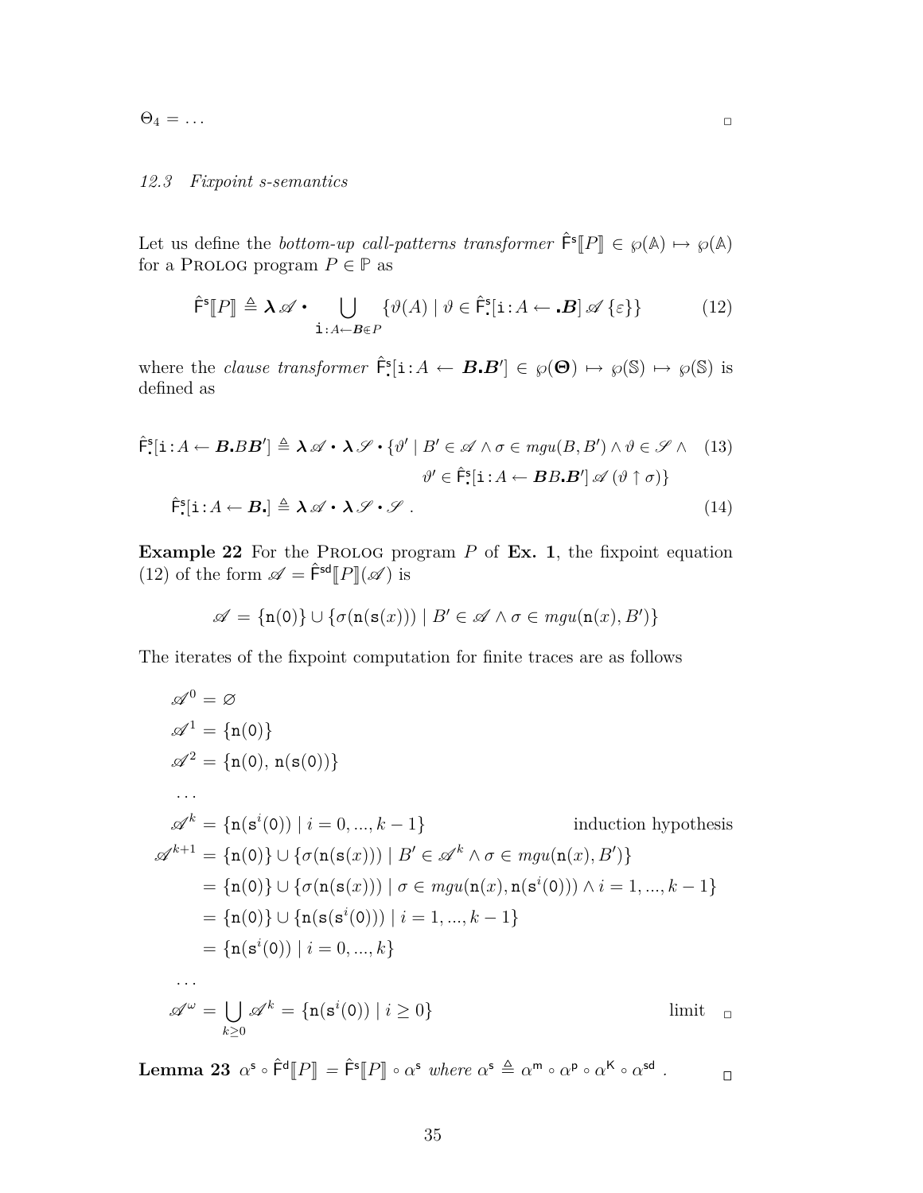$\Theta_4 = \ldots$ ◻

### 12.3 Fixpoint s-semantics

Let us define the *bottom-up call-patterns transformer* $\hat{\mathsf{F}}^{\mathsf{s}}[\![P]\!] \in \wp(\mathbb{A}) \mapsto \wp(\mathbb{A})$ for a Prolog program $P \in \mathbb{P}$ as

$$\hat{\mathsf{F}}^{\mathsf{s}}[\![P]\!] \triangleq \boldsymbol{\lambda}\mathscr{A} \bullet \bigcup_{\mathtt{i}:A\leftarrow \boldsymbol{B}\in P} \{\vartheta(A) \mid \vartheta \in \hat{\mathsf{F}}^{\mathsf{s}}_{\boldsymbol{.}}[\mathtt{i}:A \leftarrow \boldsymbol{.B}]\,\mathscr{A}\,\{\varepsilon\}\} \tag{12}$$

where the *clause transformer* $\hat{\mathsf{F}}^{\mathsf{s}}_{\boldsymbol{.}}[\mathtt{i}:A \leftarrow \boldsymbol{B.B}'] \in \wp(\boldsymbol{\Theta}) \mapsto \wp(\mathbb{S}) \mapsto \wp(\mathbb{S})$ is defined as

$$\begin{aligned}
\hat{\mathsf{F}}^{\mathsf{s}}_{\boldsymbol{.}}[\mathtt{i}:A \leftarrow \boldsymbol{B.}B\boldsymbol{B}'] &\triangleq \boldsymbol{\lambda}\mathscr{A} \bullet \boldsymbol{\lambda}\mathscr{S} \bullet \{\vartheta' \mid B' \in \mathscr{A} \wedge \sigma \in mgu(B, B') \wedge \vartheta \in \mathscr{S} \wedge \qquad (13)\\
&\qquad\qquad \vartheta' \in \hat{\mathsf{F}}^{\mathsf{s}}_{\boldsymbol{.}}[\mathtt{i}:A \leftarrow \boldsymbol{B}B\boldsymbol{.B}']\,\mathscr{A}\,(\vartheta \uparrow \sigma)\}\\
\hat{\mathsf{F}}^{\mathsf{s}}_{\boldsymbol{.}}[\mathtt{i}:A \leftarrow \boldsymbol{B.}] &\triangleq \boldsymbol{\lambda}\mathscr{A} \bullet \boldsymbol{\lambda}\mathscr{S} \bullet \mathscr{S}\ . \qquad (14)
\end{aligned}$$

**Example 22** For the Prolog program $P$ of **Ex. 1**, the fixpoint equation (12) of the form $\mathscr{A} = \hat{\mathsf{F}}^{\mathsf{sd}}[\![P]\!](\mathscr{A})$ is

$$\mathscr{A} = \{\mathtt{n(0)}\} \cup \{\sigma(\mathtt{n(s(}x\mathtt{))}) \mid B' \in \mathscr{A} \wedge \sigma \in mgu(\mathtt{n(}x\mathtt{)}, B')\}$$

The iterates of the fixpoint computation for finite traces are as follows

$$\begin{aligned}
\mathscr{A}^0 &= \varnothing\\
\mathscr{A}^1 &= \{\mathtt{n(0)}\}\\
\mathscr{A}^2 &= \{\mathtt{n(0)}, \mathtt{n(s(0))}\}\\
&\ldots\\
\mathscr{A}^k &= \{\mathtt{n(s}^i\mathtt{(0))} \mid i = 0, ..., k-1\} && \text{induction hypothesis}\\
\mathscr{A}^{k+1} &= \{\mathtt{n(0)}\} \cup \{\sigma(\mathtt{n(s(}x\mathtt{))}) \mid B' \in \mathscr{A}^k \wedge \sigma \in mgu(\mathtt{n(}x\mathtt{)}, B')\}\\
&= \{\mathtt{n(0)}\} \cup \{\sigma(\mathtt{n(s(}x\mathtt{))}) \mid \sigma \in mgu(\mathtt{n(}x\mathtt{)}, \mathtt{n(s}^i\mathtt{(0))}) \wedge i = 1, ..., k-1\}\\
&= \{\mathtt{n(0)}\} \cup \{\mathtt{n(s(s}^i\mathtt{(0)))} \mid i = 1, ..., k-1\}\\
&= \{\mathtt{n(s}^i\mathtt{(0))} \mid i = 0, ..., k\}\\
&\ldots\\
\mathscr{A}^\omega &= \bigcup_{k\geq 0} \mathscr{A}^k = \{\mathtt{n(s}^i\mathtt{(0))} \mid i \geq 0\} && \text{limit}
\end{aligned}$$

◻

**Lemma 23** $\alpha^{\mathsf{s}} \circ \hat{\mathsf{F}}^{\mathsf{d}}[\![P]\!] = \hat{\mathsf{F}}^{\mathsf{s}}[\![P]\!] \circ \alpha^{\mathsf{s}}$ *where* $\alpha^{\mathsf{s}} \triangleq \alpha^{\mathsf{m}} \circ \alpha^{\mathsf{p}} \circ \alpha^{\mathsf{K}} \circ \alpha^{\mathsf{sd}}$ *.* ◻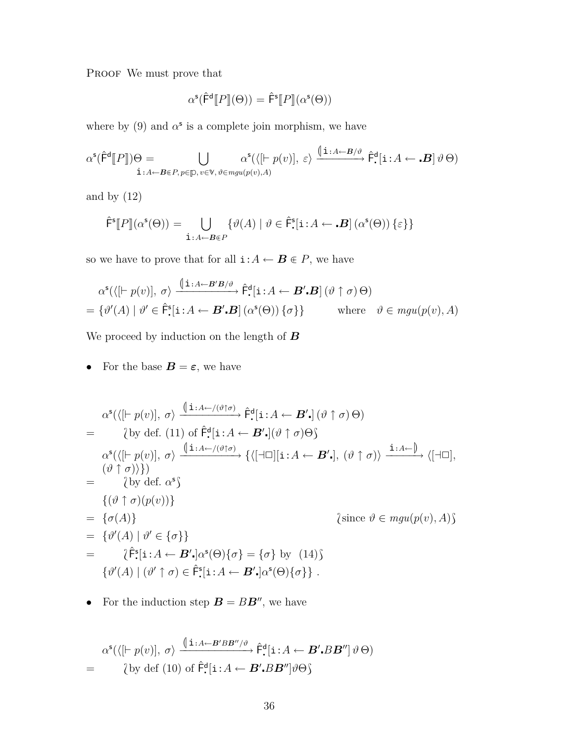PROOF We must prove that

$$\alpha^{\mathsf{s}}(\hat{\mathsf{F}}^{\mathsf{d}}[\![P]\!](\Theta)) = \hat{\mathsf{F}}^{\mathsf{s}}[\![P]\!](\alpha^{\mathsf{s}}(\Theta))$$

where by (9) and $\alpha^{\mathsf{s}}$ is a complete join morphism, we have

$$\alpha^{\mathsf{s}}(\hat{\mathsf{F}}^{\mathsf{d}}[\![P]\!])\Theta = \bigcup_{\mathtt{i}:A\leftarrow \boldsymbol{B}\Subset P,\, p\in\mathbb{P},\, v\in\mathbb{V},\, \vartheta\in mgu(p(v),A)} \alpha^{\mathsf{s}}(\langle[\vdash p(v)],\ \varepsilon\rangle \xrightarrow{(\!|\mathtt{i}:A\leftarrow\boldsymbol{B}/\vartheta} \hat{\mathsf{F}}^{\mathsf{d}}_{\boldsymbol{.}}[\mathtt{i}:A\leftarrow \boldsymbol{.B}]\,\vartheta\,\Theta)$$

and by (12)

$$\hat{\mathsf{F}}^{\mathsf{s}}[\![P]\!](\alpha^{\mathsf{s}}(\Theta)) = \bigcup_{\mathtt{i}:A\leftarrow\boldsymbol{B}\Subset P} \{\vartheta(A) \mid \vartheta\in\hat{\mathsf{F}}^{\mathsf{s}}_{\boldsymbol{.}}[\mathtt{i}:A\leftarrow\boldsymbol{.B}]\,(\alpha^{\mathsf{s}}(\Theta))\,\{\varepsilon\}\}$$

so we have to prove that for all $\mathtt{i}:A\leftarrow\boldsymbol{B}\Subset P$, we have

$$\begin{aligned}
&\alpha^{\mathsf{s}}(\langle[\vdash p(v)],\ \sigma\rangle \xrightarrow{(\!|\mathtt{i}:A\leftarrow\boldsymbol{B'B}/\vartheta} \hat{\mathsf{F}}^{\mathsf{d}}_{\boldsymbol{.}}[\mathtt{i}:A\leftarrow\boldsymbol{B'.B}]\,(\vartheta\uparrow\sigma)\,\Theta)\\
&= \{\vartheta'(A) \mid \vartheta'\in\hat{\mathsf{F}}^{\mathsf{s}}_{\boldsymbol{.}}[\mathtt{i}:A\leftarrow\boldsymbol{B'.B}]\,(\alpha^{\mathsf{s}}(\Theta))\,\{\sigma\}\} \qquad \text{where}\quad \vartheta\in mgu(p(v),A)
\end{aligned}$$

We proceed by induction on the length of $\boldsymbol{B}$

- For the base $\boldsymbol{B}=\boldsymbol{\varepsilon}$, we have

$$\begin{aligned}
&\alpha^{\mathsf{s}}(\langle[\vdash p(v)],\ \sigma\rangle \xrightarrow{(\!|\mathtt{i}:A\leftarrow/(\vartheta\uparrow\sigma)} \hat{\mathsf{F}}^{\mathsf{d}}_{\boldsymbol{.}}[\mathtt{i}:A\leftarrow\boldsymbol{B'.}]\,(\vartheta\uparrow\sigma)\,\Theta)\\
=&\quad \wr\text{by def. (11) of } \hat{\mathsf{F}}^{\mathsf{d}}_{\boldsymbol{.}}[\mathtt{i}:A\leftarrow\boldsymbol{B'.}](\vartheta\uparrow\sigma)\Theta\wr\\
&\alpha^{\mathsf{s}}(\langle[\vdash p(v)],\ \sigma\rangle \xrightarrow{(\!|\mathtt{i}:A\leftarrow/(\vartheta\uparrow\sigma)} \{\langle[\dashv\Box][\mathtt{i}:A\leftarrow\boldsymbol{B'.}],\ (\vartheta\uparrow\sigma)\rangle \xrightarrow{\mathtt{i}:A\leftarrow|\!)} \langle[\dashv\Box],\\
&(\vartheta\uparrow\sigma)\rangle\})\\
=&\quad \wr\text{by def. } \alpha^{\mathsf{s}}\wr\\
&\{(\vartheta\uparrow\sigma)(p(v))\}\\
=&\ \{\sigma(A)\} \qquad\qquad\qquad\qquad\qquad\qquad \wr\text{since } \vartheta\in mgu(p(v),A)\wr\\
=&\ \{\vartheta'(A)\mid\vartheta'\in\{\sigma\}\}\\
=&\quad \wr\hat{\mathsf{F}}^{\mathsf{s}}_{\boldsymbol{.}}[\mathtt{i}:A\leftarrow\boldsymbol{B'.}]\alpha^{\mathsf{s}}(\Theta)\{\sigma\}=\{\sigma\}\text{ by (14)}\wr\\
&\{\vartheta'(A)\mid(\vartheta'\uparrow\sigma)\in\hat{\mathsf{F}}^{\mathsf{s}}_{\boldsymbol{.}}[\mathtt{i}:A\leftarrow\boldsymbol{B'.}]\alpha^{\mathsf{s}}(\Theta)\{\sigma\}\}\ .
\end{aligned}$$

- For the induction step $\boldsymbol{B}=B\boldsymbol{B''}$, we have

$$\begin{aligned}
&\alpha^{\mathsf{s}}(\langle[\vdash p(v)],\ \sigma\rangle \xrightarrow{(\!|\mathtt{i}:A\leftarrow\boldsymbol{B'}B\boldsymbol{B''}/\vartheta} \hat{\mathsf{F}}^{\mathsf{d}}_{\boldsymbol{.}}[\mathtt{i}:A\leftarrow\boldsymbol{B'.}B\boldsymbol{B''}]\,\vartheta\,\Theta)\\
=&\quad \wr\text{by def (10) of } \hat{\mathsf{F}}^{\mathsf{d}}_{\boldsymbol{.}}[\mathtt{i}:A\leftarrow\boldsymbol{B'.}B\boldsymbol{B''}]\vartheta\Theta\wr
\end{aligned}$$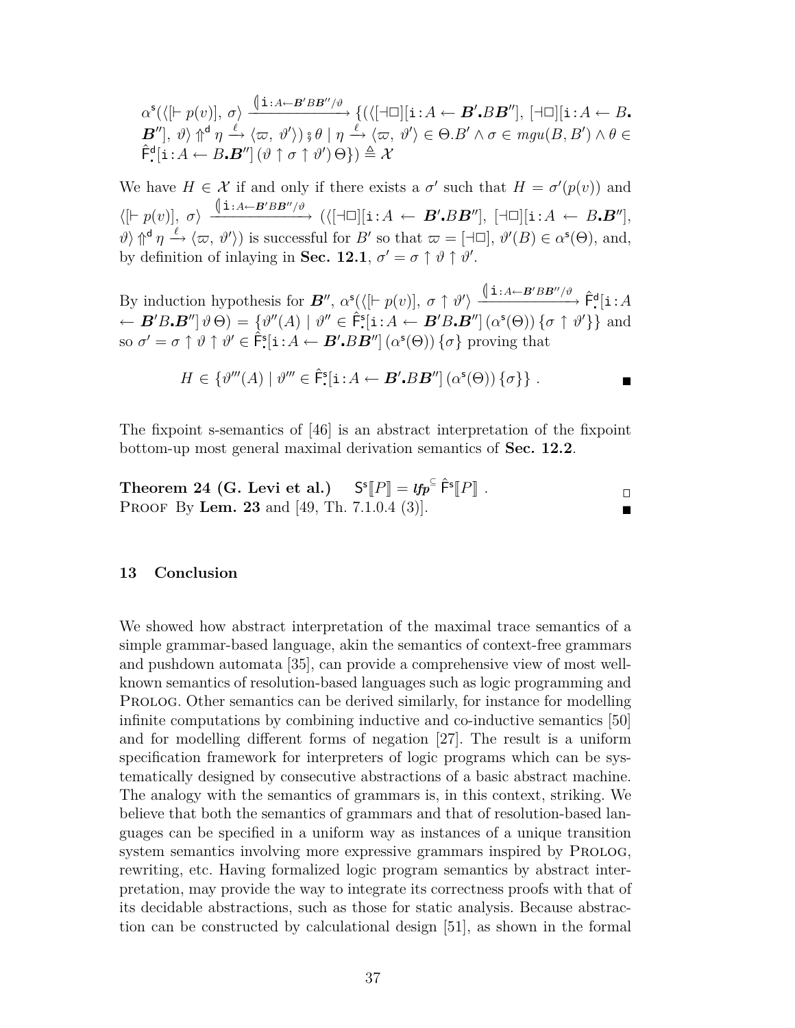$$\alpha^{\mathsf{s}}(\langle[\vdash p(v)],\ \sigma\rangle \xrightarrow{(\!|\,\mathtt{i}:A\leftarrow \boldsymbol{B}'B\boldsymbol{B}''/\vartheta} \{(\langle[\dashv\Box][\mathtt{i}:A \leftarrow \boldsymbol{B}'\boldsymbol{.}B\boldsymbol{B}''],\ [\dashv\Box][\mathtt{i}:A \leftarrow B\boldsymbol{.}\boldsymbol{B}''],\ \vartheta\rangle \Uparrow^{\mathsf{d}} \eta \xrightarrow{\ell} \langle\varpi,\ \vartheta'\rangle) \mathbin{\S} \theta \mid \eta \xrightarrow{\ell} \langle\varpi,\ \vartheta'\rangle \in \Theta.B' \wedge \sigma \in mgu(B,B') \wedge \theta \in \hat{\mathsf{F}}^{\mathsf{d}}_{\boldsymbol{.}}[\mathtt{i}:A \leftarrow B\boldsymbol{.}\boldsymbol{B}''](\vartheta \uparrow \sigma \uparrow \vartheta')\,\Theta\}) \triangleq \mathcal{X}$$

We have $H \in \mathcal{X}$ if and only if there exists a $\sigma'$ such that $H = \sigma'(p(v))$ and $\langle[\vdash p(v)],\ \sigma\rangle \xrightarrow{(\!|\,\mathtt{i}:A\leftarrow \boldsymbol{B}'B\boldsymbol{B}''/\vartheta} (\langle[\dashv\Box][\mathtt{i}:A \leftarrow \boldsymbol{B}'\boldsymbol{.}B\boldsymbol{B}''],\ [\dashv\Box][\mathtt{i}:A \leftarrow B\boldsymbol{.}\boldsymbol{B}''],\ \vartheta\rangle \Uparrow^{\mathsf{d}} \eta \xrightarrow{\ell} \langle\varpi,\ \vartheta'\rangle)$ is successful for $B'$ so that $\varpi = [\dashv\Box]$, $\vartheta'(B) \in \alpha^{\mathsf{s}}(\Theta)$, and, by definition of inlaying in **Sec. 12.1**, $\sigma' = \sigma \uparrow \vartheta \uparrow \vartheta'$.

By induction hypothesis for $\boldsymbol{B}''$, $\alpha^{\mathsf{s}}(\langle[\vdash p(v)],\ \sigma \uparrow \vartheta'\rangle \xrightarrow{(\!|\,\mathtt{i}:A\leftarrow \boldsymbol{B}'B\boldsymbol{B}''/\vartheta} \hat{\mathsf{F}}^{\mathsf{d}}_{\boldsymbol{.}}[\mathtt{i}:A \leftarrow \boldsymbol{B}'B\boldsymbol{.}\boldsymbol{B}'']\,\vartheta\,\Theta) = \{\vartheta''(A) \mid \vartheta'' \in \hat{\mathsf{F}}^{\mathsf{s}}_{\boldsymbol{.}}[\mathtt{i}:A \leftarrow \boldsymbol{B}'B\boldsymbol{.}\boldsymbol{B}'']\,(\alpha^{\mathsf{s}}(\Theta))\,\{\sigma \uparrow \vartheta'\}\}$ and so $\sigma' = \sigma \uparrow \vartheta \uparrow \vartheta' \in \hat{\mathsf{F}}^{\mathsf{s}}_{\boldsymbol{.}}[\mathtt{i}:A \leftarrow \boldsymbol{B}'\boldsymbol{.}B\boldsymbol{B}'']\,(\alpha^{\mathsf{s}}(\Theta))\,\{\sigma\}$ proving that

$$H \in \{\vartheta'''(A) \mid \vartheta''' \in \hat{\mathsf{F}}^{\mathsf{s}}_{\boldsymbol{.}}[\mathtt{i}:A \leftarrow \boldsymbol{B}'\boldsymbol{.}B\boldsymbol{B}'']\,(\alpha^{\mathsf{s}}(\Theta))\,\{\sigma\}\}\ . \qquad \blacksquare$$

The fixpoint s-semantics of [46] is an abstract interpretation of the fixpoint bottom-up most general maximal derivation semantics of **Sec. 12.2**.

**Theorem 24 (G. Levi et al.)** $\quad \mathsf{S}^{\mathsf{s}}[\![P]\!] = \mathit{lfp}^{\subseteq}\,\hat{\mathsf{F}}^{\mathsf{s}}[\![P]\!]\ .$ $\square$

Proof By **Lem. 23** and [49, Th. 7.1.0.4 (3)]. $\blacksquare$

## 13 Conclusion

We showed how abstract interpretation of the maximal trace semantics of a simple grammar-based language, akin the semantics of context-free grammars and pushdown automata [35], can provide a comprehensive view of most well-known semantics of resolution-based languages such as logic programming and Prolog. Other semantics can be derived similarly, for instance for modelling infinite computations by combining inductive and co-inductive semantics [50] and for modelling different forms of negation [27]. The result is a uniform specification framework for interpreters of logic programs which can be systematically designed by consecutive abstractions of a basic abstract machine. The analogy with the semantics of grammars is, in this context, striking. We believe that both the semantics of grammars and that of resolution-based languages can be specified in a uniform way as instances of a unique transition system semantics involving more expressive grammars inspired by Prolog, rewriting, etc. Having formalized logic program semantics by abstract interpretation, may provide the way to integrate its correctness proofs with that of its decidable abstractions, such as those for static analysis. Because abstraction can be constructed by calculational design [51], as shown in the formal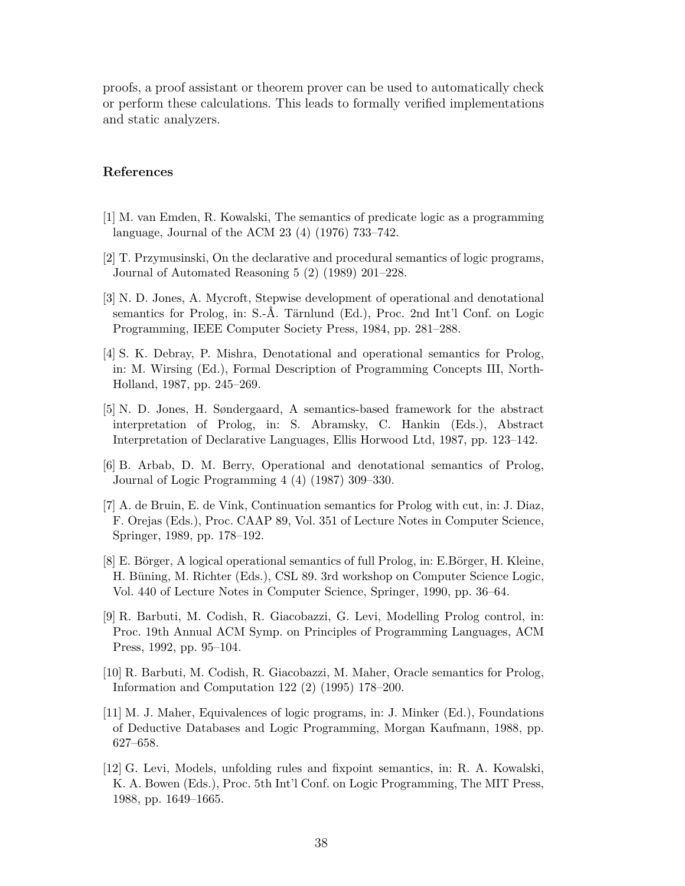proofs, a proof assistant or theorem prover can be used to automatically check or perform these calculations. This leads to formally verified implementations and static analyzers.

## References

[1] M. van Emden, R. Kowalski, The semantics of predicate logic as a programming language, Journal of the ACM 23 (4) (1976) 733–742.

[2] T. Przymusinski, On the declarative and procedural semantics of logic programs, Journal of Automated Reasoning 5 (2) (1989) 201–228.

[3] N. D. Jones, A. Mycroft, Stepwise development of operational and denotational semantics for Prolog, in: S.-Å. Tärnlund (Ed.), Proc. 2nd Int'l Conf. on Logic Programming, IEEE Computer Society Press, 1984, pp. 281–288.

[4] S. K. Debray, P. Mishra, Denotational and operational semantics for Prolog, in: M. Wirsing (Ed.), Formal Description of Programming Concepts III, North-Holland, 1987, pp. 245–269.

[5] N. D. Jones, H. Søndergaard, A semantics-based framework for the abstract interpretation of Prolog, in: S. Abramsky, C. Hankin (Eds.), Abstract Interpretation of Declarative Languages, Ellis Horwood Ltd, 1987, pp. 123–142.

[6] B. Arbab, D. M. Berry, Operational and denotational semantics of Prolog, Journal of Logic Programming 4 (4) (1987) 309–330.

[7] A. de Bruin, E. de Vink, Continuation semantics for Prolog with cut, in: J. Diaz, F. Orejas (Eds.), Proc. CAAP 89, Vol. 351 of Lecture Notes in Computer Science, Springer, 1989, pp. 178–192.

[8] E. Börger, A logical operational semantics of full Prolog, in: E.Börger, H. Kleine, H. Büning, M. Richter (Eds.), CSL 89. 3rd workshop on Computer Science Logic, Vol. 440 of Lecture Notes in Computer Science, Springer, 1990, pp. 36–64.

[9] R. Barbuti, M. Codish, R. Giacobazzi, G. Levi, Modelling Prolog control, in: Proc. 19th Annual ACM Symp. on Principles of Programming Languages, ACM Press, 1992, pp. 95–104.

[10] R. Barbuti, M. Codish, R. Giacobazzi, M. Maher, Oracle semantics for Prolog, Information and Computation 122 (2) (1995) 178–200.

[11] M. J. Maher, Equivalences of logic programs, in: J. Minker (Ed.), Foundations of Deductive Databases and Logic Programming, Morgan Kaufmann, 1988, pp. 627–658.

[12] G. Levi, Models, unfolding rules and fixpoint semantics, in: R. A. Kowalski, K. A. Bowen (Eds.), Proc. 5th Int'l Conf. on Logic Programming, The MIT Press, 1988, pp. 1649–1665.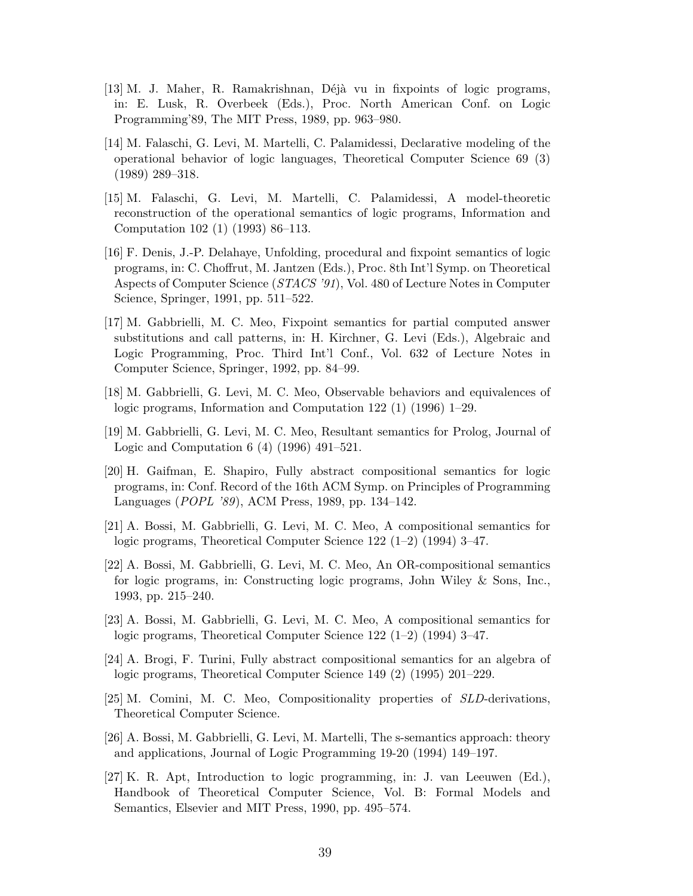[13] M. J. Maher, R. Ramakrishnan, Déjà vu in fixpoints of logic programs, in: E. Lusk, R. Overbeek (Eds.), Proc. North American Conf. on Logic Programming'89, The MIT Press, 1989, pp. 963–980.

[14] M. Falaschi, G. Levi, M. Martelli, C. Palamidessi, Declarative modeling of the operational behavior of logic languages, Theoretical Computer Science 69 (3) (1989) 289–318.

[15] M. Falaschi, G. Levi, M. Martelli, C. Palamidessi, A model-theoretic reconstruction of the operational semantics of logic programs, Information and Computation 102 (1) (1993) 86–113.

[16] F. Denis, J.-P. Delahaye, Unfolding, procedural and fixpoint semantics of logic programs, in: C. Choffrut, M. Jantzen (Eds.), Proc. 8th Int'l Symp. on Theoretical Aspects of Computer Science (*STACS '91*), Vol. 480 of Lecture Notes in Computer Science, Springer, 1991, pp. 511–522.

[17] M. Gabbrielli, M. C. Meo, Fixpoint semantics for partial computed answer substitutions and call patterns, in: H. Kirchner, G. Levi (Eds.), Algebraic and Logic Programming, Proc. Third Int'l Conf., Vol. 632 of Lecture Notes in Computer Science, Springer, 1992, pp. 84–99.

[18] M. Gabbrielli, G. Levi, M. C. Meo, Observable behaviors and equivalences of logic programs, Information and Computation 122 (1) (1996) 1–29.

[19] M. Gabbrielli, G. Levi, M. C. Meo, Resultant semantics for Prolog, Journal of Logic and Computation 6 (4) (1996) 491–521.

[20] H. Gaifman, E. Shapiro, Fully abstract compositional semantics for logic programs, in: Conf. Record of the 16th ACM Symp. on Principles of Programming Languages (*POPL '89*), ACM Press, 1989, pp. 134–142.

[21] A. Bossi, M. Gabbrielli, G. Levi, M. C. Meo, A compositional semantics for logic programs, Theoretical Computer Science 122 (1–2) (1994) 3–47.

[22] A. Bossi, M. Gabbrielli, G. Levi, M. C. Meo, An OR-compositional semantics for logic programs, in: Constructing logic programs, John Wiley & Sons, Inc., 1993, pp. 215–240.

[23] A. Bossi, M. Gabbrielli, G. Levi, M. C. Meo, A compositional semantics for logic programs, Theoretical Computer Science 122 (1–2) (1994) 3–47.

[24] A. Brogi, F. Turini, Fully abstract compositional semantics for an algebra of logic programs, Theoretical Computer Science 149 (2) (1995) 201–229.

[25] M. Comini, M. C. Meo, Compositionality properties of *SLD*-derivations, Theoretical Computer Science.

[26] A. Bossi, M. Gabbrielli, G. Levi, M. Martelli, The s-semantics approach: theory and applications, Journal of Logic Programming 19-20 (1994) 149–197.

[27] K. R. Apt, Introduction to logic programming, in: J. van Leeuwen (Ed.), Handbook of Theoretical Computer Science, Vol. B: Formal Models and Semantics, Elsevier and MIT Press, 1990, pp. 495–574.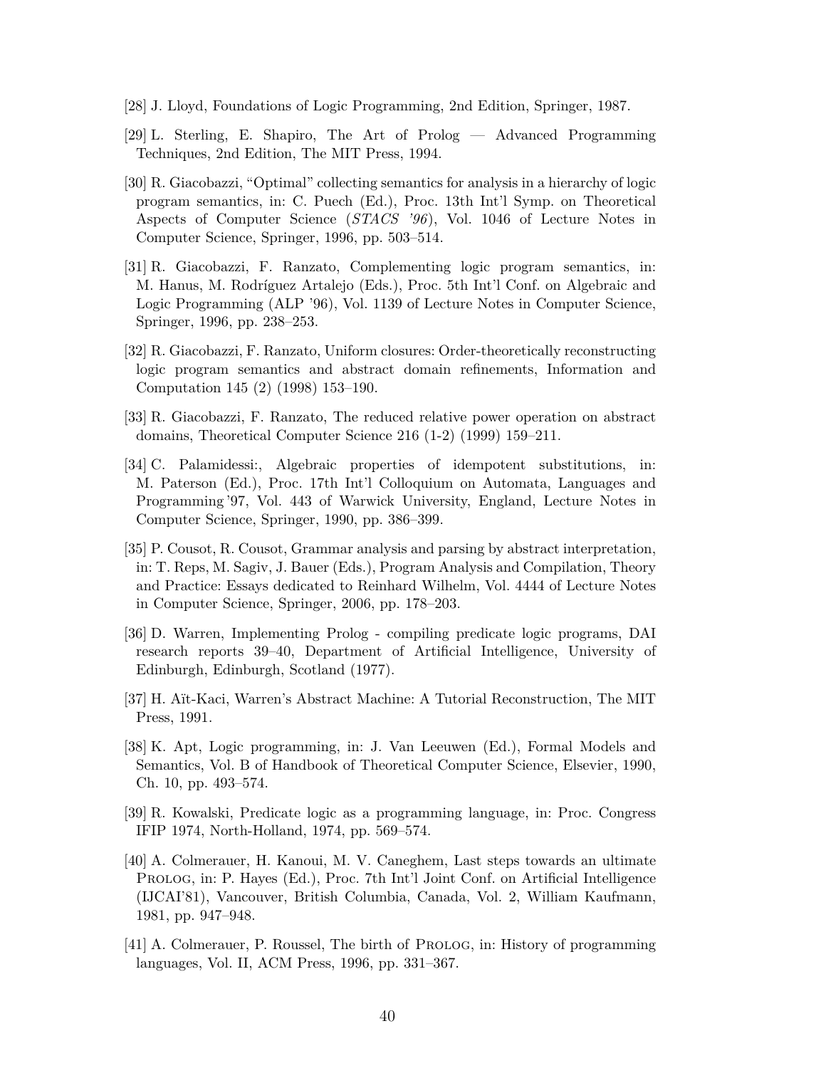[28] J. Lloyd, Foundations of Logic Programming, 2nd Edition, Springer, 1987.

[29] L. Sterling, E. Shapiro, The Art of Prolog — Advanced Programming Techniques, 2nd Edition, The MIT Press, 1994.

[30] R. Giacobazzi, "Optimal" collecting semantics for analysis in a hierarchy of logic program semantics, in: C. Puech (Ed.), Proc. 13th Int'l Symp. on Theoretical Aspects of Computer Science (*STACS '96*), Vol. 1046 of Lecture Notes in Computer Science, Springer, 1996, pp. 503–514.

[31] R. Giacobazzi, F. Ranzato, Complementing logic program semantics, in: M. Hanus, M. Rodríguez Artalejo (Eds.), Proc. 5th Int'l Conf. on Algebraic and Logic Programming (ALP '96), Vol. 1139 of Lecture Notes in Computer Science, Springer, 1996, pp. 238–253.

[32] R. Giacobazzi, F. Ranzato, Uniform closures: Order-theoretically reconstructing logic program semantics and abstract domain refinements, Information and Computation 145 (2) (1998) 153–190.

[33] R. Giacobazzi, F. Ranzato, The reduced relative power operation on abstract domains, Theoretical Computer Science 216 (1-2) (1999) 159–211.

[34] C. Palamidessi:, Algebraic properties of idempotent substitutions, in: M. Paterson (Ed.), Proc. 17th Int'l Colloquium on Automata, Languages and Programming '97, Vol. 443 of Warwick University, England, Lecture Notes in Computer Science, Springer, 1990, pp. 386–399.

[35] P. Cousot, R. Cousot, Grammar analysis and parsing by abstract interpretation, in: T. Reps, M. Sagiv, J. Bauer (Eds.), Program Analysis and Compilation, Theory and Practice: Essays dedicated to Reinhard Wilhelm, Vol. 4444 of Lecture Notes in Computer Science, Springer, 2006, pp. 178–203.

[36] D. Warren, Implementing Prolog - compiling predicate logic programs, DAI research reports 39–40, Department of Artificial Intelligence, University of Edinburgh, Edinburgh, Scotland (1977).

[37] H. Aït-Kaci, Warren's Abstract Machine: A Tutorial Reconstruction, The MIT Press, 1991.

[38] K. Apt, Logic programming, in: J. Van Leeuwen (Ed.), Formal Models and Semantics, Vol. B of Handbook of Theoretical Computer Science, Elsevier, 1990, Ch. 10, pp. 493–574.

[39] R. Kowalski, Predicate logic as a programming language, in: Proc. Congress IFIP 1974, North-Holland, 1974, pp. 569–574.

[40] A. Colmerauer, H. Kanoui, M. V. Caneghem, Last steps towards an ultimate PROLOG, in: P. Hayes (Ed.), Proc. 7th Int'l Joint Conf. on Artificial Intelligence (IJCAI'81), Vancouver, British Columbia, Canada, Vol. 2, William Kaufmann, 1981, pp. 947–948.

[41] A. Colmerauer, P. Roussel, The birth of PROLOG, in: History of programming languages, Vol. II, ACM Press, 1996, pp. 331–367.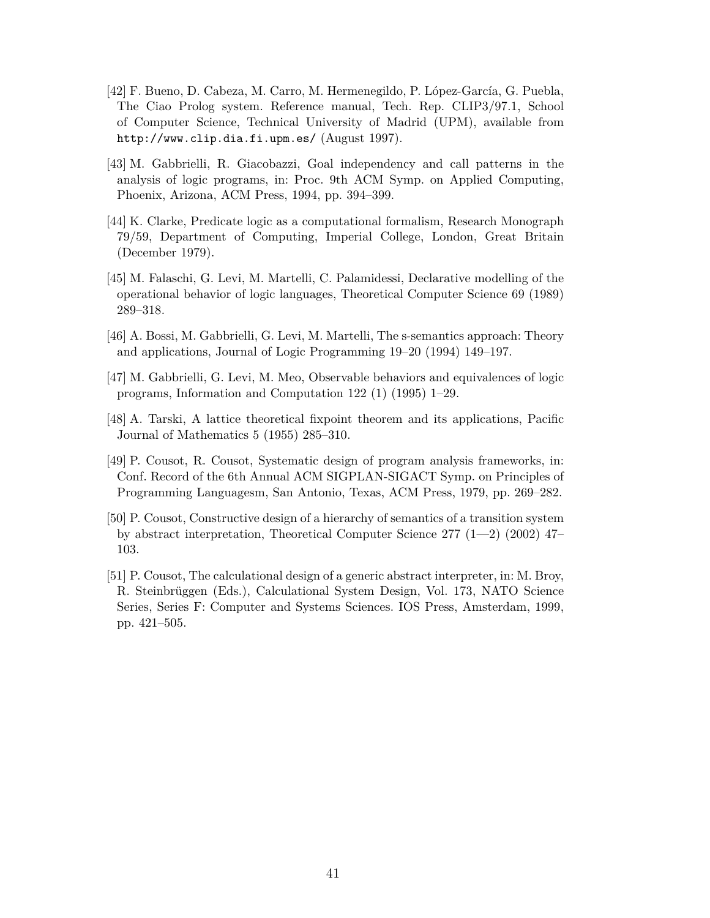[42] F. Bueno, D. Cabeza, M. Carro, M. Hermenegildo, P. López-García, G. Puebla, The Ciao Prolog system. Reference manual, Tech. Rep. CLIP3/97.1, School of Computer Science, Technical University of Madrid (UPM), available from `http://www.clip.dia.fi.upm.es/` (August 1997).

[43] M. Gabbrielli, R. Giacobazzi, Goal independency and call patterns in the analysis of logic programs, in: Proc. 9th ACM Symp. on Applied Computing, Phoenix, Arizona, ACM Press, 1994, pp. 394–399.

[44] K. Clarke, Predicate logic as a computational formalism, Research Monograph 79/59, Department of Computing, Imperial College, London, Great Britain (December 1979).

[45] M. Falaschi, G. Levi, M. Martelli, C. Palamidessi, Declarative modelling of the operational behavior of logic languages, Theoretical Computer Science 69 (1989) 289–318.

[46] A. Bossi, M. Gabbrielli, G. Levi, M. Martelli, The s-semantics approach: Theory and applications, Journal of Logic Programming 19–20 (1994) 149–197.

[47] M. Gabbrielli, G. Levi, M. Meo, Observable behaviors and equivalences of logic programs, Information and Computation 122 (1) (1995) 1–29.

[48] A. Tarski, A lattice theoretical fixpoint theorem and its applications, Pacific Journal of Mathematics 5 (1955) 285–310.

[49] P. Cousot, R. Cousot, Systematic design of program analysis frameworks, in: Conf. Record of the 6th Annual ACM SIGPLAN-SIGACT Symp. on Principles of Programming Languagesm, San Antonio, Texas, ACM Press, 1979, pp. 269–282.

[50] P. Cousot, Constructive design of a hierarchy of semantics of a transition system by abstract interpretation, Theoretical Computer Science 277 (1—2) (2002) 47–103.

[51] P. Cousot, The calculational design of a generic abstract interpreter, in: M. Broy, R. Steinbrüggen (Eds.), Calculational System Design, Vol. 173, NATO Science Series, Series F: Computer and Systems Sciences. IOS Press, Amsterdam, 1999, pp. 421–505.